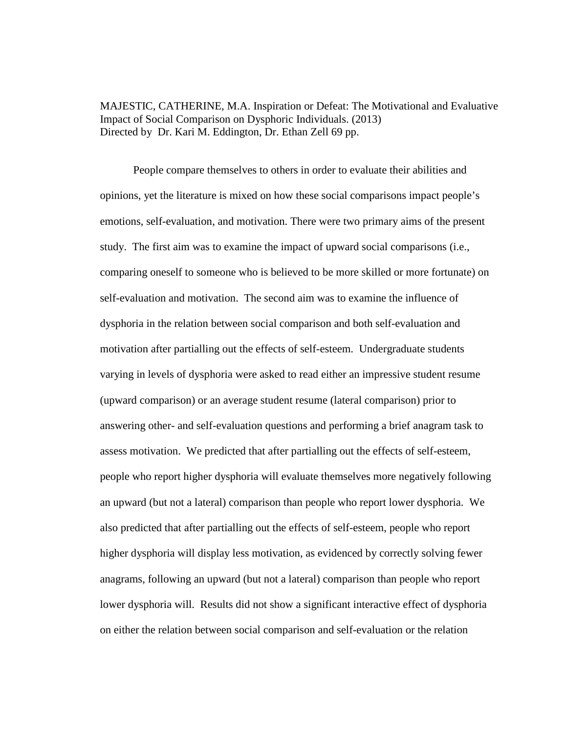MAJESTIC, CATHERINE, M.A. Inspiration or Defeat: The Motivational and Evaluative Impact of Social Comparison on Dysphoric Individuals. (2013)
Directed by Dr. Kari M. Eddington, Dr. Ethan Zell 69 pp.

People compare themselves to others in order to evaluate their abilities and opinions, yet the literature is mixed on how these social comparisons impact people's emotions, self-evaluation, and motivation. There were two primary aims of the present study. The first aim was to examine the impact of upward social comparisons (i.e., comparing oneself to someone who is believed to be more skilled or more fortunate) on self-evaluation and motivation. The second aim was to examine the influence of dysphoria in the relation between social comparison and both self-evaluation and motivation after partialling out the effects of self-esteem. Undergraduate students varying in levels of dysphoria were asked to read either an impressive student resume (upward comparison) or an average student resume (lateral comparison) prior to answering other- and self-evaluation questions and performing a brief anagram task to assess motivation. We predicted that after partialling out the effects of self-esteem, people who report higher dysphoria will evaluate themselves more negatively following an upward (but not a lateral) comparison than people who report lower dysphoria. We also predicted that after partialling out the effects of self-esteem, people who report higher dysphoria will display less motivation, as evidenced by correctly solving fewer anagrams, following an upward (but not a lateral) comparison than people who report lower dysphoria will. Results did not show a significant interactive effect of dysphoria on either the relation between social comparison and self-evaluation or the relation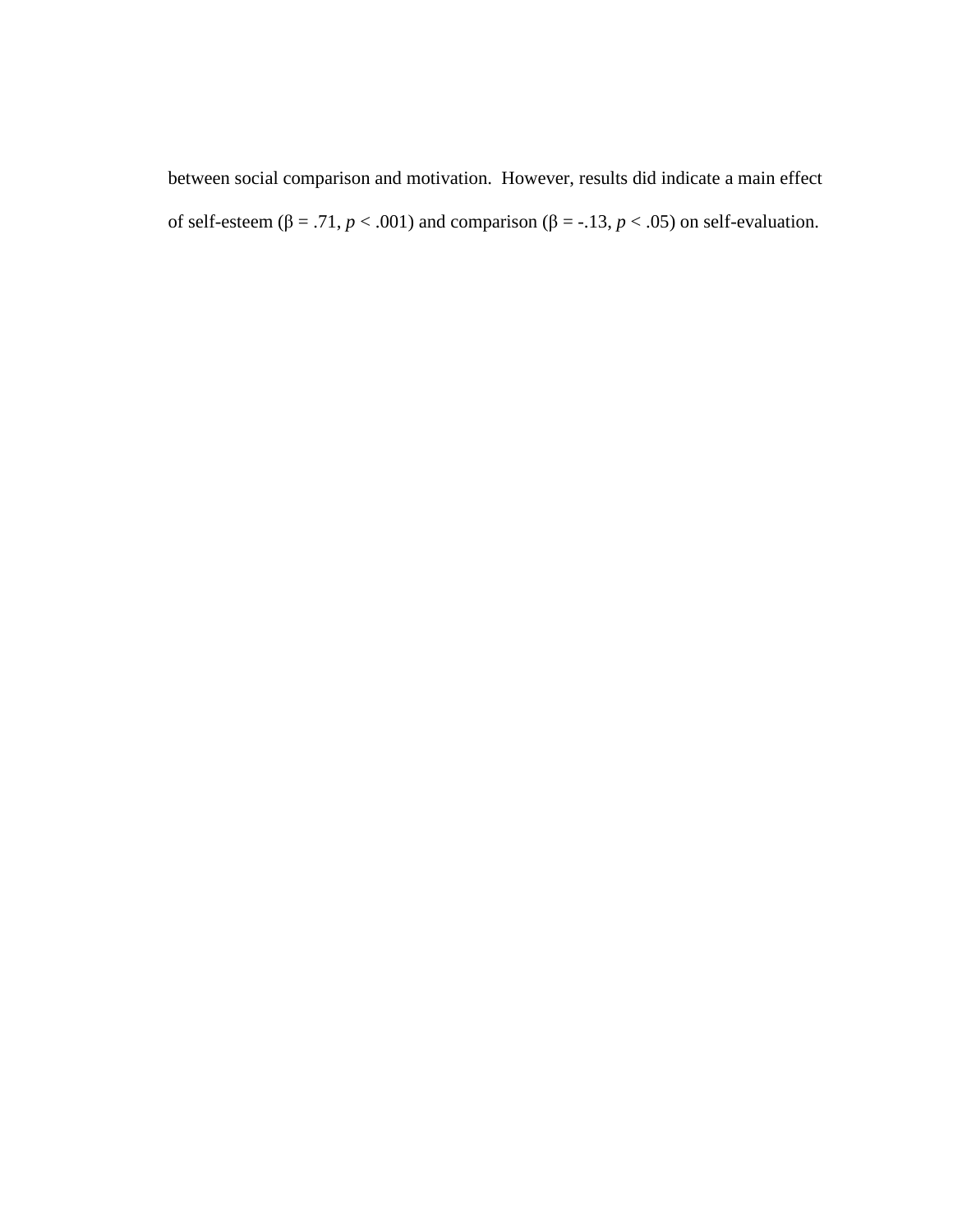between social comparison and motivation.  However, results did indicate a main effect of self-esteem ($\beta = .71$, $p < .001$) and comparison ($\beta = -.13$, $p < .05$) on self-evaluation.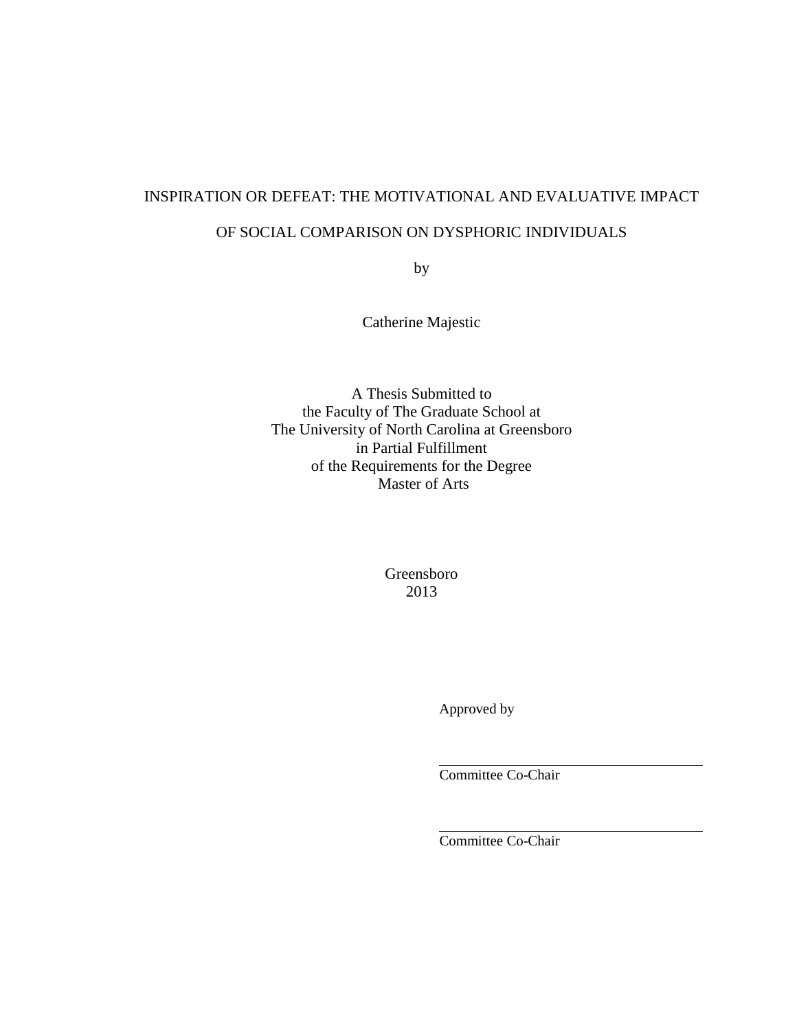INSPIRATION OR DEFEAT: THE MOTIVATIONAL AND EVALUATIVE IMPACT OF SOCIAL COMPARISON ON DYSPHORIC INDIVIDUALS

by

Catherine Majestic

A Thesis Submitted to
the Faculty of The Graduate School at
The University of North Carolina at Greensboro
in Partial Fulfillment
of the Requirements for the Degree
Master of Arts

Greensboro
2013

Approved by

_______________________________
Committee Co-Chair

_______________________________
Committee Co-Chair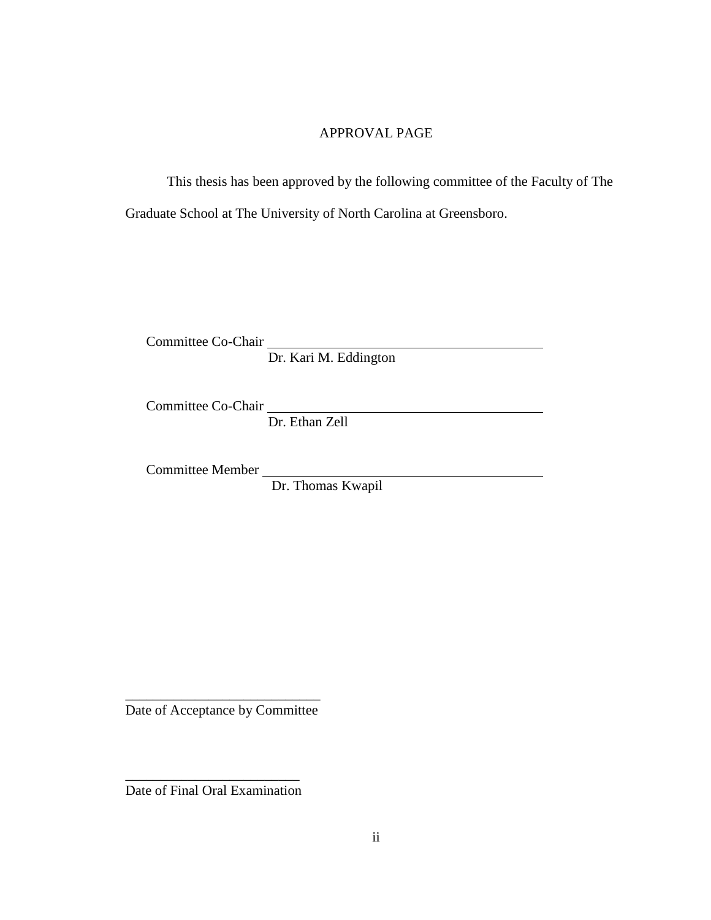# APPROVAL PAGE

This thesis has been approved by the following committee of the Faculty of The Graduate School at The University of North Carolina at Greensboro.

Committee Co-Chair ____________________________________
Dr. Kari M. Eddington

Committee Co-Chair ____________________________________
Dr. Ethan Zell

Committee Member ____________________________________
Dr. Thomas Kwapil

____________________________
Date of Acceptance by Committee

__________________________
Date of Final Oral Examination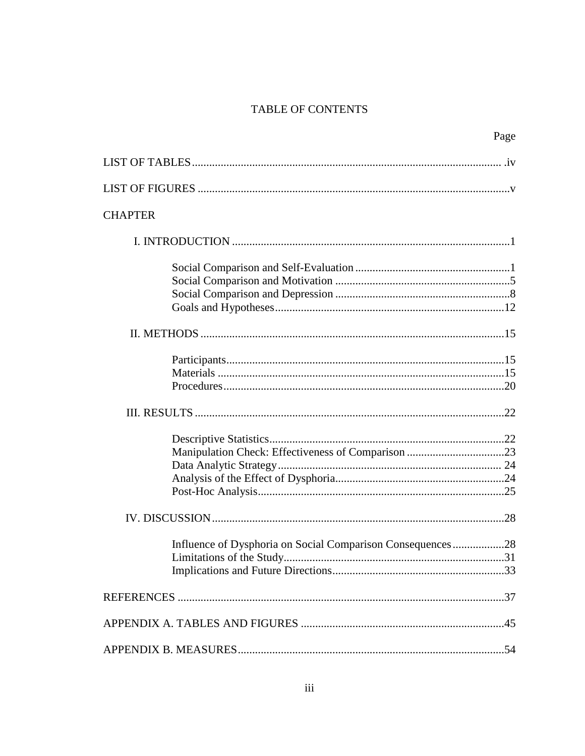# TABLE OF CONTENTS

| | Page |
|---|---|
| LIST OF TABLES | iv |
| LIST OF FIGURES | v |
| CHAPTER | |
| I. INTRODUCTION | 1 |
| Social Comparison and Self-Evaluation | 1 |
| Social Comparison and Motivation | 5 |
| Social Comparison and Depression | 8 |
| Goals and Hypotheses | 12 |
| II. METHODS | 15 |
| Participants | 15 |
| Materials | 15 |
| Procedures | 20 |
| III. RESULTS | 22 |
| Descriptive Statistics | 22 |
| Manipulation Check: Effectiveness of Comparison | 23 |
| Data Analytic Strategy | 24 |
| Analysis of the Effect of Dysphoria | 24 |
| Post-Hoc Analysis | 25 |
| IV. DISCUSSION | 28 |
| Influence of Dysphoria on Social Comparison Consequences | 28 |
| Limitations of the Study | 31 |
| Implications and Future Directions | 33 |
| REFERENCES | 37 |
| APPENDIX A. TABLES AND FIGURES | 45 |
| APPENDIX B. MEASURES | 54 |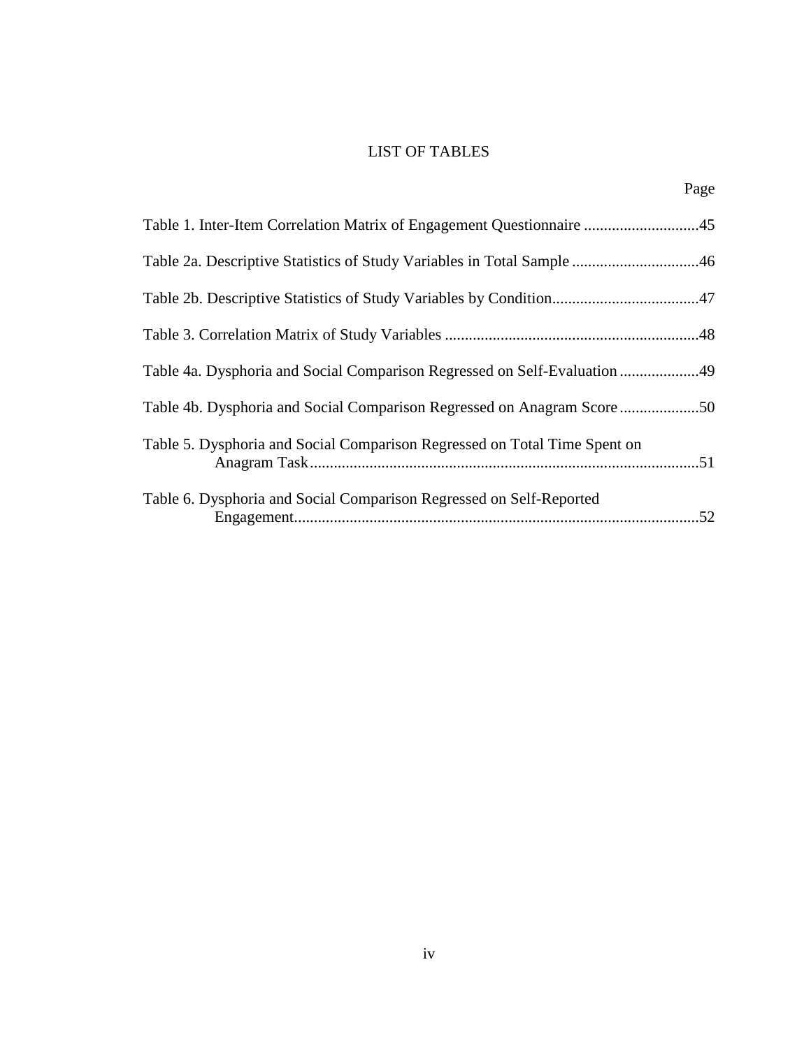# LIST OF TABLES

| | Page |
|---|---|
| Table 1. Inter-Item Correlation Matrix of Engagement Questionnaire | 45 |
| Table 2a. Descriptive Statistics of Study Variables in Total Sample | 46 |
| Table 2b. Descriptive Statistics of Study Variables by Condition | 47 |
| Table 3. Correlation Matrix of Study Variables | 48 |
| Table 4a. Dysphoria and Social Comparison Regressed on Self-Evaluation | 49 |
| Table 4b. Dysphoria and Social Comparison Regressed on Anagram Score | 50 |
| Table 5. Dysphoria and Social Comparison Regressed on Total Time Spent on Anagram Task | 51 |
| Table 6. Dysphoria and Social Comparison Regressed on Self-Reported Engagement | 52 |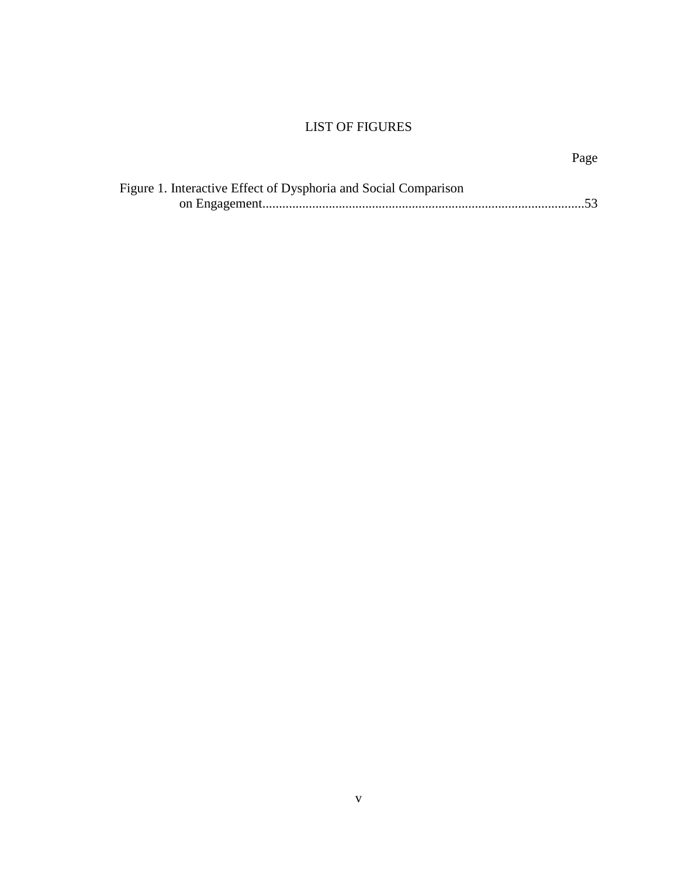# LIST OF FIGURES

Page

Figure 1. Interactive Effect of Dysphoria and Social Comparison on Engagement................................................................................................53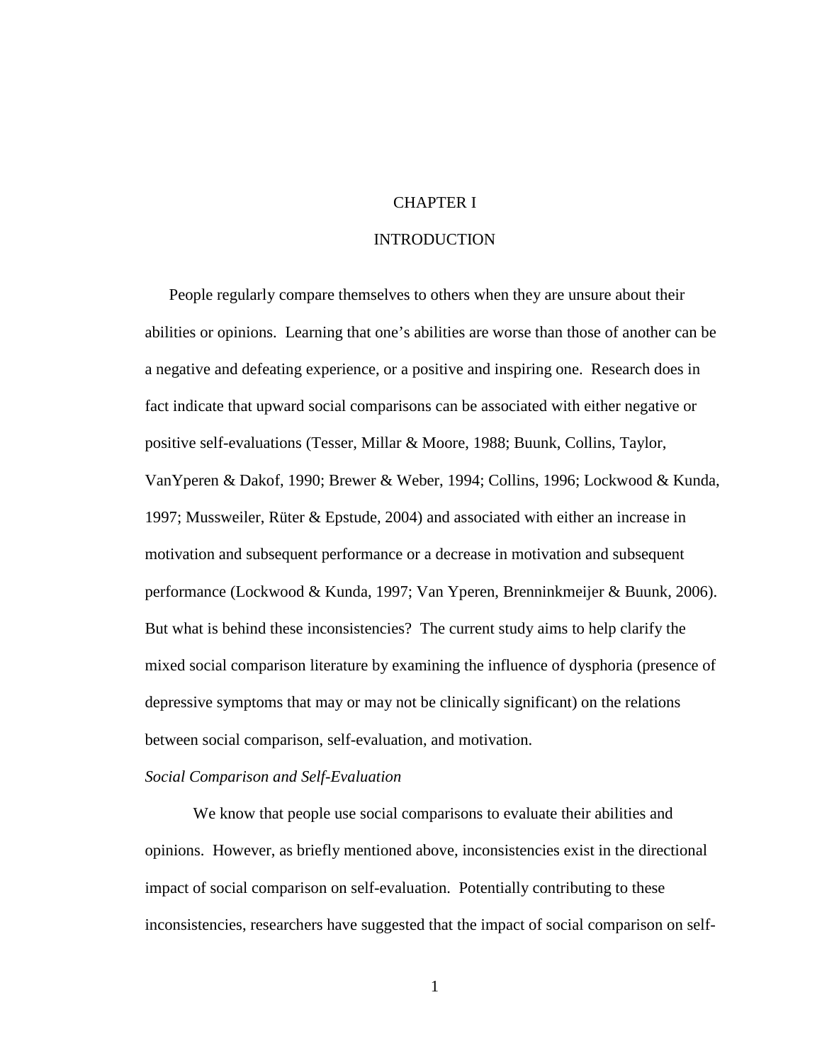# CHAPTER I

# INTRODUCTION

People regularly compare themselves to others when they are unsure about their abilities or opinions. Learning that one's abilities are worse than those of another can be a negative and defeating experience, or a positive and inspiring one. Research does in fact indicate that upward social comparisons can be associated with either negative or positive self-evaluations (Tesser, Millar & Moore, 1988; Buunk, Collins, Taylor, VanYperen & Dakof, 1990; Brewer & Weber, 1994; Collins, 1996; Lockwood & Kunda, 1997; Mussweiler, Rüter & Epstude, 2004) and associated with either an increase in motivation and subsequent performance or a decrease in motivation and subsequent performance (Lockwood & Kunda, 1997; Van Yperen, Brenninkmeijer & Buunk, 2006). But what is behind these inconsistencies? The current study aims to help clarify the mixed social comparison literature by examining the influence of dysphoria (presence of depressive symptoms that may or may not be clinically significant) on the relations between social comparison, self-evaluation, and motivation.

*Social Comparison and Self-Evaluation*

We know that people use social comparisons to evaluate their abilities and opinions. However, as briefly mentioned above, inconsistencies exist in the directional impact of social comparison on self-evaluation. Potentially contributing to these inconsistencies, researchers have suggested that the impact of social comparison on self-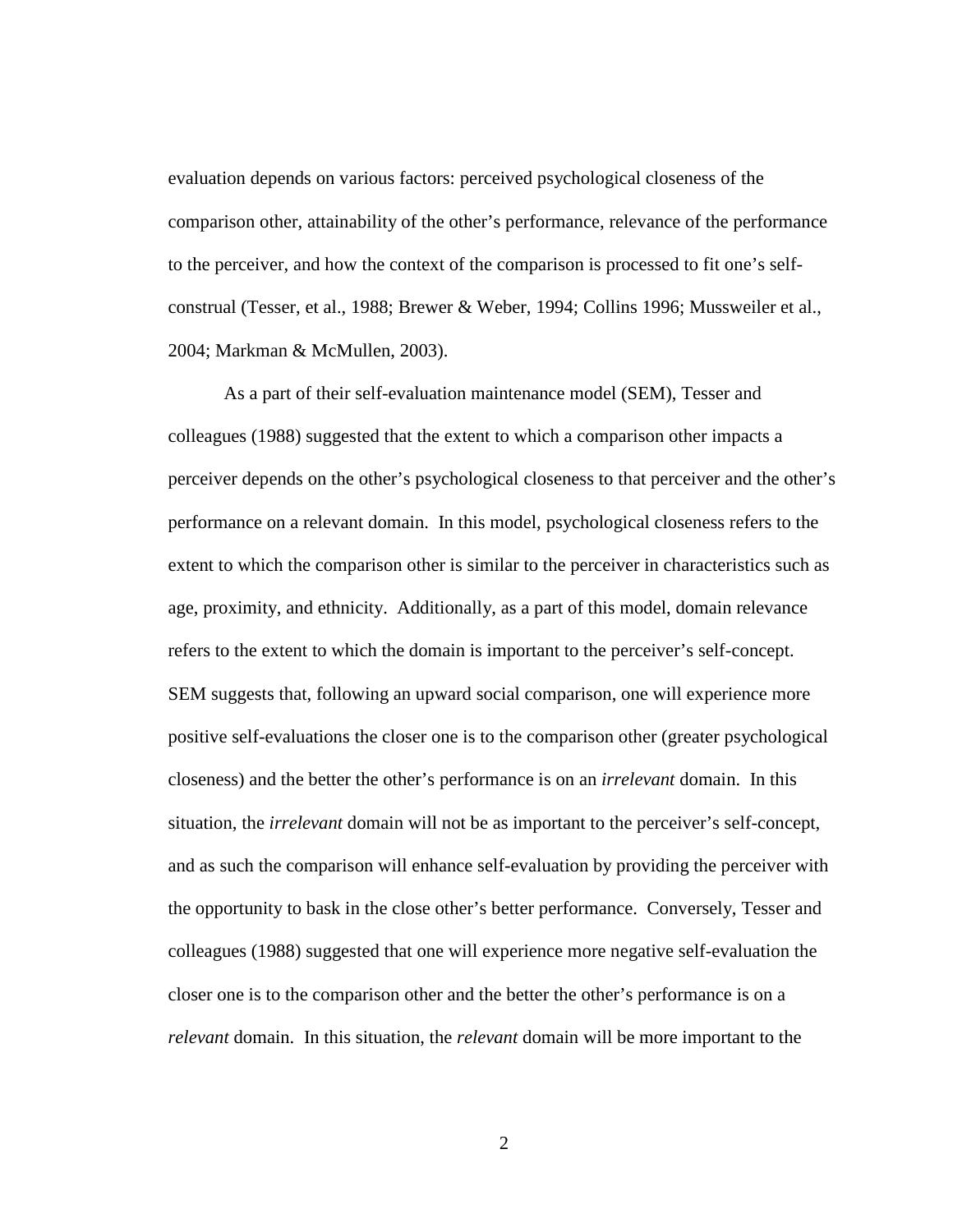evaluation depends on various factors: perceived psychological closeness of the comparison other, attainability of the other's performance, relevance of the performance to the perceiver, and how the context of the comparison is processed to fit one's self-construal (Tesser, et al., 1988; Brewer & Weber, 1994; Collins 1996; Mussweiler et al., 2004; Markman & McMullen, 2003).

As a part of their self-evaluation maintenance model (SEM), Tesser and colleagues (1988) suggested that the extent to which a comparison other impacts a perceiver depends on the other's psychological closeness to that perceiver and the other's performance on a relevant domain. In this model, psychological closeness refers to the extent to which the comparison other is similar to the perceiver in characteristics such as age, proximity, and ethnicity. Additionally, as a part of this model, domain relevance refers to the extent to which the domain is important to the perceiver's self-concept. SEM suggests that, following an upward social comparison, one will experience more positive self-evaluations the closer one is to the comparison other (greater psychological closeness) and the better the other's performance is on an *irrelevant* domain. In this situation, the *irrelevant* domain will not be as important to the perceiver's self-concept, and as such the comparison will enhance self-evaluation by providing the perceiver with the opportunity to bask in the close other's better performance. Conversely, Tesser and colleagues (1988) suggested that one will experience more negative self-evaluation the closer one is to the comparison other and the better the other's performance is on a *relevant* domain. In this situation, the *relevant* domain will be more important to the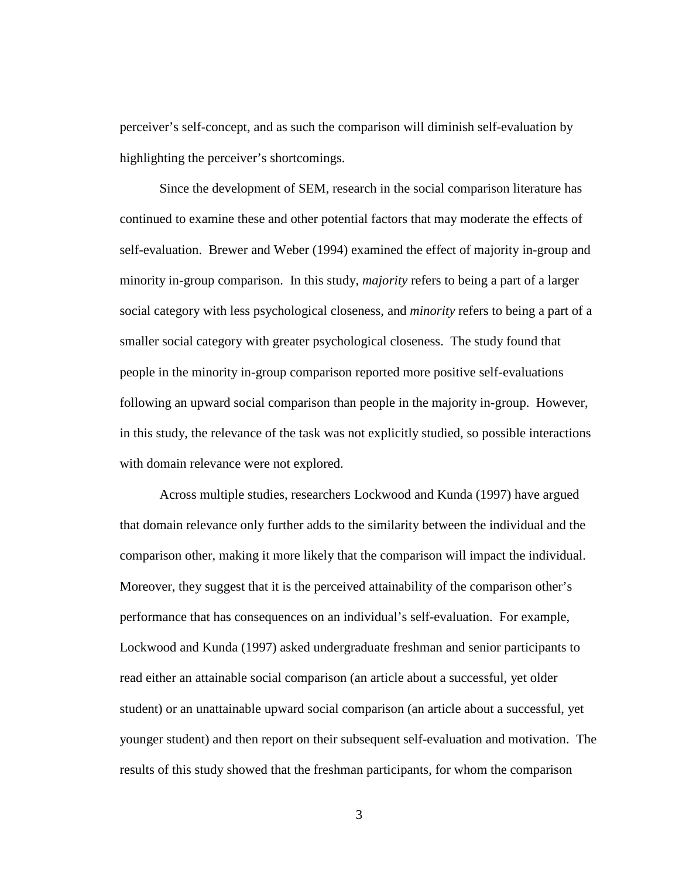perceiver's self-concept, and as such the comparison will diminish self-evaluation by highlighting the perceiver's shortcomings.

Since the development of SEM, research in the social comparison literature has continued to examine these and other potential factors that may moderate the effects of self-evaluation. Brewer and Weber (1994) examined the effect of majority in-group and minority in-group comparison. In this study, *majority* refers to being a part of a larger social category with less psychological closeness, and *minority* refers to being a part of a smaller social category with greater psychological closeness. The study found that people in the minority in-group comparison reported more positive self-evaluations following an upward social comparison than people in the majority in-group. However, in this study, the relevance of the task was not explicitly studied, so possible interactions with domain relevance were not explored.

Across multiple studies, researchers Lockwood and Kunda (1997) have argued that domain relevance only further adds to the similarity between the individual and the comparison other, making it more likely that the comparison will impact the individual. Moreover, they suggest that it is the perceived attainability of the comparison other's performance that has consequences on an individual's self-evaluation. For example, Lockwood and Kunda (1997) asked undergraduate freshman and senior participants to read either an attainable social comparison (an article about a successful, yet older student) or an unattainable upward social comparison (an article about a successful, yet younger student) and then report on their subsequent self-evaluation and motivation. The results of this study showed that the freshman participants, for whom the comparison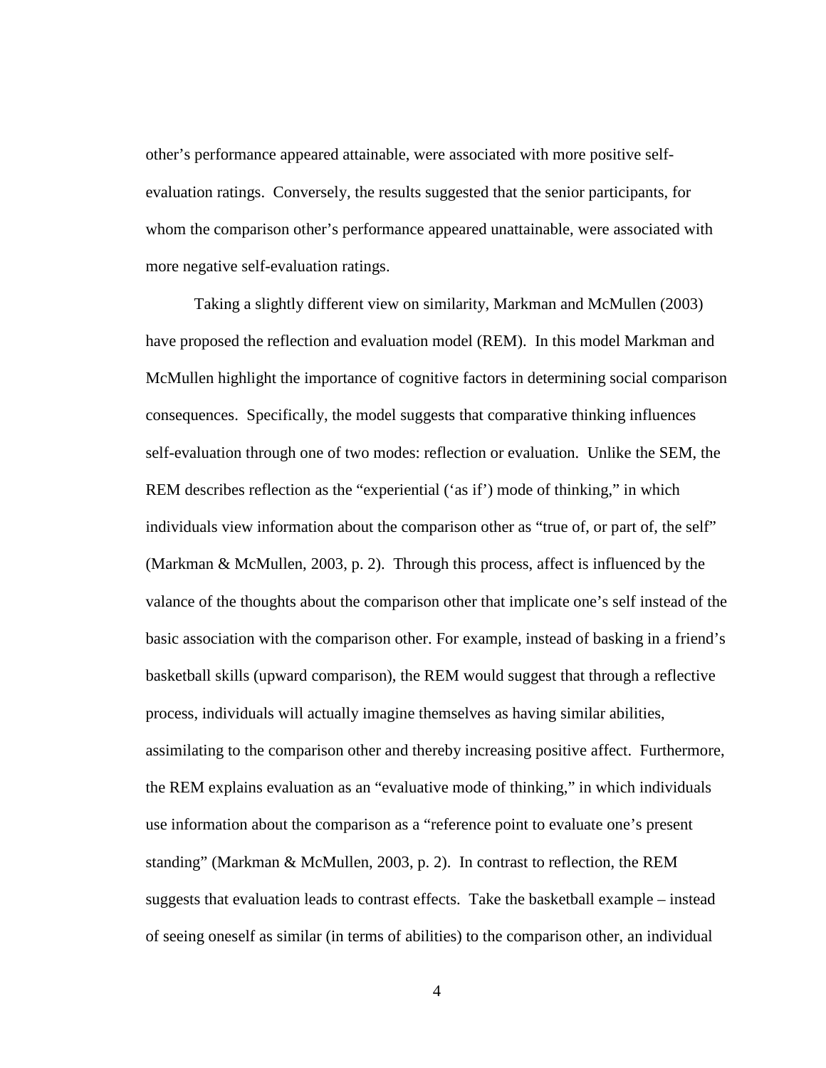other's performance appeared attainable, were associated with more positive self-evaluation ratings. Conversely, the results suggested that the senior participants, for whom the comparison other's performance appeared unattainable, were associated with more negative self-evaluation ratings.

Taking a slightly different view on similarity, Markman and McMullen (2003) have proposed the reflection and evaluation model (REM). In this model Markman and McMullen highlight the importance of cognitive factors in determining social comparison consequences. Specifically, the model suggests that comparative thinking influences self-evaluation through one of two modes: reflection or evaluation. Unlike the SEM, the REM describes reflection as the "experiential ('as if') mode of thinking," in which individuals view information about the comparison other as "true of, or part of, the self" (Markman & McMullen, 2003, p. 2). Through this process, affect is influenced by the valance of the thoughts about the comparison other that implicate one's self instead of the basic association with the comparison other. For example, instead of basking in a friend's basketball skills (upward comparison), the REM would suggest that through a reflective process, individuals will actually imagine themselves as having similar abilities, assimilating to the comparison other and thereby increasing positive affect. Furthermore, the REM explains evaluation as an "evaluative mode of thinking," in which individuals use information about the comparison as a "reference point to evaluate one's present standing" (Markman & McMullen, 2003, p. 2). In contrast to reflection, the REM suggests that evaluation leads to contrast effects. Take the basketball example – instead of seeing oneself as similar (in terms of abilities) to the comparison other, an individual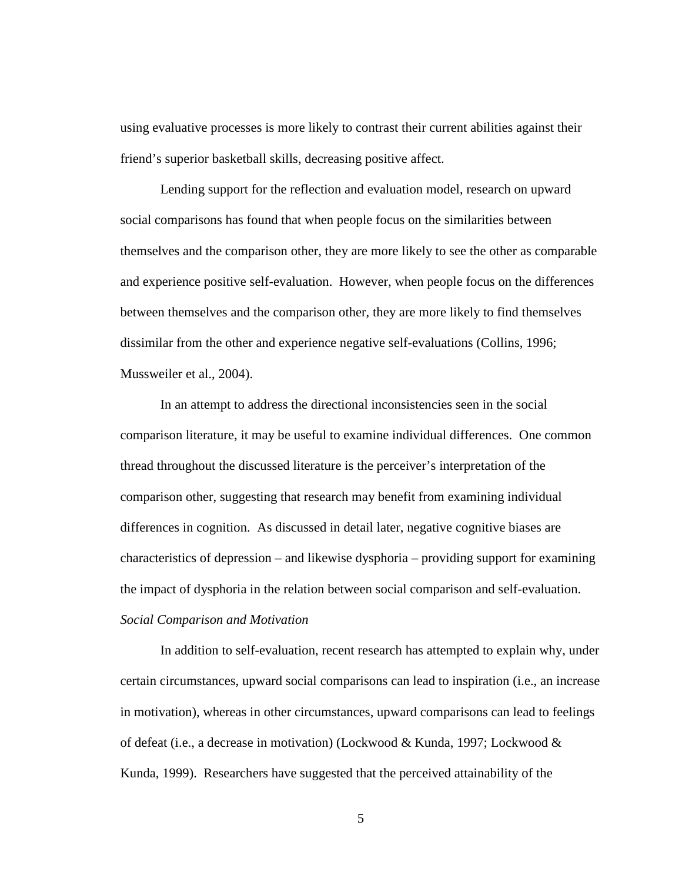using evaluative processes is more likely to contrast their current abilities against their friend's superior basketball skills, decreasing positive affect.

Lending support for the reflection and evaluation model, research on upward social comparisons has found that when people focus on the similarities between themselves and the comparison other, they are more likely to see the other as comparable and experience positive self-evaluation. However, when people focus on the differences between themselves and the comparison other, they are more likely to find themselves dissimilar from the other and experience negative self-evaluations (Collins, 1996; Mussweiler et al., 2004).

In an attempt to address the directional inconsistencies seen in the social comparison literature, it may be useful to examine individual differences. One common thread throughout the discussed literature is the perceiver's interpretation of the comparison other, suggesting that research may benefit from examining individual differences in cognition. As discussed in detail later, negative cognitive biases are characteristics of depression – and likewise dysphoria – providing support for examining the impact of dysphoria in the relation between social comparison and self-evaluation.

### *Social Comparison and Motivation*

In addition to self-evaluation, recent research has attempted to explain why, under certain circumstances, upward social comparisons can lead to inspiration (i.e., an increase in motivation), whereas in other circumstances, upward comparisons can lead to feelings of defeat (i.e., a decrease in motivation) (Lockwood & Kunda, 1997; Lockwood & Kunda, 1999). Researchers have suggested that the perceived attainability of the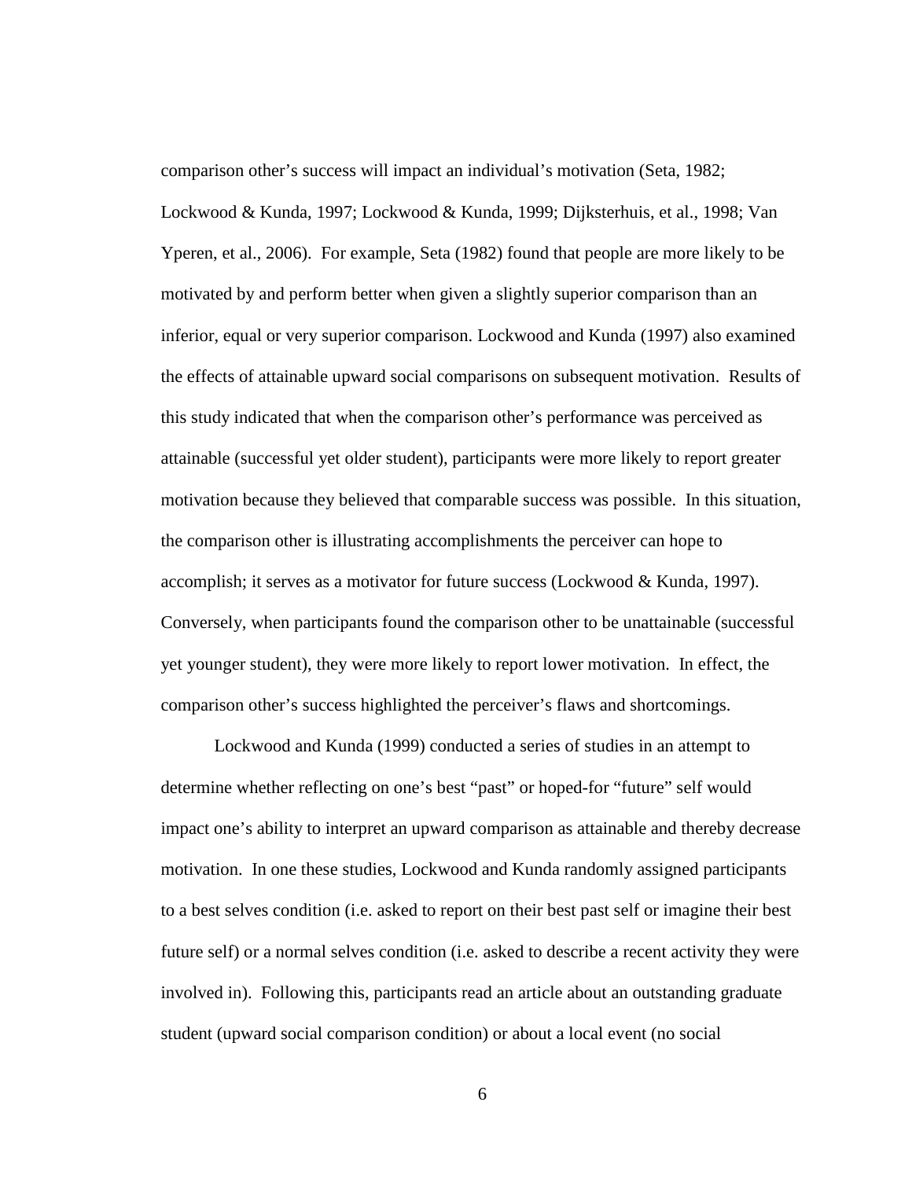comparison other's success will impact an individual's motivation (Seta, 1982; Lockwood & Kunda, 1997; Lockwood & Kunda, 1999; Dijksterhuis, et al., 1998; Van Yperen, et al., 2006). For example, Seta (1982) found that people are more likely to be motivated by and perform better when given a slightly superior comparison than an inferior, equal or very superior comparison. Lockwood and Kunda (1997) also examined the effects of attainable upward social comparisons on subsequent motivation. Results of this study indicated that when the comparison other's performance was perceived as attainable (successful yet older student), participants were more likely to report greater motivation because they believed that comparable success was possible. In this situation, the comparison other is illustrating accomplishments the perceiver can hope to accomplish; it serves as a motivator for future success (Lockwood & Kunda, 1997). Conversely, when participants found the comparison other to be unattainable (successful yet younger student), they were more likely to report lower motivation. In effect, the comparison other's success highlighted the perceiver's flaws and shortcomings.

Lockwood and Kunda (1999) conducted a series of studies in an attempt to determine whether reflecting on one's best "past" or hoped-for "future" self would impact one's ability to interpret an upward comparison as attainable and thereby decrease motivation. In one these studies, Lockwood and Kunda randomly assigned participants to a best selves condition (i.e. asked to report on their best past self or imagine their best future self) or a normal selves condition (i.e. asked to describe a recent activity they were involved in). Following this, participants read an article about an outstanding graduate student (upward social comparison condition) or about a local event (no social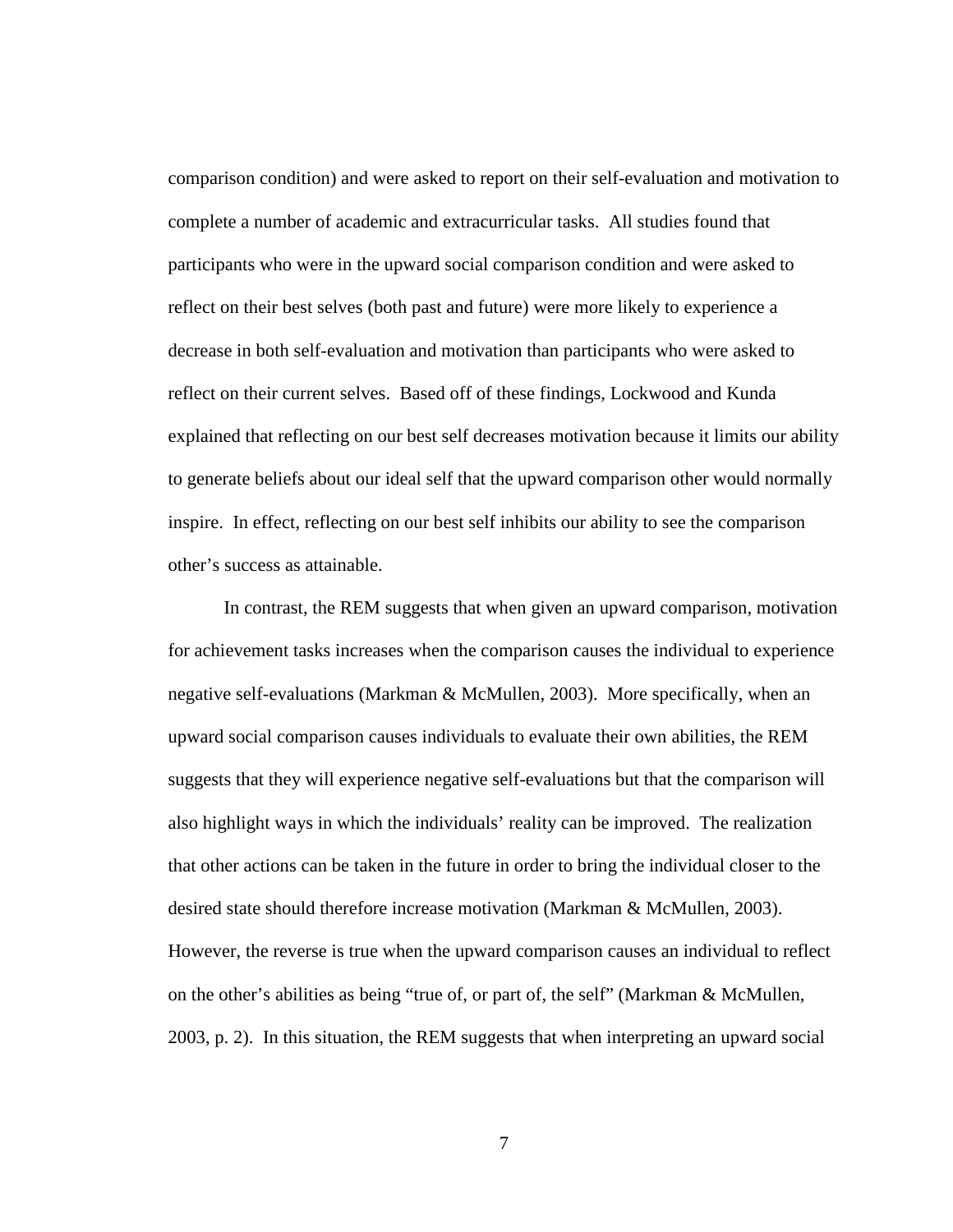comparison condition) and were asked to report on their self-evaluation and motivation to complete a number of academic and extracurricular tasks. All studies found that participants who were in the upward social comparison condition and were asked to reflect on their best selves (both past and future) were more likely to experience a decrease in both self-evaluation and motivation than participants who were asked to reflect on their current selves. Based off of these findings, Lockwood and Kunda explained that reflecting on our best self decreases motivation because it limits our ability to generate beliefs about our ideal self that the upward comparison other would normally inspire. In effect, reflecting on our best self inhibits our ability to see the comparison other's success as attainable.

In contrast, the REM suggests that when given an upward comparison, motivation for achievement tasks increases when the comparison causes the individual to experience negative self-evaluations (Markman & McMullen, 2003). More specifically, when an upward social comparison causes individuals to evaluate their own abilities, the REM suggests that they will experience negative self-evaluations but that the comparison will also highlight ways in which the individuals' reality can be improved. The realization that other actions can be taken in the future in order to bring the individual closer to the desired state should therefore increase motivation (Markman & McMullen, 2003). However, the reverse is true when the upward comparison causes an individual to reflect on the other's abilities as being "true of, or part of, the self" (Markman & McMullen, 2003, p. 2). In this situation, the REM suggests that when interpreting an upward social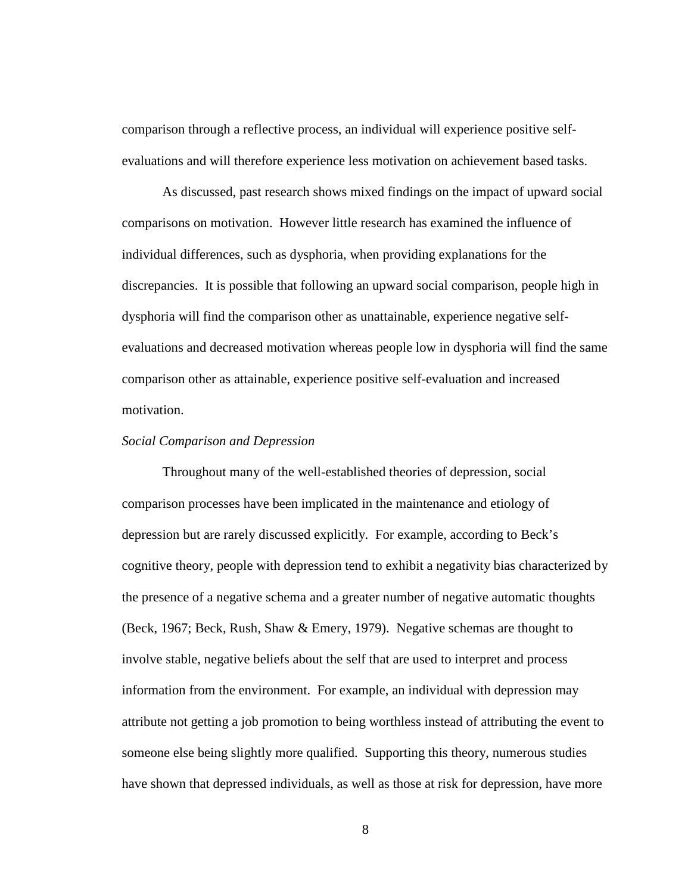comparison through a reflective process, an individual will experience positive self-evaluations and will therefore experience less motivation on achievement based tasks.

As discussed, past research shows mixed findings on the impact of upward social comparisons on motivation. However little research has examined the influence of individual differences, such as dysphoria, when providing explanations for the discrepancies. It is possible that following an upward social comparison, people high in dysphoria will find the comparison other as unattainable, experience negative self-evaluations and decreased motivation whereas people low in dysphoria will find the same comparison other as attainable, experience positive self-evaluation and increased motivation.

*Social Comparison and Depression*

Throughout many of the well-established theories of depression, social comparison processes have been implicated in the maintenance and etiology of depression but are rarely discussed explicitly. For example, according to Beck's cognitive theory, people with depression tend to exhibit a negativity bias characterized by the presence of a negative schema and a greater number of negative automatic thoughts (Beck, 1967; Beck, Rush, Shaw & Emery, 1979). Negative schemas are thought to involve stable, negative beliefs about the self that are used to interpret and process information from the environment. For example, an individual with depression may attribute not getting a job promotion to being worthless instead of attributing the event to someone else being slightly more qualified. Supporting this theory, numerous studies have shown that depressed individuals, as well as those at risk for depression, have more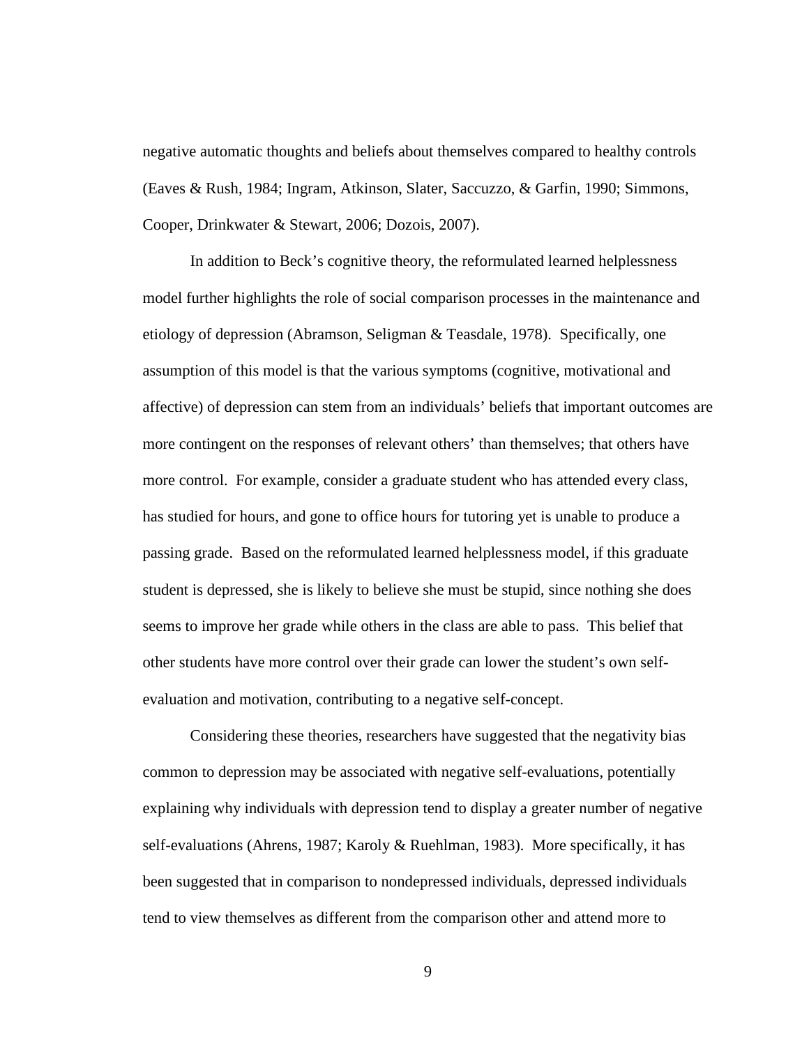negative automatic thoughts and beliefs about themselves compared to healthy controls (Eaves & Rush, 1984; Ingram, Atkinson, Slater, Saccuzzo, & Garfin, 1990; Simmons, Cooper, Drinkwater & Stewart, 2006; Dozois, 2007).

In addition to Beck's cognitive theory, the reformulated learned helplessness model further highlights the role of social comparison processes in the maintenance and etiology of depression (Abramson, Seligman & Teasdale, 1978). Specifically, one assumption of this model is that the various symptoms (cognitive, motivational and affective) of depression can stem from an individuals' beliefs that important outcomes are more contingent on the responses of relevant others' than themselves; that others have more control. For example, consider a graduate student who has attended every class, has studied for hours, and gone to office hours for tutoring yet is unable to produce a passing grade. Based on the reformulated learned helplessness model, if this graduate student is depressed, she is likely to believe she must be stupid, since nothing she does seems to improve her grade while others in the class are able to pass. This belief that other students have more control over their grade can lower the student's own self-evaluation and motivation, contributing to a negative self-concept.

Considering these theories, researchers have suggested that the negativity bias common to depression may be associated with negative self-evaluations, potentially explaining why individuals with depression tend to display a greater number of negative self-evaluations (Ahrens, 1987; Karoly & Ruehlman, 1983). More specifically, it has been suggested that in comparison to nondepressed individuals, depressed individuals tend to view themselves as different from the comparison other and attend more to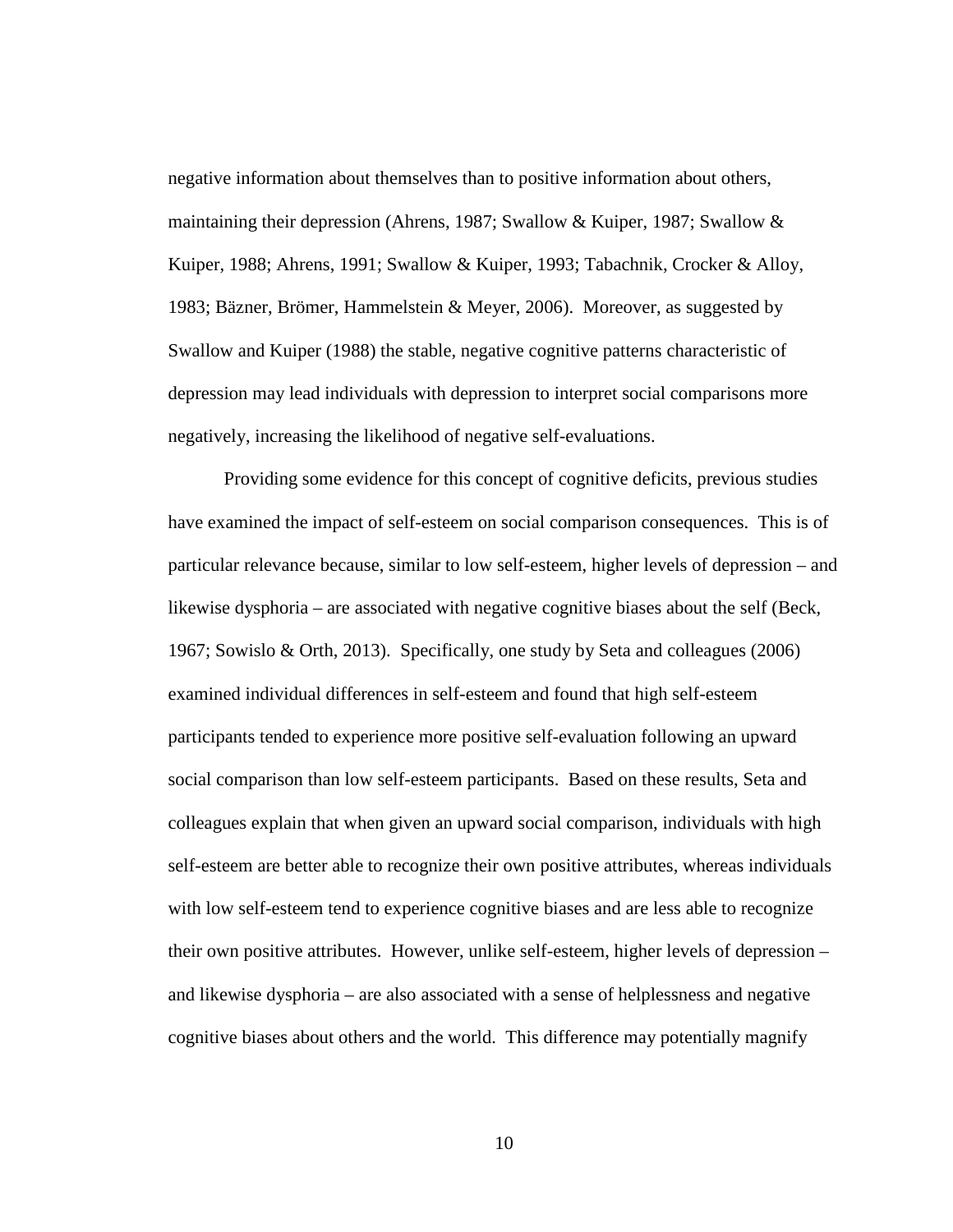negative information about themselves than to positive information about others, maintaining their depression (Ahrens, 1987; Swallow & Kuiper, 1987; Swallow & Kuiper, 1988; Ahrens, 1991; Swallow & Kuiper, 1993; Tabachnik, Crocker & Alloy, 1983; Bäzner, Brömer, Hammelstein & Meyer, 2006). Moreover, as suggested by Swallow and Kuiper (1988) the stable, negative cognitive patterns characteristic of depression may lead individuals with depression to interpret social comparisons more negatively, increasing the likelihood of negative self-evaluations.

Providing some evidence for this concept of cognitive deficits, previous studies have examined the impact of self-esteem on social comparison consequences. This is of particular relevance because, similar to low self-esteem, higher levels of depression – and likewise dysphoria – are associated with negative cognitive biases about the self (Beck, 1967; Sowislo & Orth, 2013). Specifically, one study by Seta and colleagues (2006) examined individual differences in self-esteem and found that high self-esteem participants tended to experience more positive self-evaluation following an upward social comparison than low self-esteem participants. Based on these results, Seta and colleagues explain that when given an upward social comparison, individuals with high self-esteem are better able to recognize their own positive attributes, whereas individuals with low self-esteem tend to experience cognitive biases and are less able to recognize their own positive attributes. However, unlike self-esteem, higher levels of depression – and likewise dysphoria – are also associated with a sense of helplessness and negative cognitive biases about others and the world. This difference may potentially magnify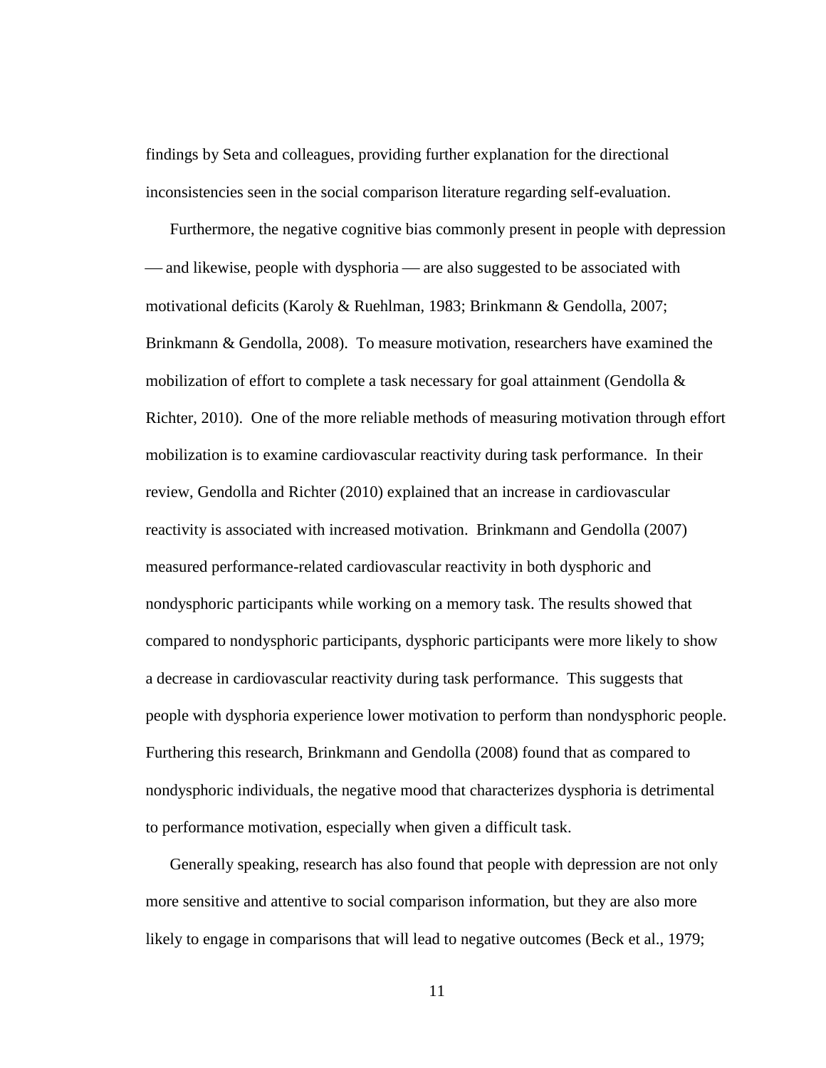findings by Seta and colleagues, providing further explanation for the directional inconsistencies seen in the social comparison literature regarding self-evaluation.

Furthermore, the negative cognitive bias commonly present in people with depression — and likewise, people with dysphoria — are also suggested to be associated with motivational deficits (Karoly & Ruehlman, 1983; Brinkmann & Gendolla, 2007; Brinkmann & Gendolla, 2008). To measure motivation, researchers have examined the mobilization of effort to complete a task necessary for goal attainment (Gendolla & Richter, 2010). One of the more reliable methods of measuring motivation through effort mobilization is to examine cardiovascular reactivity during task performance. In their review, Gendolla and Richter (2010) explained that an increase in cardiovascular reactivity is associated with increased motivation. Brinkmann and Gendolla (2007) measured performance-related cardiovascular reactivity in both dysphoric and nondysphoric participants while working on a memory task. The results showed that compared to nondysphoric participants, dysphoric participants were more likely to show a decrease in cardiovascular reactivity during task performance. This suggests that people with dysphoria experience lower motivation to perform than nondysphoric people. Furthering this research, Brinkmann and Gendolla (2008) found that as compared to nondysphoric individuals, the negative mood that characterizes dysphoria is detrimental to performance motivation, especially when given a difficult task.

Generally speaking, research has also found that people with depression are not only more sensitive and attentive to social comparison information, but they are also more likely to engage in comparisons that will lead to negative outcomes (Beck et al., 1979;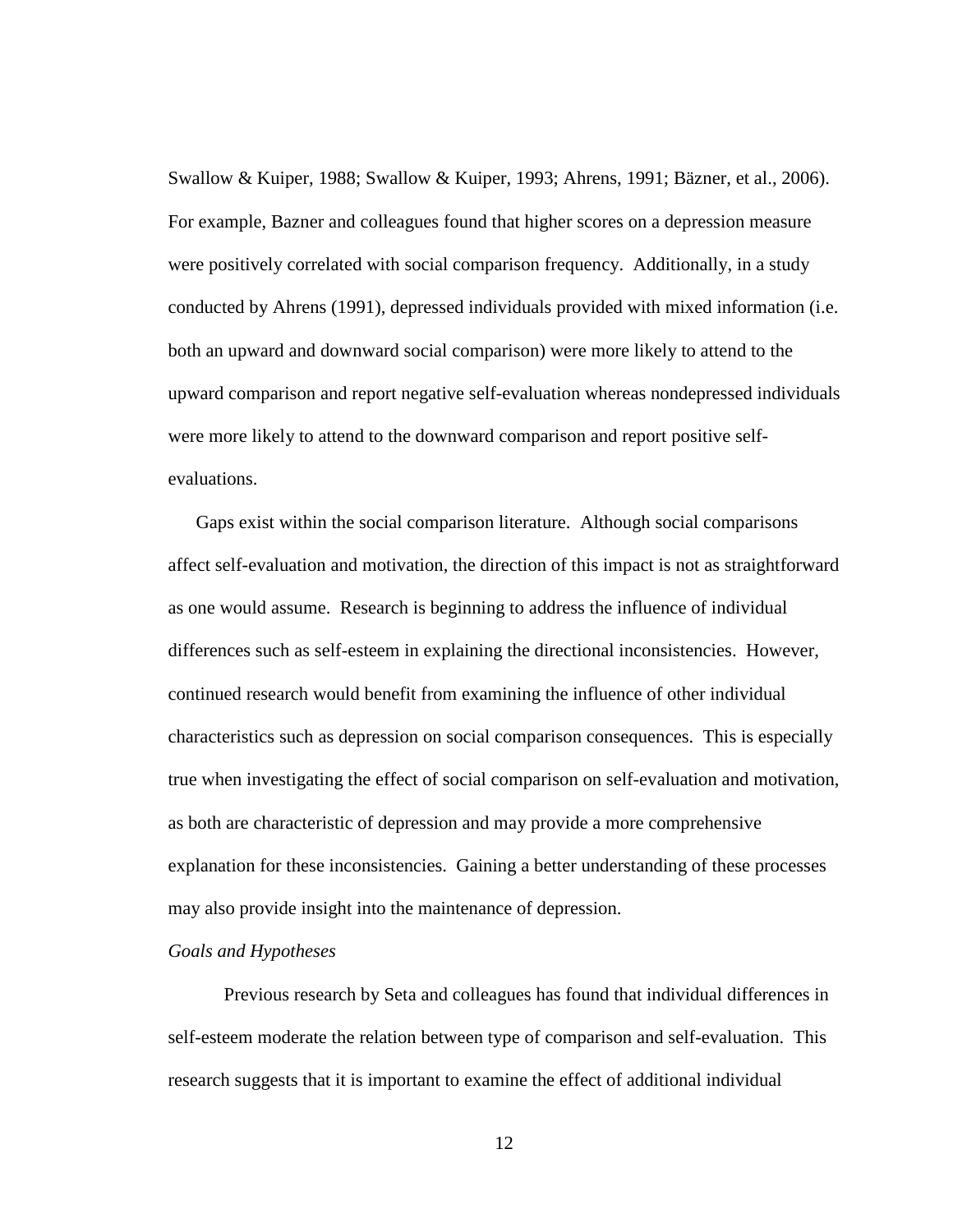Swallow & Kuiper, 1988; Swallow & Kuiper, 1993; Ahrens, 1991; Bäzner, et al., 2006). For example, Bazner and colleagues found that higher scores on a depression measure were positively correlated with social comparison frequency. Additionally, in a study conducted by Ahrens (1991), depressed individuals provided with mixed information (i.e. both an upward and downward social comparison) were more likely to attend to the upward comparison and report negative self-evaluation whereas nondepressed individuals were more likely to attend to the downward comparison and report positive self-evaluations.

Gaps exist within the social comparison literature. Although social comparisons affect self-evaluation and motivation, the direction of this impact is not as straightforward as one would assume. Research is beginning to address the influence of individual differences such as self-esteem in explaining the directional inconsistencies. However, continued research would benefit from examining the influence of other individual characteristics such as depression on social comparison consequences. This is especially true when investigating the effect of social comparison on self-evaluation and motivation, as both are characteristic of depression and may provide a more comprehensive explanation for these inconsistencies. Gaining a better understanding of these processes may also provide insight into the maintenance of depression.

*Goals and Hypotheses*

Previous research by Seta and colleagues has found that individual differences in self-esteem moderate the relation between type of comparison and self-evaluation. This research suggests that it is important to examine the effect of additional individual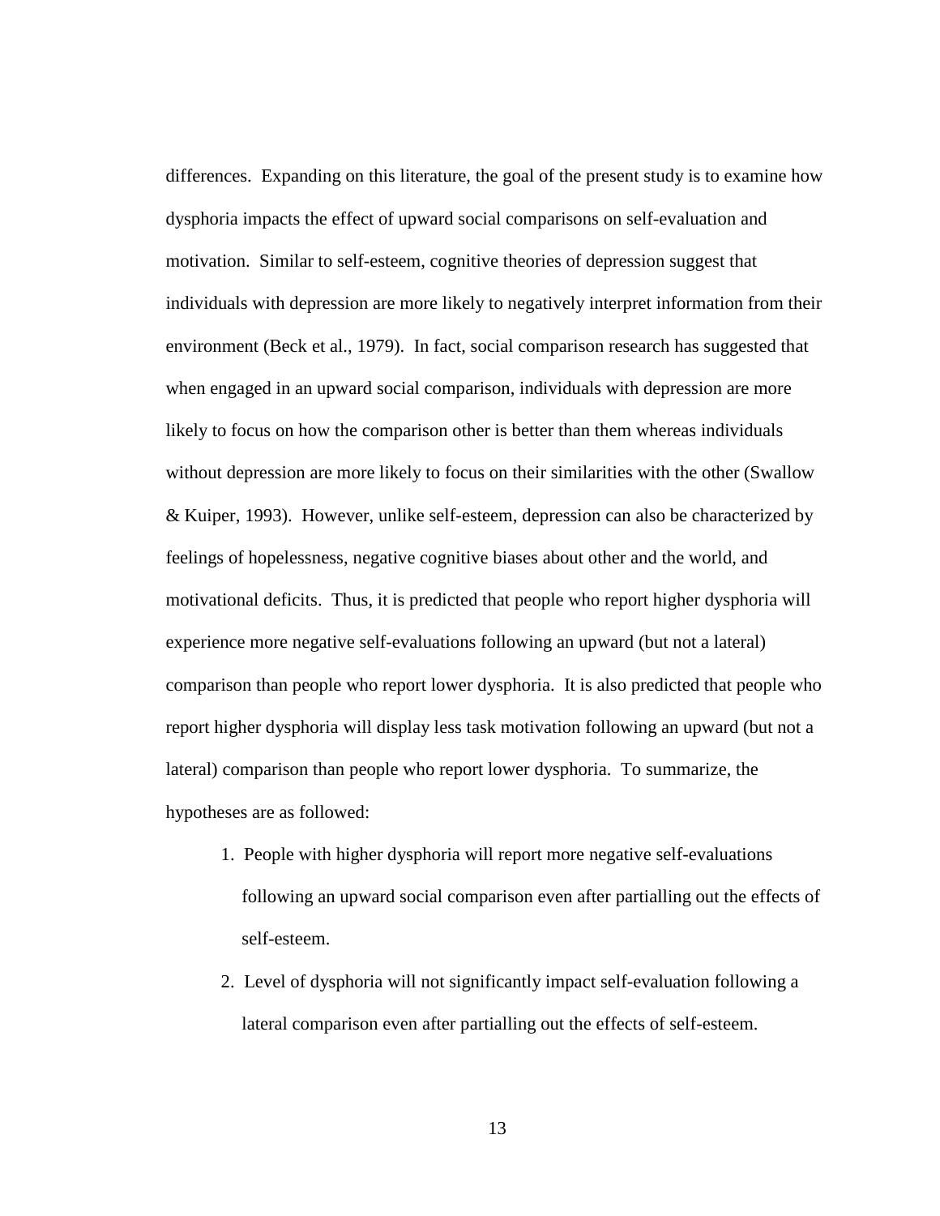differences. Expanding on this literature, the goal of the present study is to examine how dysphoria impacts the effect of upward social comparisons on self-evaluation and motivation. Similar to self-esteem, cognitive theories of depression suggest that individuals with depression are more likely to negatively interpret information from their environment (Beck et al., 1979). In fact, social comparison research has suggested that when engaged in an upward social comparison, individuals with depression are more likely to focus on how the comparison other is better than them whereas individuals without depression are more likely to focus on their similarities with the other (Swallow & Kuiper, 1993). However, unlike self-esteem, depression can also be characterized by feelings of hopelessness, negative cognitive biases about other and the world, and motivational deficits. Thus, it is predicted that people who report higher dysphoria will experience more negative self-evaluations following an upward (but not a lateral) comparison than people who report lower dysphoria. It is also predicted that people who report higher dysphoria will display less task motivation following an upward (but not a lateral) comparison than people who report lower dysphoria. To summarize, the hypotheses are as followed:

1. People with higher dysphoria will report more negative self-evaluations following an upward social comparison even after partialling out the effects of self-esteem.
2. Level of dysphoria will not significantly impact self-evaluation following a lateral comparison even after partialling out the effects of self-esteem.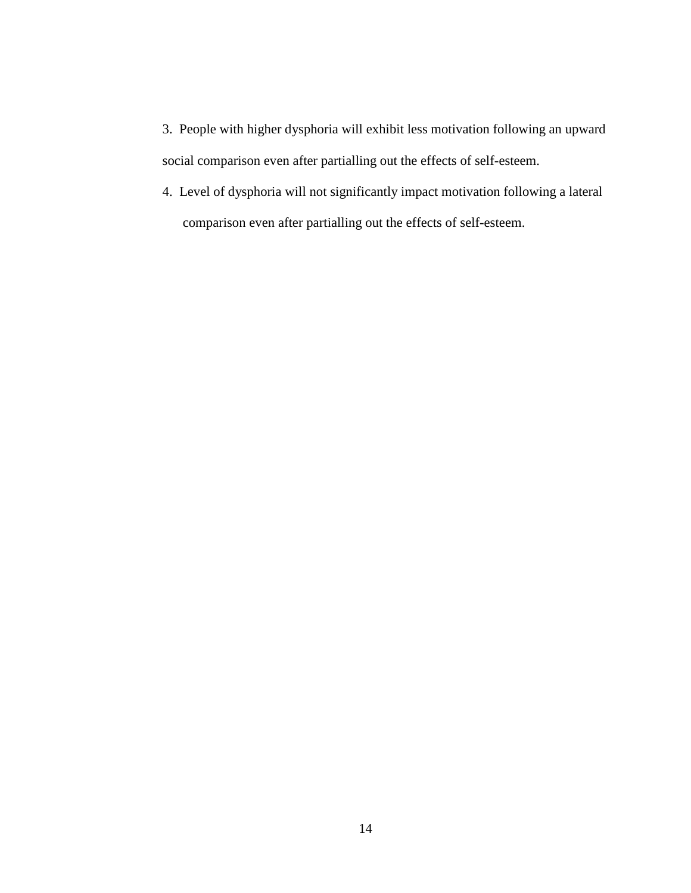3. People with higher dysphoria will exhibit less motivation following an upward social comparison even after partialling out the effects of self-esteem.
4. Level of dysphoria will not significantly impact motivation following a lateral comparison even after partialling out the effects of self-esteem.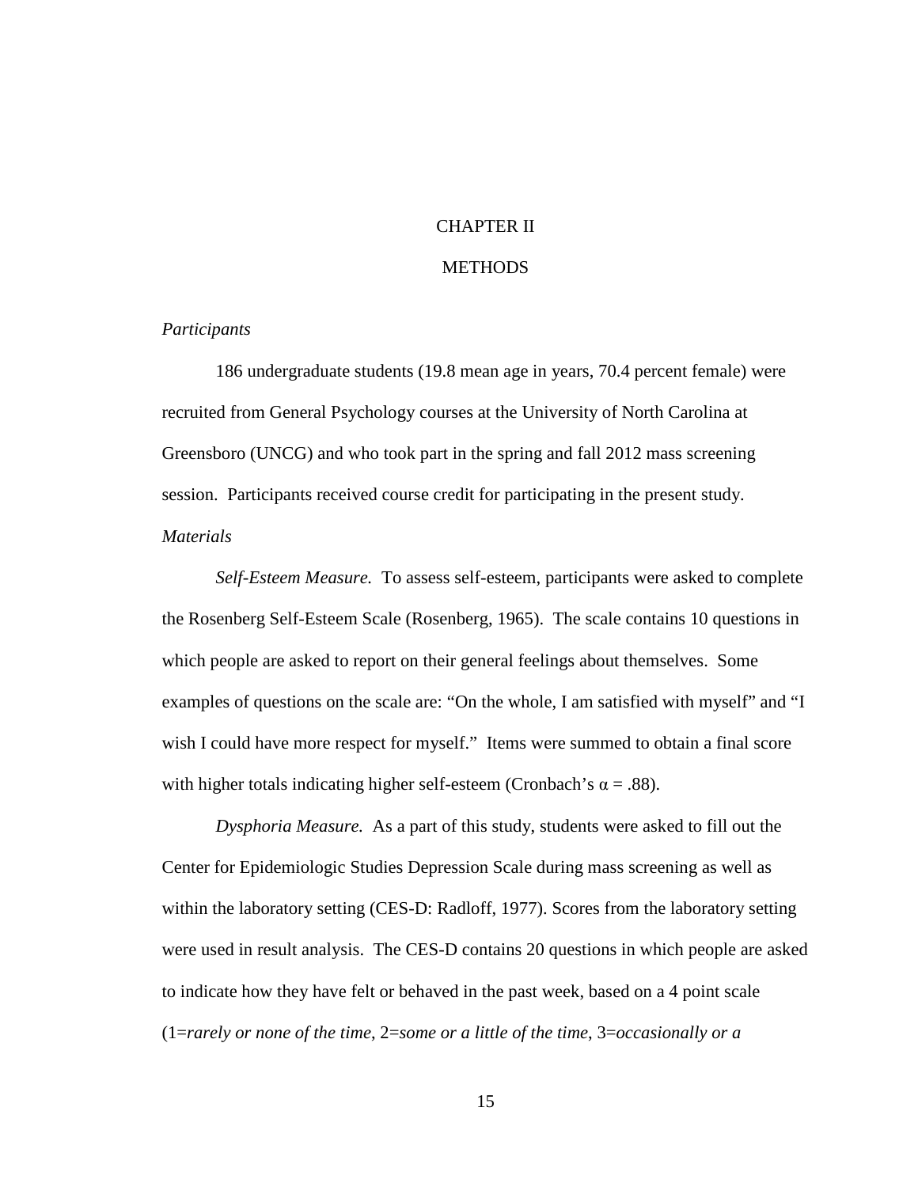# CHAPTER II

# METHODS

*Participants*

186 undergraduate students (19.8 mean age in years, 70.4 percent female) were recruited from General Psychology courses at the University of North Carolina at Greensboro (UNCG) and who took part in the spring and fall 2012 mass screening session. Participants received course credit for participating in the present study.

*Materials*

*Self-Esteem Measure.* To assess self-esteem, participants were asked to complete the Rosenberg Self-Esteem Scale (Rosenberg, 1965). The scale contains 10 questions in which people are asked to report on their general feelings about themselves. Some examples of questions on the scale are: "On the whole, I am satisfied with myself" and "I wish I could have more respect for myself." Items were summed to obtain a final score with higher totals indicating higher self-esteem (Cronbach's $\alpha = .88$).

*Dysphoria Measure.* As a part of this study, students were asked to fill out the Center for Epidemiologic Studies Depression Scale during mass screening as well as within the laboratory setting (CES-D: Radloff, 1977). Scores from the laboratory setting were used in result analysis. The CES-D contains 20 questions in which people are asked to indicate how they have felt or behaved in the past week, based on a 4 point scale (1=*rarely or none of the time*, 2=*some or a little of the time*, 3=*occasionally or a*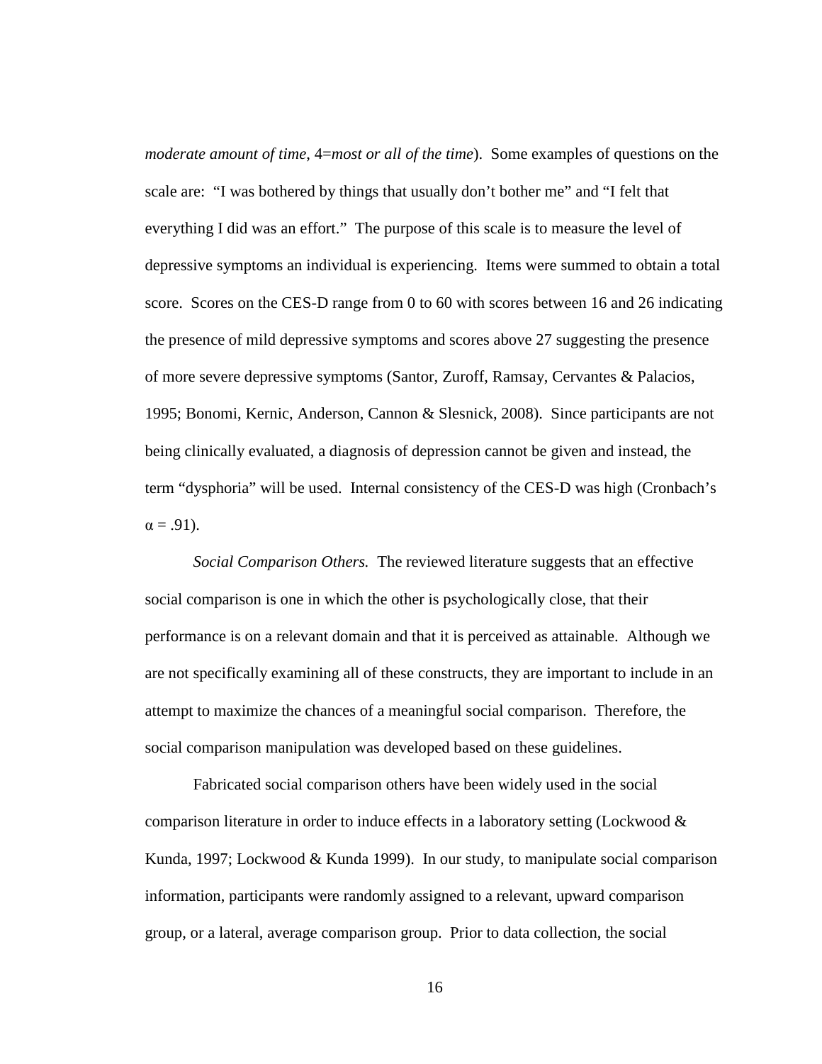*moderate amount of time*, 4=*most or all of the time*). Some examples of questions on the scale are: "I was bothered by things that usually don't bother me" and "I felt that everything I did was an effort." The purpose of this scale is to measure the level of depressive symptoms an individual is experiencing. Items were summed to obtain a total score. Scores on the CES-D range from 0 to 60 with scores between 16 and 26 indicating the presence of mild depressive symptoms and scores above 27 suggesting the presence of more severe depressive symptoms (Santor, Zuroff, Ramsay, Cervantes & Palacios, 1995; Bonomi, Kernic, Anderson, Cannon & Slesnick, 2008). Since participants are not being clinically evaluated, a diagnosis of depression cannot be given and instead, the term "dysphoria" will be used. Internal consistency of the CES-D was high (Cronbach's $\alpha = .91$).

*Social Comparison Others.* The reviewed literature suggests that an effective social comparison is one in which the other is psychologically close, that their performance is on a relevant domain and that it is perceived as attainable. Although we are not specifically examining all of these constructs, they are important to include in an attempt to maximize the chances of a meaningful social comparison. Therefore, the social comparison manipulation was developed based on these guidelines.

Fabricated social comparison others have been widely used in the social comparison literature in order to induce effects in a laboratory setting (Lockwood & Kunda, 1997; Lockwood & Kunda 1999). In our study, to manipulate social comparison information, participants were randomly assigned to a relevant, upward comparison group, or a lateral, average comparison group. Prior to data collection, the social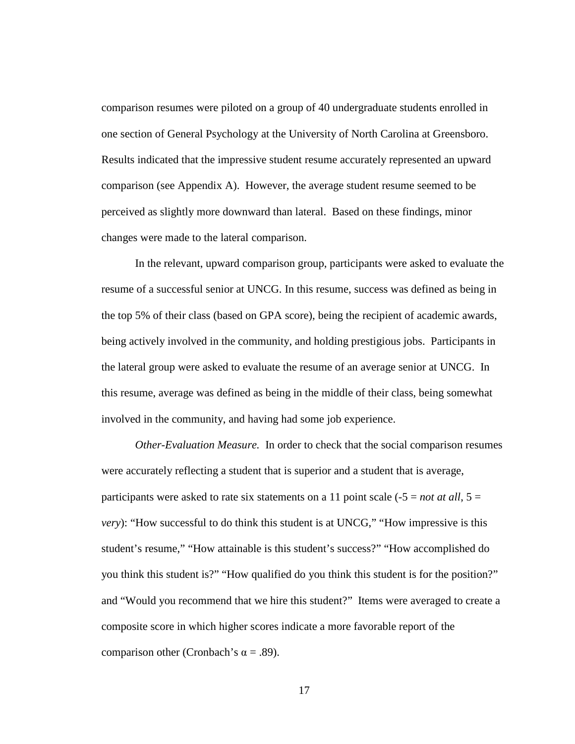comparison resumes were piloted on a group of 40 undergraduate students enrolled in one section of General Psychology at the University of North Carolina at Greensboro. Results indicated that the impressive student resume accurately represented an upward comparison (see Appendix A). However, the average student resume seemed to be perceived as slightly more downward than lateral. Based on these findings, minor changes were made to the lateral comparison.

In the relevant, upward comparison group, participants were asked to evaluate the resume of a successful senior at UNCG. In this resume, success was defined as being in the top 5% of their class (based on GPA score), being the recipient of academic awards, being actively involved in the community, and holding prestigious jobs. Participants in the lateral group were asked to evaluate the resume of an average senior at UNCG. In this resume, average was defined as being in the middle of their class, being somewhat involved in the community, and having had some job experience.

*Other-Evaluation Measure.* In order to check that the social comparison resumes were accurately reflecting a student that is superior and a student that is average, participants were asked to rate six statements on a 11 point scale (-5 = *not at all*, 5 = *very*): "How successful to do think this student is at UNCG," "How impressive is this student's resume," "How attainable is this student's success?" "How accomplished do you think this student is?" "How qualified do you think this student is for the position?" and "Would you recommend that we hire this student?" Items were averaged to create a composite score in which higher scores indicate a more favorable report of the comparison other (Cronbach's $\alpha = .89$).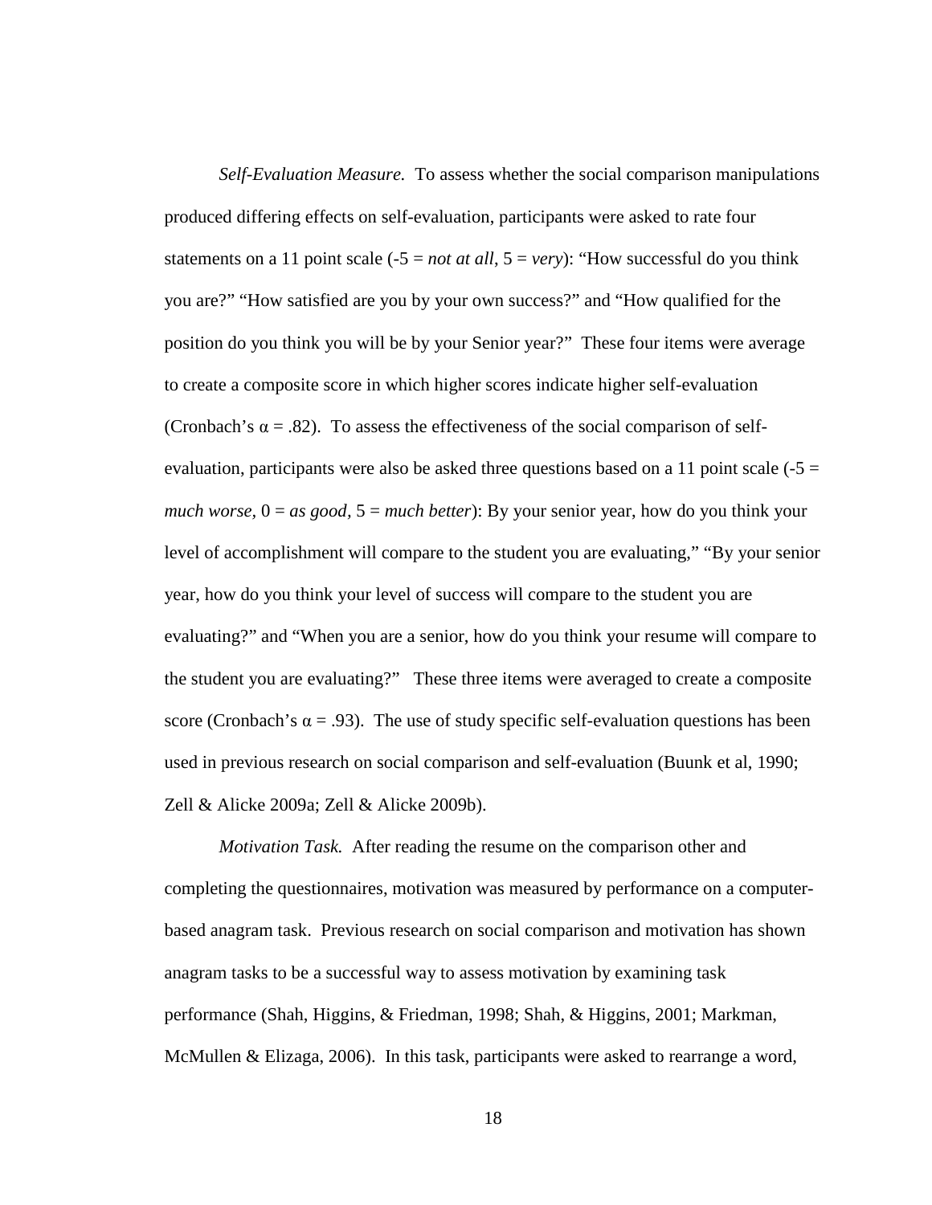*Self-Evaluation Measure.* To assess whether the social comparison manipulations produced differing effects on self-evaluation, participants were asked to rate four statements on a 11 point scale (-5 = *not at all*, 5 = *very*): "How successful do you think you are?" "How satisfied are you by your own success?" and "How qualified for the position do you think you will be by your Senior year?" These four items were average to create a composite score in which higher scores indicate higher self-evaluation (Cronbach's $\alpha$ = .82). To assess the effectiveness of the social comparison of self-evaluation, participants were also be asked three questions based on a 11 point scale (-5 = *much worse*, 0 = *as good*, 5 = *much better*): By your senior year, how do you think your level of accomplishment will compare to the student you are evaluating," "By your senior year, how do you think your level of success will compare to the student you are evaluating?" and "When you are a senior, how do you think your resume will compare to the student you are evaluating?" These three items were averaged to create a composite score (Cronbach's $\alpha$ = .93). The use of study specific self-evaluation questions has been used in previous research on social comparison and self-evaluation (Buunk et al, 1990; Zell & Alicke 2009a; Zell & Alicke 2009b).

*Motivation Task.* After reading the resume on the comparison other and completing the questionnaires, motivation was measured by performance on a computer-based anagram task. Previous research on social comparison and motivation has shown anagram tasks to be a successful way to assess motivation by examining task performance (Shah, Higgins, & Friedman, 1998; Shah, & Higgins, 2001; Markman, McMullen & Elizaga, 2006). In this task, participants were asked to rearrange a word,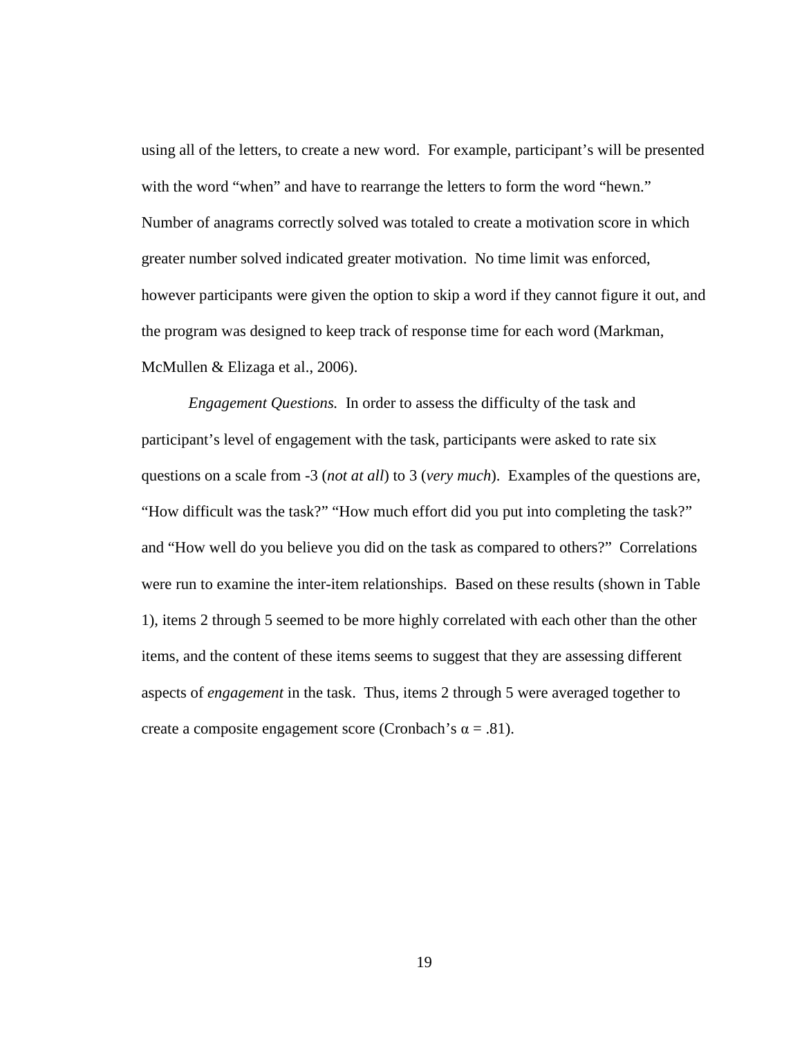using all of the letters, to create a new word. For example, participant's will be presented with the word "when" and have to rearrange the letters to form the word "hewn." Number of anagrams correctly solved was totaled to create a motivation score in which greater number solved indicated greater motivation. No time limit was enforced, however participants were given the option to skip a word if they cannot figure it out, and the program was designed to keep track of response time for each word (Markman, McMullen & Elizaga et al., 2006).

*Engagement Questions.* In order to assess the difficulty of the task and participant's level of engagement with the task, participants were asked to rate six questions on a scale from -3 (*not at all*) to 3 (*very much*). Examples of the questions are, "How difficult was the task?" "How much effort did you put into completing the task?" and "How well do you believe you did on the task as compared to others?" Correlations were run to examine the inter-item relationships. Based on these results (shown in Table 1), items 2 through 5 seemed to be more highly correlated with each other than the other items, and the content of these items seems to suggest that they are assessing different aspects of *engagement* in the task. Thus, items 2 through 5 were averaged together to create a composite engagement score (Cronbach's $\alpha = .81$).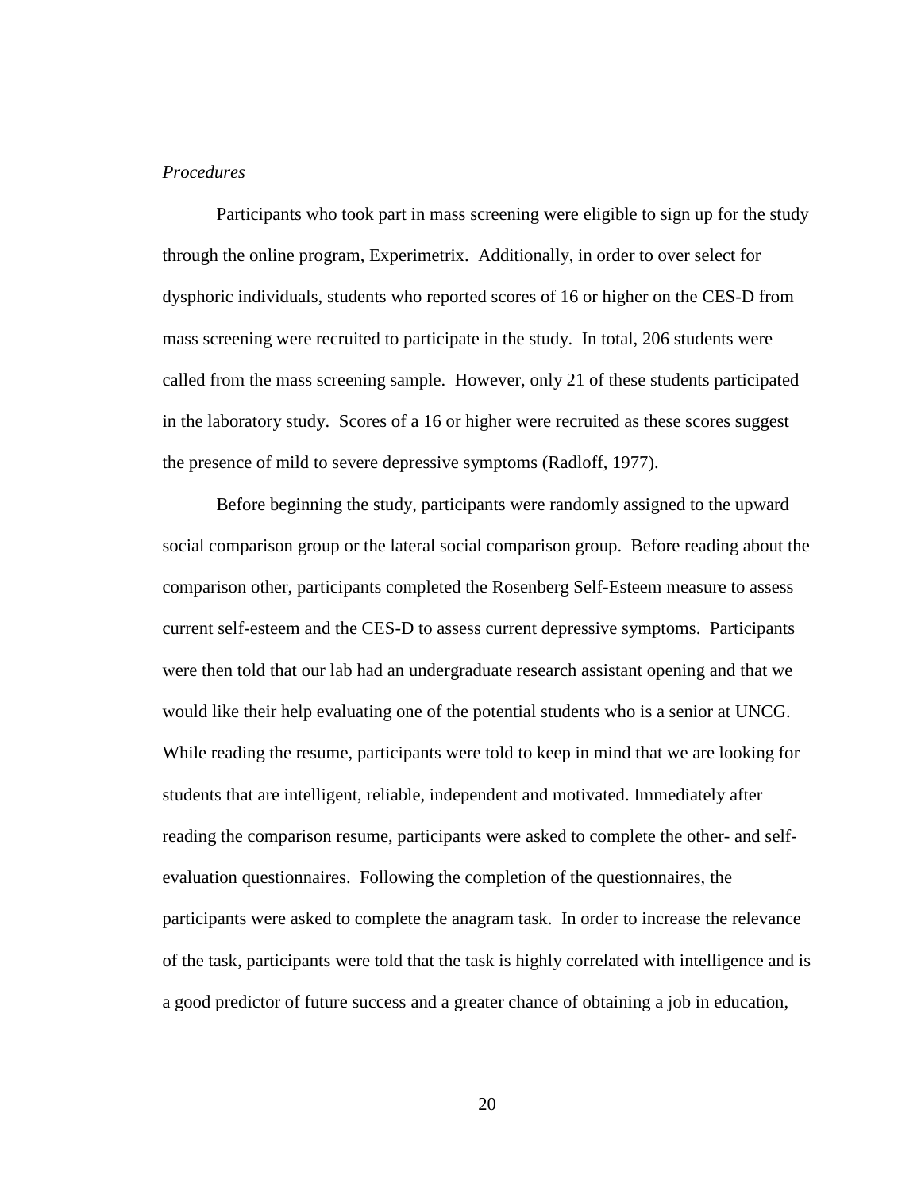*Procedures*

Participants who took part in mass screening were eligible to sign up for the study through the online program, Experimetrix. Additionally, in order to over select for dysphoric individuals, students who reported scores of 16 or higher on the CES-D from mass screening were recruited to participate in the study. In total, 206 students were called from the mass screening sample. However, only 21 of these students participated in the laboratory study. Scores of a 16 or higher were recruited as these scores suggest the presence of mild to severe depressive symptoms (Radloff, 1977).

Before beginning the study, participants were randomly assigned to the upward social comparison group or the lateral social comparison group. Before reading about the comparison other, participants completed the Rosenberg Self-Esteem measure to assess current self-esteem and the CES-D to assess current depressive symptoms. Participants were then told that our lab had an undergraduate research assistant opening and that we would like their help evaluating one of the potential students who is a senior at UNCG. While reading the resume, participants were told to keep in mind that we are looking for students that are intelligent, reliable, independent and motivated. Immediately after reading the comparison resume, participants were asked to complete the other- and self-evaluation questionnaires. Following the completion of the questionnaires, the participants were asked to complete the anagram task. In order to increase the relevance of the task, participants were told that the task is highly correlated with intelligence and is a good predictor of future success and a greater chance of obtaining a job in education,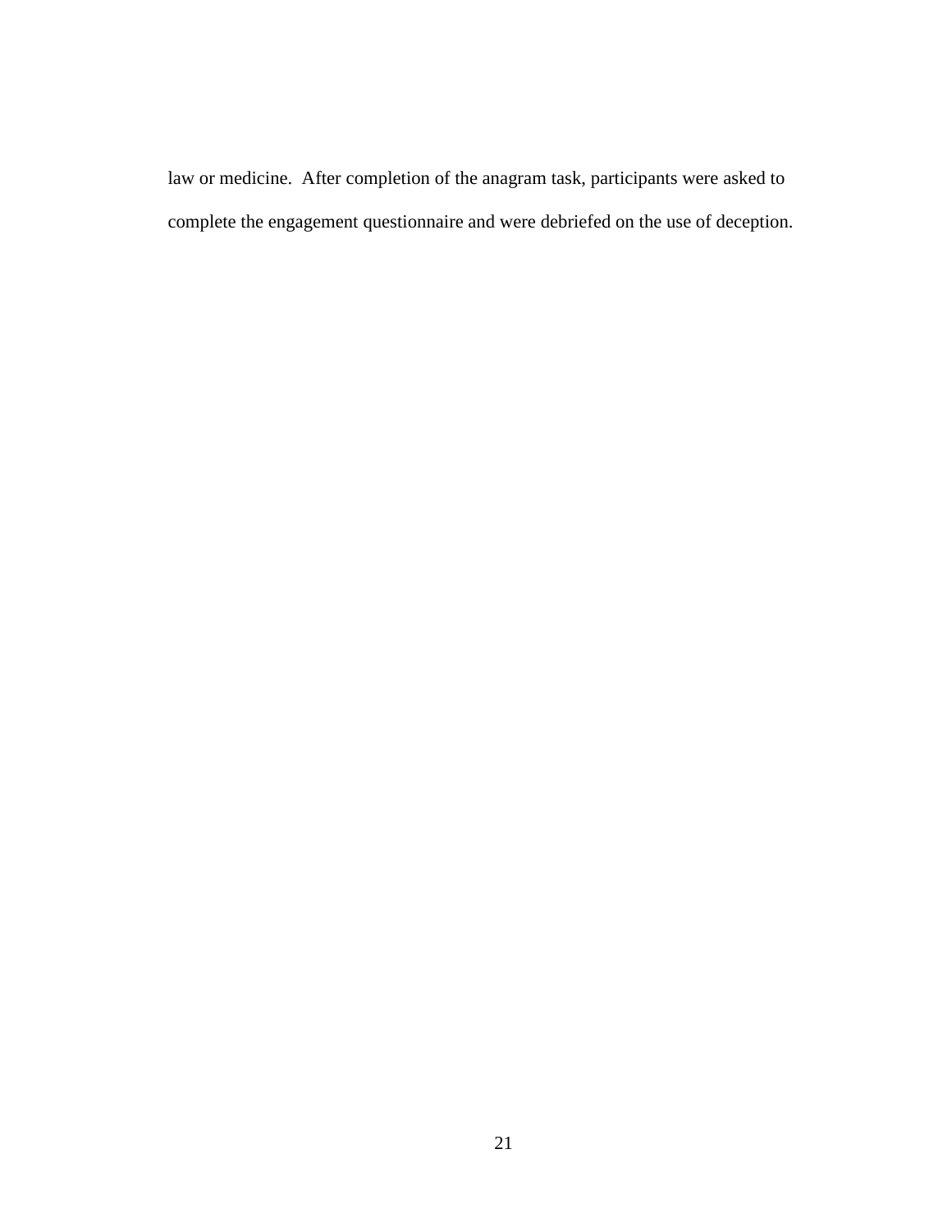law or medicine. After completion of the anagram task, participants were asked to complete the engagement questionnaire and were debriefed on the use of deception.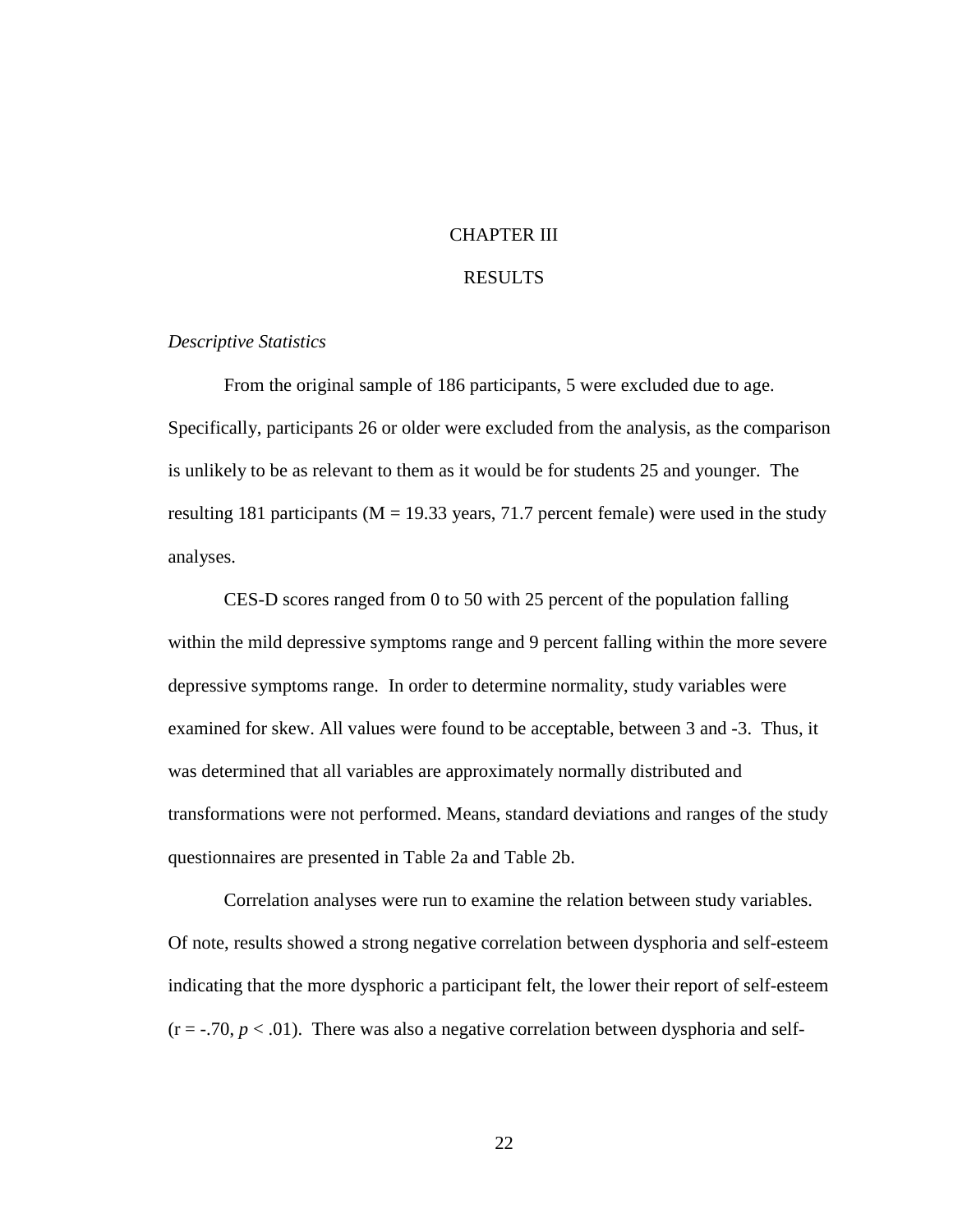# CHAPTER III

# RESULTS

*Descriptive Statistics*

From the original sample of 186 participants, 5 were excluded due to age. Specifically, participants 26 or older were excluded from the analysis, as the comparison is unlikely to be as relevant to them as it would be for students 25 and younger. The resulting 181 participants (M = 19.33 years, 71.7 percent female) were used in the study analyses.

CES-D scores ranged from 0 to 50 with 25 percent of the population falling within the mild depressive symptoms range and 9 percent falling within the more severe depressive symptoms range. In order to determine normality, study variables were examined for skew. All values were found to be acceptable, between 3 and -3. Thus, it was determined that all variables are approximately normally distributed and transformations were not performed. Means, standard deviations and ranges of the study questionnaires are presented in Table 2a and Table 2b.

Correlation analyses were run to examine the relation between study variables. Of note, results showed a strong negative correlation between dysphoria and self-esteem indicating that the more dysphoric a participant felt, the lower their report of self-esteem ($r = -.70$, $p < .01$). There was also a negative correlation between dysphoria and self-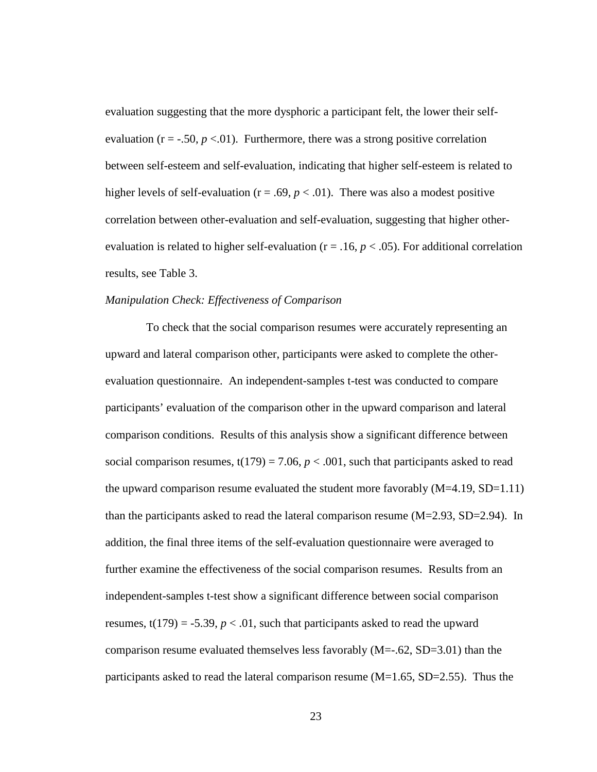evaluation suggesting that the more dysphoric a participant felt, the lower their self-evaluation ($r = -.50$, $p < .01$). Furthermore, there was a strong positive correlation between self-esteem and self-evaluation, indicating that higher self-esteem is related to higher levels of self-evaluation ($r = .69$, $p < .01$). There was also a modest positive correlation between other-evaluation and self-evaluation, suggesting that higher other-evaluation is related to higher self-evaluation ($r = .16$, $p < .05$). For additional correlation results, see Table 3.

*Manipulation Check: Effectiveness of Comparison*

To check that the social comparison resumes were accurately representing an upward and lateral comparison other, participants were asked to complete the other-evaluation questionnaire. An independent-samples t-test was conducted to compare participants' evaluation of the comparison other in the upward comparison and lateral comparison conditions. Results of this analysis show a significant difference between social comparison resumes, $t(179) = 7.06$, $p < .001$, such that participants asked to read the upward comparison resume evaluated the student more favorably ($M=4.19$, $SD=1.11$) than the participants asked to read the lateral comparison resume ($M=2.93$, $SD=2.94$). In addition, the final three items of the self-evaluation questionnaire were averaged to further examine the effectiveness of the social comparison resumes. Results from an independent-samples t-test show a significant difference between social comparison resumes, $t(179) = -5.39$, $p < .01$, such that participants asked to read the upward comparison resume evaluated themselves less favorably ($M=-.62$, $SD=3.01$) than the participants asked to read the lateral comparison resume ($M=1.65$, $SD=2.55$). Thus the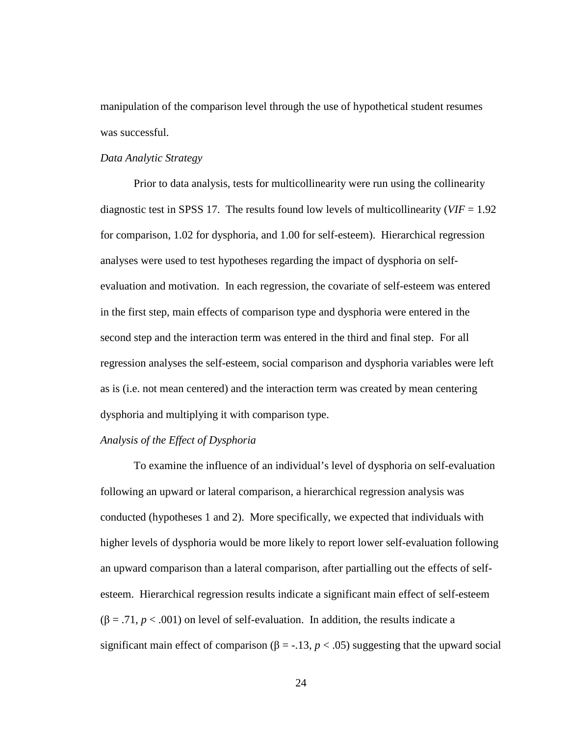manipulation of the comparison level through the use of hypothetical student resumes was successful.

*Data Analytic Strategy*

Prior to data analysis, tests for multicollinearity were run using the collinearity diagnostic test in SPSS 17. The results found low levels of multicollinearity ($VIF = 1.92$ for comparison, 1.02 for dysphoria, and 1.00 for self-esteem). Hierarchical regression analyses were used to test hypotheses regarding the impact of dysphoria on self-evaluation and motivation. In each regression, the covariate of self-esteem was entered in the first step, main effects of comparison type and dysphoria were entered in the second step and the interaction term was entered in the third and final step. For all regression analyses the self-esteem, social comparison and dysphoria variables were left as is (i.e. not mean centered) and the interaction term was created by mean centering dysphoria and multiplying it with comparison type.

*Analysis of the Effect of Dysphoria*

To examine the influence of an individual's level of dysphoria on self-evaluation following an upward or lateral comparison, a hierarchical regression analysis was conducted (hypotheses 1 and 2). More specifically, we expected that individuals with higher levels of dysphoria would be more likely to report lower self-evaluation following an upward comparison than a lateral comparison, after partialling out the effects of self-esteem. Hierarchical regression results indicate a significant main effect of self-esteem ($\beta = .71$, $p < .001$) on level of self-evaluation. In addition, the results indicate a significant main effect of comparison ($\beta = -.13$, $p < .05$) suggesting that the upward social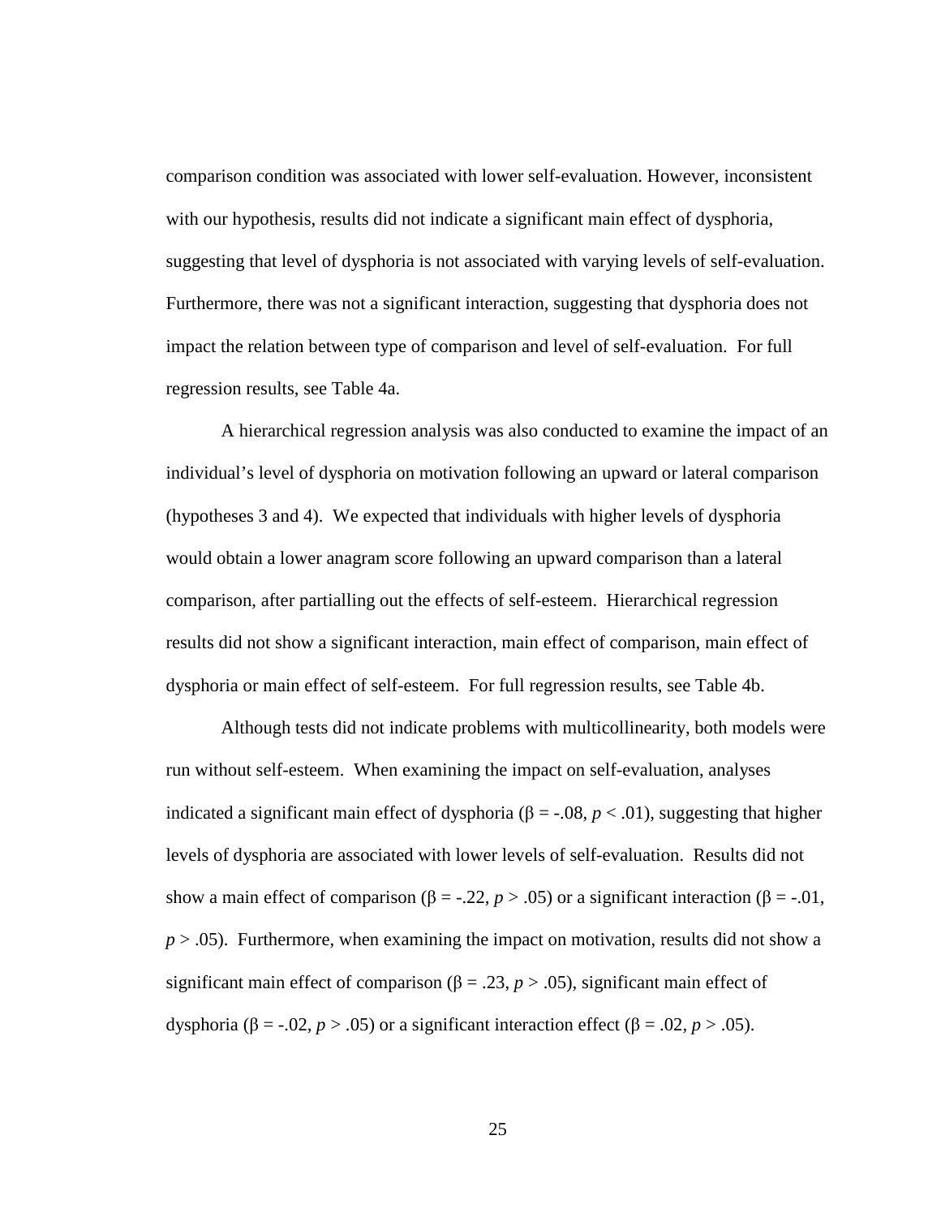comparison condition was associated with lower self-evaluation. However, inconsistent with our hypothesis, results did not indicate a significant main effect of dysphoria, suggesting that level of dysphoria is not associated with varying levels of self-evaluation. Furthermore, there was not a significant interaction, suggesting that dysphoria does not impact the relation between type of comparison and level of self-evaluation. For full regression results, see Table 4a.

A hierarchical regression analysis was also conducted to examine the impact of an individual's level of dysphoria on motivation following an upward or lateral comparison (hypotheses 3 and 4). We expected that individuals with higher levels of dysphoria would obtain a lower anagram score following an upward comparison than a lateral comparison, after partialling out the effects of self-esteem. Hierarchical regression results did not show a significant interaction, main effect of comparison, main effect of dysphoria or main effect of self-esteem. For full regression results, see Table 4b.

Although tests did not indicate problems with multicollinearity, both models were run without self-esteem. When examining the impact on self-evaluation, analyses indicated a significant main effect of dysphoria ($\beta = -.08$, $p < .01$), suggesting that higher levels of dysphoria are associated with lower levels of self-evaluation. Results did not show a main effect of comparison ($\beta = -.22$, $p > .05$) or a significant interaction ($\beta = -.01$, $p > .05$). Furthermore, when examining the impact on motivation, results did not show a significant main effect of comparison ($\beta = .23$, $p > .05$), significant main effect of dysphoria ($\beta = -.02$, $p > .05$) or a significant interaction effect ($\beta = .02$, $p > .05$).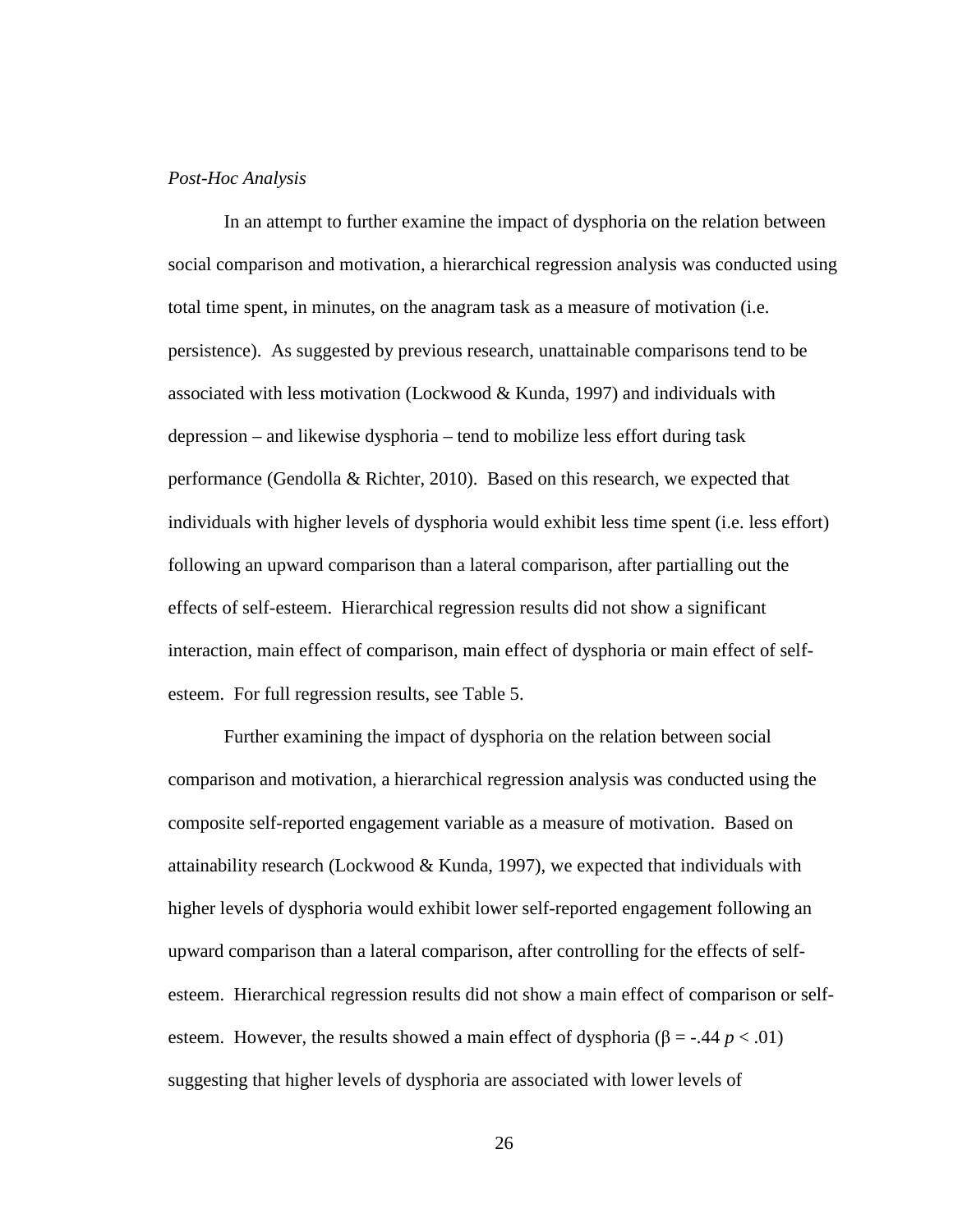*Post-Hoc Analysis*

In an attempt to further examine the impact of dysphoria on the relation between social comparison and motivation, a hierarchical regression analysis was conducted using total time spent, in minutes, on the anagram task as a measure of motivation (i.e. persistence). As suggested by previous research, unattainable comparisons tend to be associated with less motivation (Lockwood & Kunda, 1997) and individuals with depression – and likewise dysphoria – tend to mobilize less effort during task performance (Gendolla & Richter, 2010). Based on this research, we expected that individuals with higher levels of dysphoria would exhibit less time spent (i.e. less effort) following an upward comparison than a lateral comparison, after partialling out the effects of self-esteem. Hierarchical regression results did not show a significant interaction, main effect of comparison, main effect of dysphoria or main effect of self-esteem. For full regression results, see Table 5.

Further examining the impact of dysphoria on the relation between social comparison and motivation, a hierarchical regression analysis was conducted using the composite self-reported engagement variable as a measure of motivation. Based on attainability research (Lockwood & Kunda, 1997), we expected that individuals with higher levels of dysphoria would exhibit lower self-reported engagement following an upward comparison than a lateral comparison, after controlling for the effects of self-esteem. Hierarchical regression results did not show a main effect of comparison or self-esteem. However, the results showed a main effect of dysphoria ($\beta = -.44$ $p < .01$) suggesting that higher levels of dysphoria are associated with lower levels of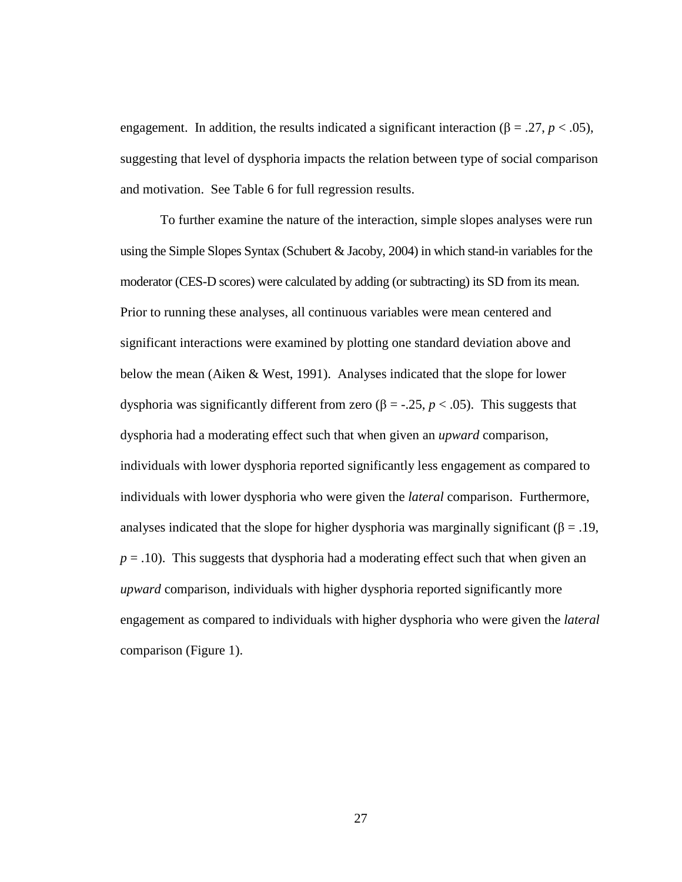engagement. In addition, the results indicated a significant interaction ($\beta = .27$, $p < .05$), suggesting that level of dysphoria impacts the relation between type of social comparison and motivation. See Table 6 for full regression results.

To further examine the nature of the interaction, simple slopes analyses were run using the Simple Slopes Syntax (Schubert & Jacoby, 2004) in which stand-in variables for the moderator (CES-D scores) were calculated by adding (or subtracting) its SD from its mean. Prior to running these analyses, all continuous variables were mean centered and significant interactions were examined by plotting one standard deviation above and below the mean (Aiken & West, 1991). Analyses indicated that the slope for lower dysphoria was significantly different from zero ($\beta = -.25$, $p < .05$). This suggests that dysphoria had a moderating effect such that when given an *upward* comparison, individuals with lower dysphoria reported significantly less engagement as compared to individuals with lower dysphoria who were given the *lateral* comparison. Furthermore, analyses indicated that the slope for higher dysphoria was marginally significant ($\beta = .19$, $p = .10$). This suggests that dysphoria had a moderating effect such that when given an *upward* comparison, individuals with higher dysphoria reported significantly more engagement as compared to individuals with higher dysphoria who were given the *lateral* comparison (Figure 1).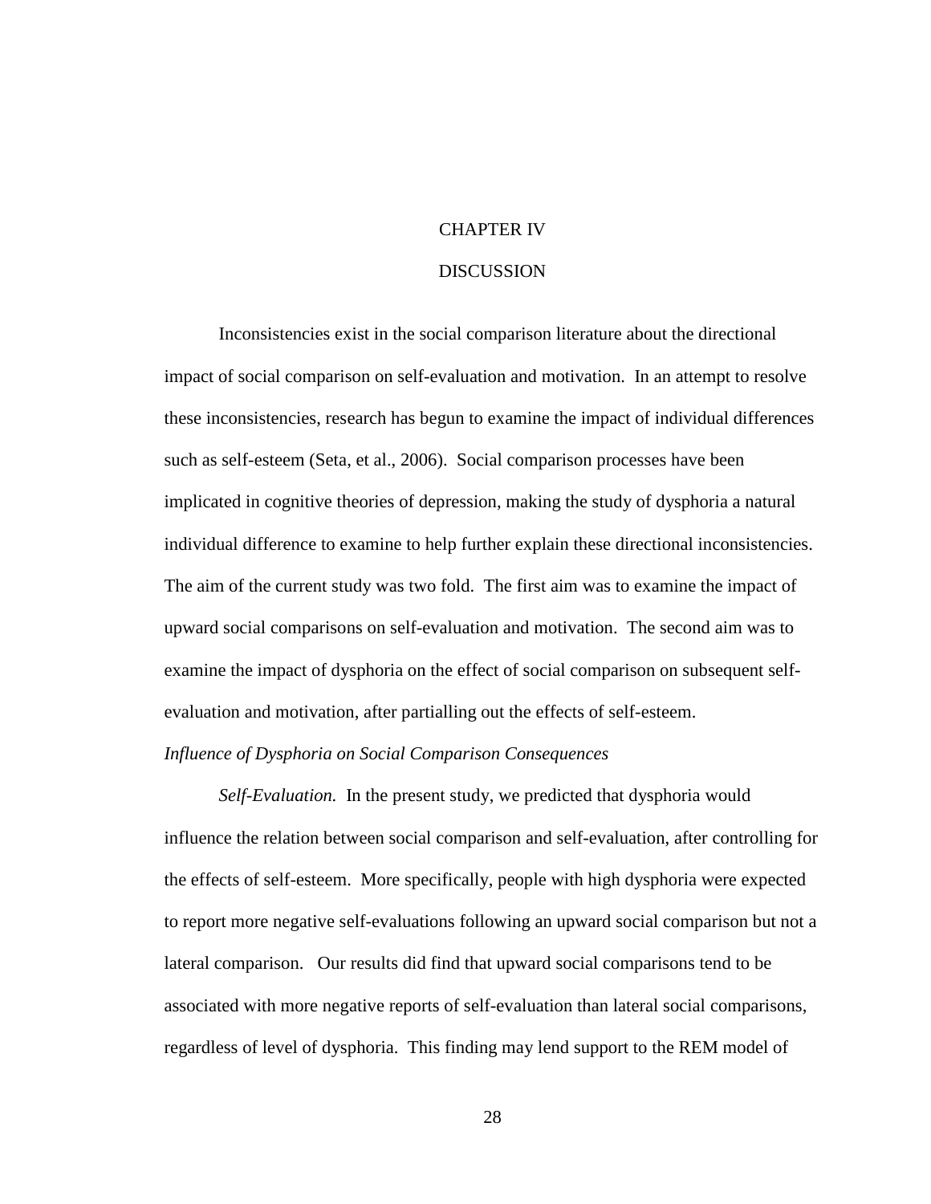# CHAPTER IV

# DISCUSSION

Inconsistencies exist in the social comparison literature about the directional impact of social comparison on self-evaluation and motivation. In an attempt to resolve these inconsistencies, research has begun to examine the impact of individual differences such as self-esteem (Seta, et al., 2006). Social comparison processes have been implicated in cognitive theories of depression, making the study of dysphoria a natural individual difference to examine to help further explain these directional inconsistencies. The aim of the current study was two fold. The first aim was to examine the impact of upward social comparisons on self-evaluation and motivation. The second aim was to examine the impact of dysphoria on the effect of social comparison on subsequent self-evaluation and motivation, after partialling out the effects of self-esteem.

### *Influence of Dysphoria on Social Comparison Consequences*

*Self-Evaluation.* In the present study, we predicted that dysphoria would influence the relation between social comparison and self-evaluation, after controlling for the effects of self-esteem. More specifically, people with high dysphoria were expected to report more negative self-evaluations following an upward social comparison but not a lateral comparison. Our results did find that upward social comparisons tend to be associated with more negative reports of self-evaluation than lateral social comparisons, regardless of level of dysphoria. This finding may lend support to the REM model of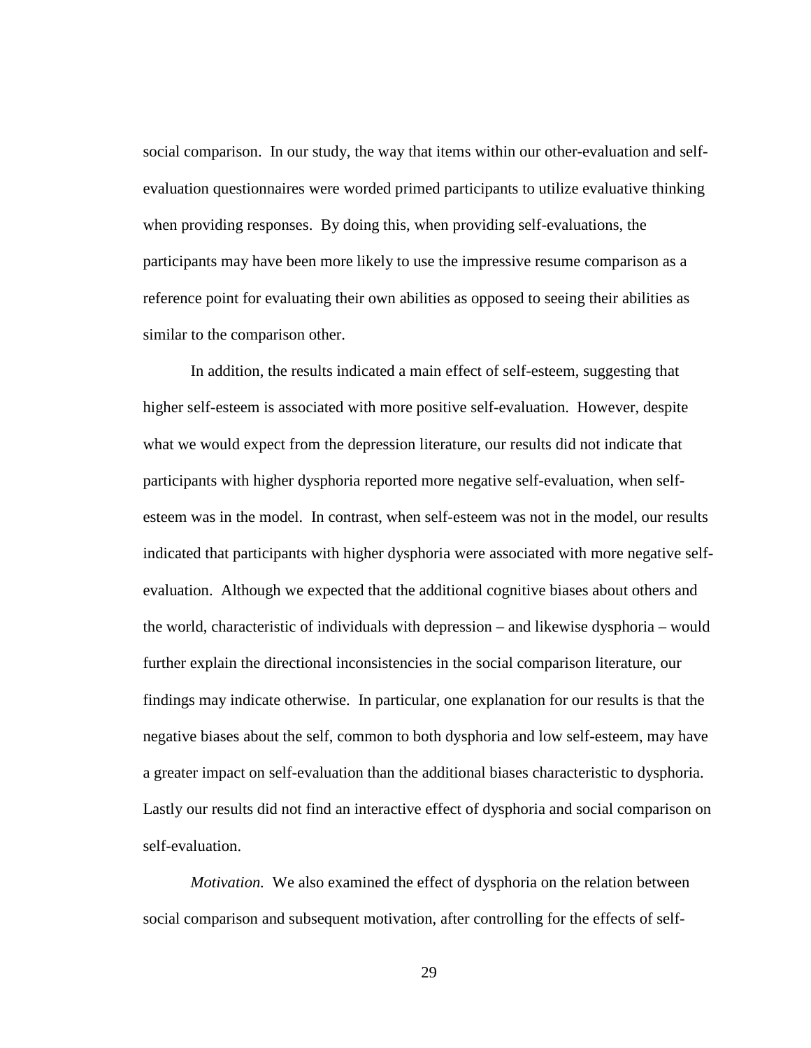social comparison. In our study, the way that items within our other-evaluation and self-evaluation questionnaires were worded primed participants to utilize evaluative thinking when providing responses. By doing this, when providing self-evaluations, the participants may have been more likely to use the impressive resume comparison as a reference point for evaluating their own abilities as opposed to seeing their abilities as similar to the comparison other.

In addition, the results indicated a main effect of self-esteem, suggesting that higher self-esteem is associated with more positive self-evaluation. However, despite what we would expect from the depression literature, our results did not indicate that participants with higher dysphoria reported more negative self-evaluation, when self-esteem was in the model. In contrast, when self-esteem was not in the model, our results indicated that participants with higher dysphoria were associated with more negative self-evaluation. Although we expected that the additional cognitive biases about others and the world, characteristic of individuals with depression – and likewise dysphoria – would further explain the directional inconsistencies in the social comparison literature, our findings may indicate otherwise. In particular, one explanation for our results is that the negative biases about the self, common to both dysphoria and low self-esteem, may have a greater impact on self-evaluation than the additional biases characteristic to dysphoria. Lastly our results did not find an interactive effect of dysphoria and social comparison on self-evaluation.

*Motivation.* We also examined the effect of dysphoria on the relation between social comparison and subsequent motivation, after controlling for the effects of self-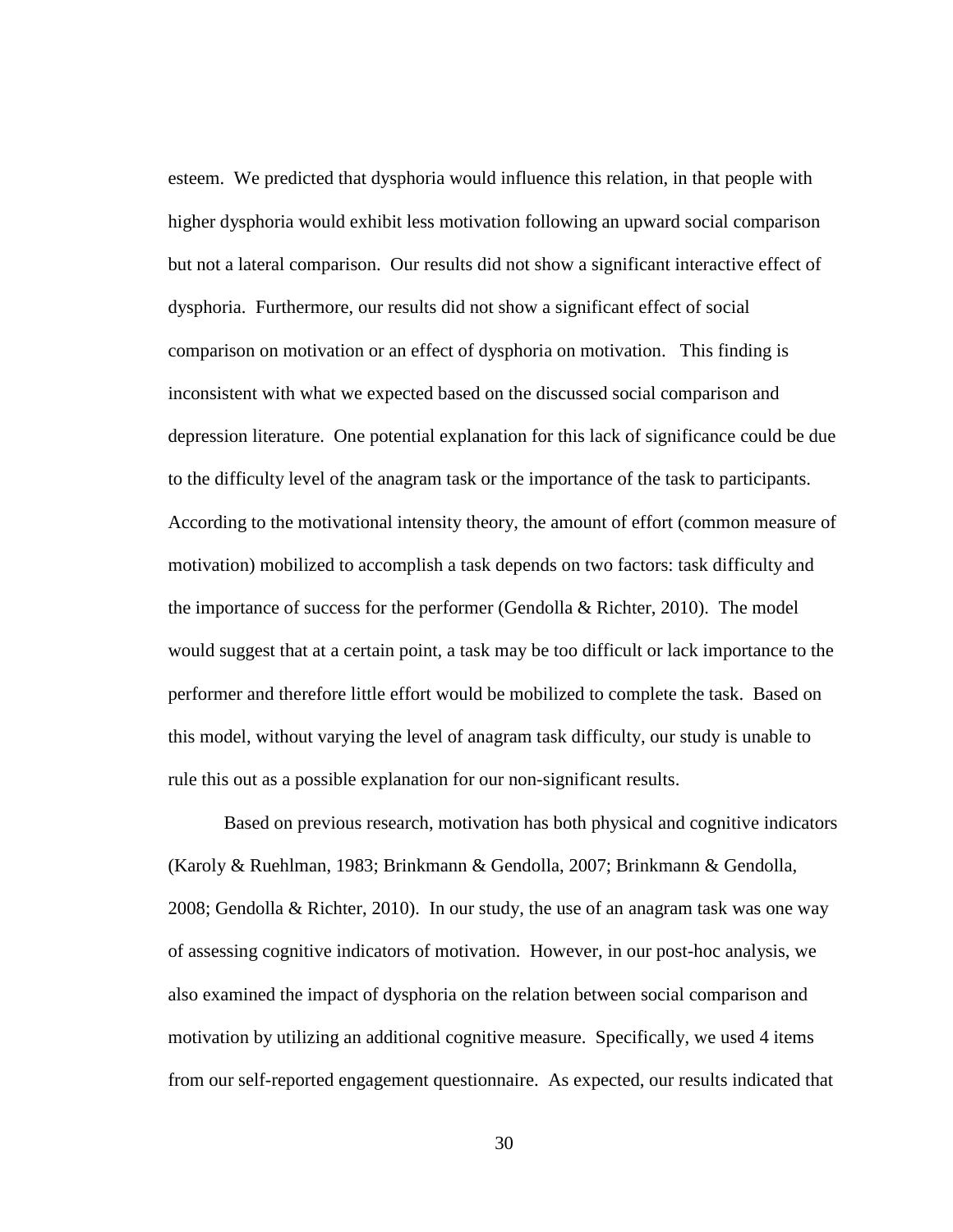esteem. We predicted that dysphoria would influence this relation, in that people with higher dysphoria would exhibit less motivation following an upward social comparison but not a lateral comparison. Our results did not show a significant interactive effect of dysphoria. Furthermore, our results did not show a significant effect of social comparison on motivation or an effect of dysphoria on motivation. This finding is inconsistent with what we expected based on the discussed social comparison and depression literature. One potential explanation for this lack of significance could be due to the difficulty level of the anagram task or the importance of the task to participants. According to the motivational intensity theory, the amount of effort (common measure of motivation) mobilized to accomplish a task depends on two factors: task difficulty and the importance of success for the performer (Gendolla & Richter, 2010). The model would suggest that at a certain point, a task may be too difficult or lack importance to the performer and therefore little effort would be mobilized to complete the task. Based on this model, without varying the level of anagram task difficulty, our study is unable to rule this out as a possible explanation for our non-significant results.

Based on previous research, motivation has both physical and cognitive indicators (Karoly & Ruehlman, 1983; Brinkmann & Gendolla, 2007; Brinkmann & Gendolla, 2008; Gendolla & Richter, 2010). In our study, the use of an anagram task was one way of assessing cognitive indicators of motivation. However, in our post-hoc analysis, we also examined the impact of dysphoria on the relation between social comparison and motivation by utilizing an additional cognitive measure. Specifically, we used 4 items from our self-reported engagement questionnaire. As expected, our results indicated that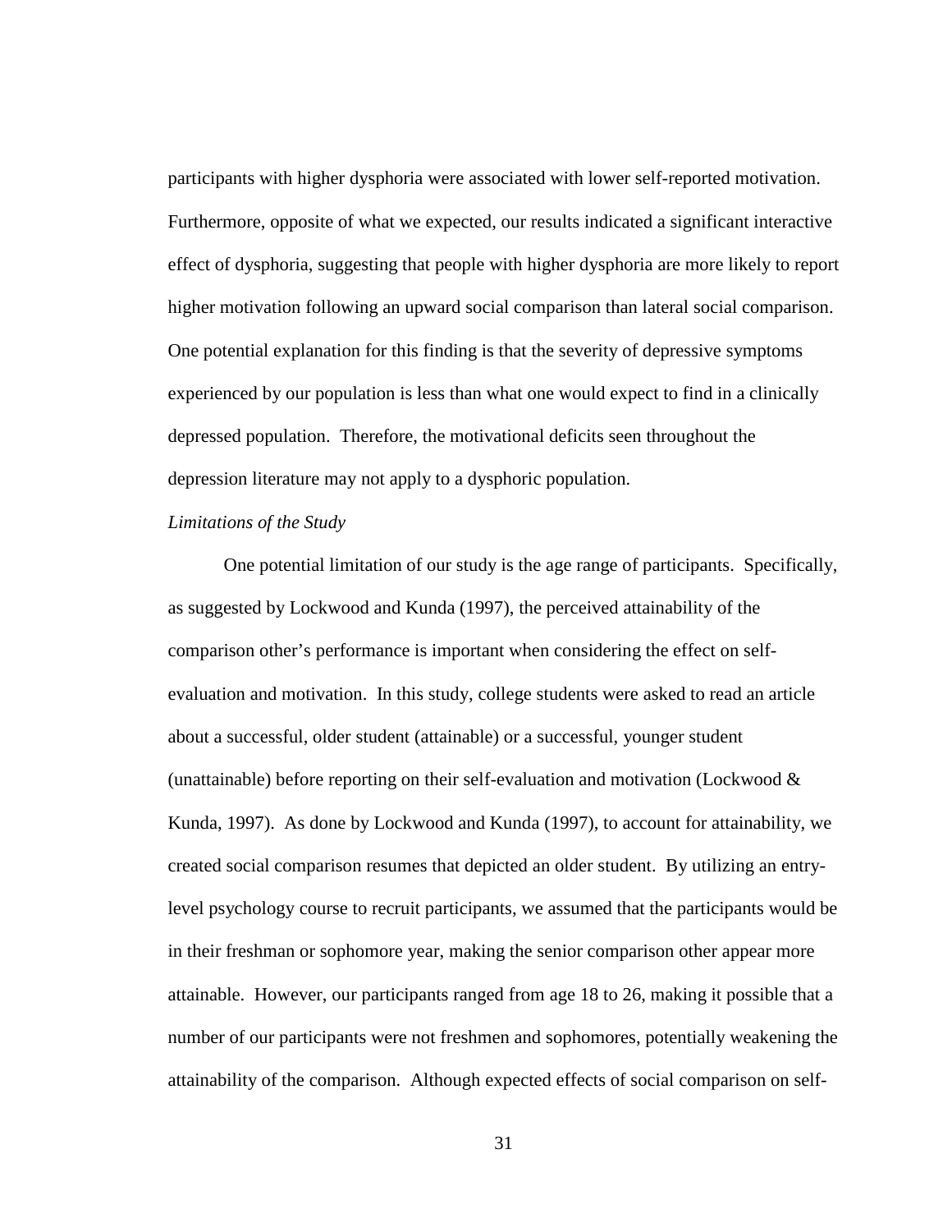participants with higher dysphoria were associated with lower self-reported motivation. Furthermore, opposite of what we expected, our results indicated a significant interactive effect of dysphoria, suggesting that people with higher dysphoria are more likely to report higher motivation following an upward social comparison than lateral social comparison. One potential explanation for this finding is that the severity of depressive symptoms experienced by our population is less than what one would expect to find in a clinically depressed population. Therefore, the motivational deficits seen throughout the depression literature may not apply to a dysphoric population.

*Limitations of the Study*

One potential limitation of our study is the age range of participants. Specifically, as suggested by Lockwood and Kunda (1997), the perceived attainability of the comparison other's performance is important when considering the effect on self-evaluation and motivation. In this study, college students were asked to read an article about a successful, older student (attainable) or a successful, younger student (unattainable) before reporting on their self-evaluation and motivation (Lockwood & Kunda, 1997). As done by Lockwood and Kunda (1997), to account for attainability, we created social comparison resumes that depicted an older student. By utilizing an entry-level psychology course to recruit participants, we assumed that the participants would be in their freshman or sophomore year, making the senior comparison other appear more attainable. However, our participants ranged from age 18 to 26, making it possible that a number of our participants were not freshmen and sophomores, potentially weakening the attainability of the comparison. Although expected effects of social comparison on self-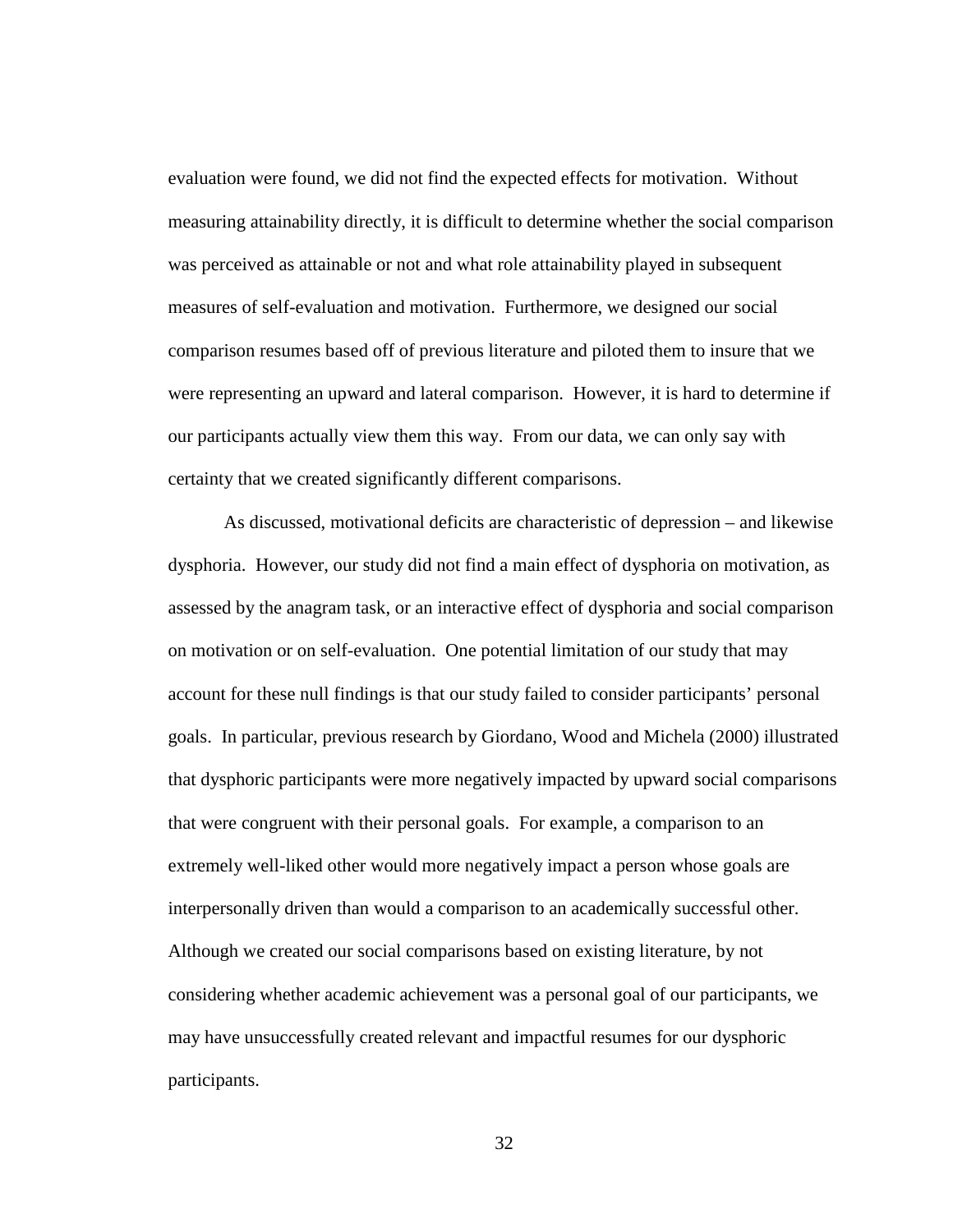evaluation were found, we did not find the expected effects for motivation. Without measuring attainability directly, it is difficult to determine whether the social comparison was perceived as attainable or not and what role attainability played in subsequent measures of self-evaluation and motivation. Furthermore, we designed our social comparison resumes based off of previous literature and piloted them to insure that we were representing an upward and lateral comparison. However, it is hard to determine if our participants actually view them this way. From our data, we can only say with certainty that we created significantly different comparisons.

As discussed, motivational deficits are characteristic of depression – and likewise dysphoria. However, our study did not find a main effect of dysphoria on motivation, as assessed by the anagram task, or an interactive effect of dysphoria and social comparison on motivation or on self-evaluation. One potential limitation of our study that may account for these null findings is that our study failed to consider participants' personal goals. In particular, previous research by Giordano, Wood and Michela (2000) illustrated that dysphoric participants were more negatively impacted by upward social comparisons that were congruent with their personal goals. For example, a comparison to an extremely well-liked other would more negatively impact a person whose goals are interpersonally driven than would a comparison to an academically successful other. Although we created our social comparisons based on existing literature, by not considering whether academic achievement was a personal goal of our participants, we may have unsuccessfully created relevant and impactful resumes for our dysphoric participants.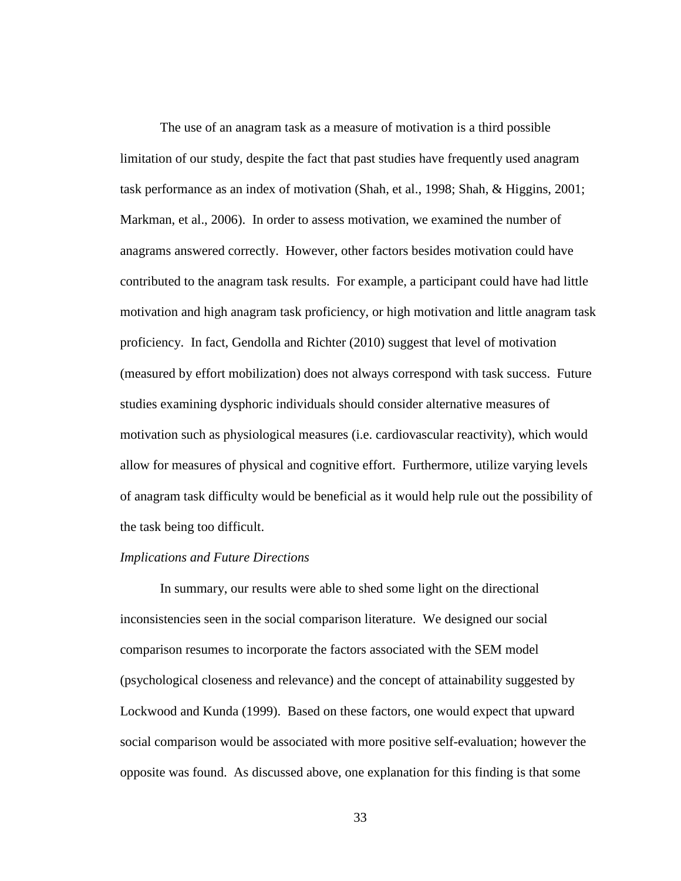The use of an anagram task as a measure of motivation is a third possible limitation of our study, despite the fact that past studies have frequently used anagram task performance as an index of motivation (Shah, et al., 1998; Shah, & Higgins, 2001; Markman, et al., 2006). In order to assess motivation, we examined the number of anagrams answered correctly. However, other factors besides motivation could have contributed to the anagram task results. For example, a participant could have had little motivation and high anagram task proficiency, or high motivation and little anagram task proficiency. In fact, Gendolla and Richter (2010) suggest that level of motivation (measured by effort mobilization) does not always correspond with task success. Future studies examining dysphoric individuals should consider alternative measures of motivation such as physiological measures (i.e. cardiovascular reactivity), which would allow for measures of physical and cognitive effort. Furthermore, utilize varying levels of anagram task difficulty would be beneficial as it would help rule out the possibility of the task being too difficult.

*Implications and Future Directions*

In summary, our results were able to shed some light on the directional inconsistencies seen in the social comparison literature. We designed our social comparison resumes to incorporate the factors associated with the SEM model (psychological closeness and relevance) and the concept of attainability suggested by Lockwood and Kunda (1999). Based on these factors, one would expect that upward social comparison would be associated with more positive self-evaluation; however the opposite was found. As discussed above, one explanation for this finding is that some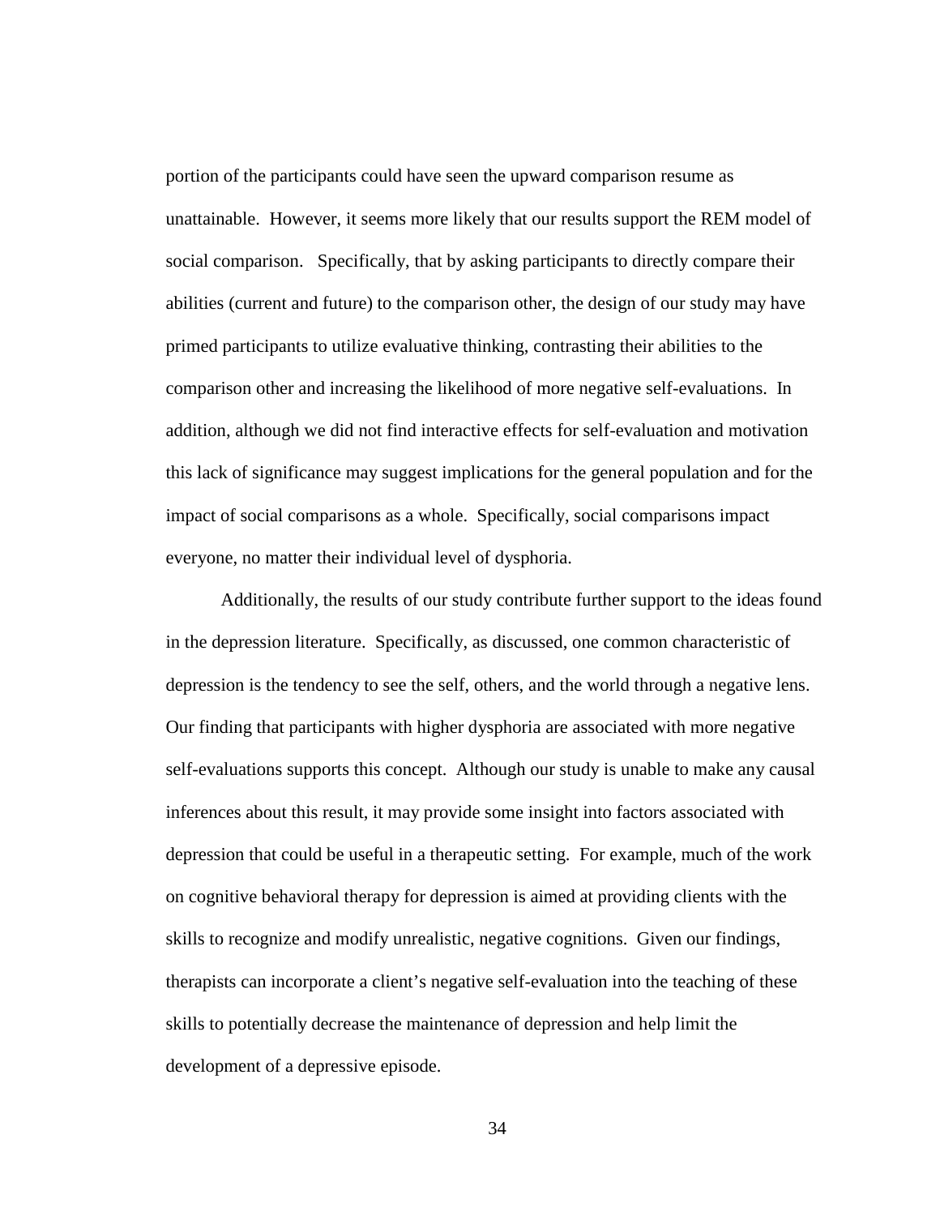portion of the participants could have seen the upward comparison resume as unattainable. However, it seems more likely that our results support the REM model of social comparison. Specifically, that by asking participants to directly compare their abilities (current and future) to the comparison other, the design of our study may have primed participants to utilize evaluative thinking, contrasting their abilities to the comparison other and increasing the likelihood of more negative self-evaluations. In addition, although we did not find interactive effects for self-evaluation and motivation this lack of significance may suggest implications for the general population and for the impact of social comparisons as a whole. Specifically, social comparisons impact everyone, no matter their individual level of dysphoria.

Additionally, the results of our study contribute further support to the ideas found in the depression literature. Specifically, as discussed, one common characteristic of depression is the tendency to see the self, others, and the world through a negative lens. Our finding that participants with higher dysphoria are associated with more negative self-evaluations supports this concept. Although our study is unable to make any causal inferences about this result, it may provide some insight into factors associated with depression that could be useful in a therapeutic setting. For example, much of the work on cognitive behavioral therapy for depression is aimed at providing clients with the skills to recognize and modify unrealistic, negative cognitions. Given our findings, therapists can incorporate a client's negative self-evaluation into the teaching of these skills to potentially decrease the maintenance of depression and help limit the development of a depressive episode.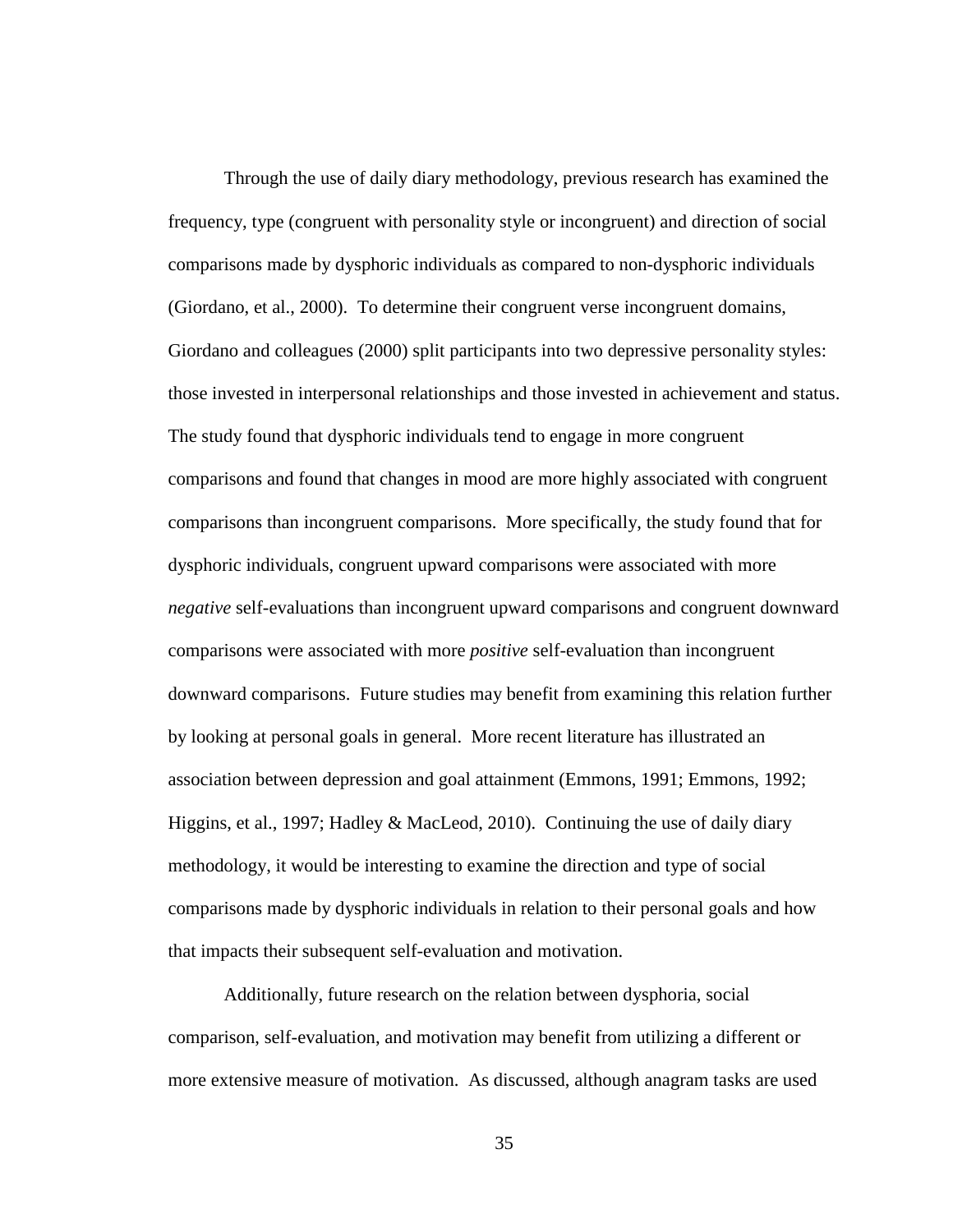Through the use of daily diary methodology, previous research has examined the frequency, type (congruent with personality style or incongruent) and direction of social comparisons made by dysphoric individuals as compared to non-dysphoric individuals (Giordano, et al., 2000). To determine their congruent verse incongruent domains, Giordano and colleagues (2000) split participants into two depressive personality styles: those invested in interpersonal relationships and those invested in achievement and status. The study found that dysphoric individuals tend to engage in more congruent comparisons and found that changes in mood are more highly associated with congruent comparisons than incongruent comparisons. More specifically, the study found that for dysphoric individuals, congruent upward comparisons were associated with more *negative* self-evaluations than incongruent upward comparisons and congruent downward comparisons were associated with more *positive* self-evaluation than incongruent downward comparisons. Future studies may benefit from examining this relation further by looking at personal goals in general. More recent literature has illustrated an association between depression and goal attainment (Emmons, 1991; Emmons, 1992; Higgins, et al., 1997; Hadley & MacLeod, 2010). Continuing the use of daily diary methodology, it would be interesting to examine the direction and type of social comparisons made by dysphoric individuals in relation to their personal goals and how that impacts their subsequent self-evaluation and motivation.

Additionally, future research on the relation between dysphoria, social comparison, self-evaluation, and motivation may benefit from utilizing a different or more extensive measure of motivation. As discussed, although anagram tasks are used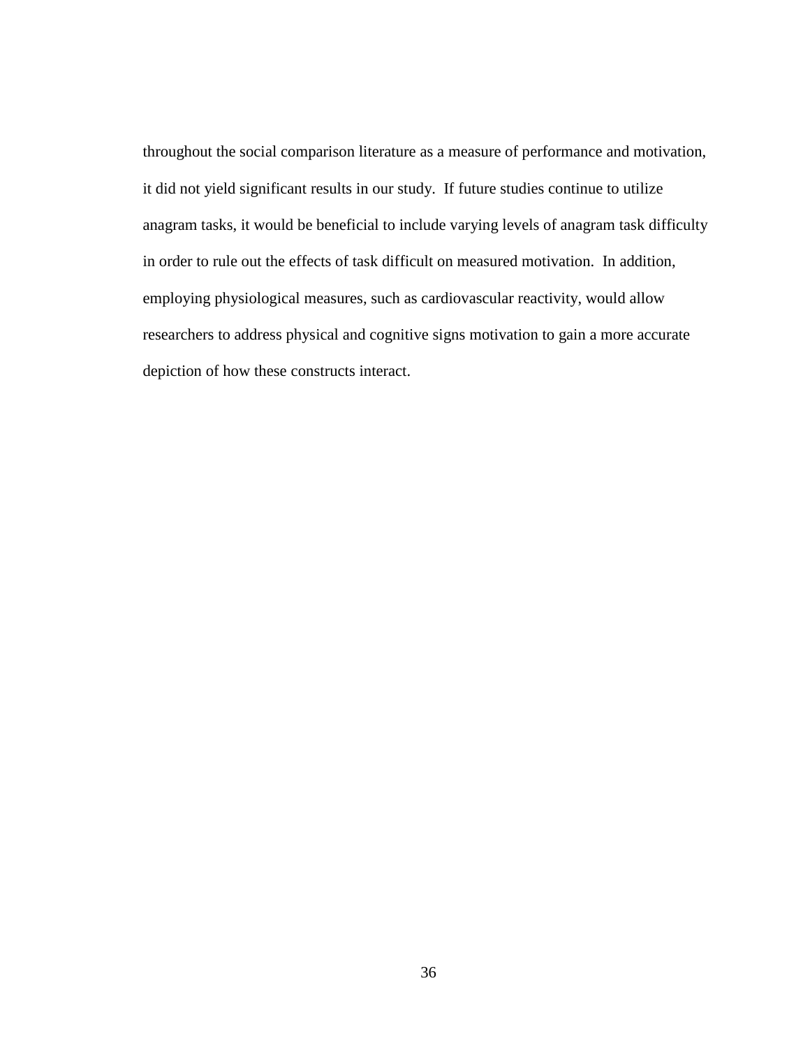throughout the social comparison literature as a measure of performance and motivation, it did not yield significant results in our study. If future studies continue to utilize anagram tasks, it would be beneficial to include varying levels of anagram task difficulty in order to rule out the effects of task difficult on measured motivation. In addition, employing physiological measures, such as cardiovascular reactivity, would allow researchers to address physical and cognitive signs motivation to gain a more accurate depiction of how these constructs interact.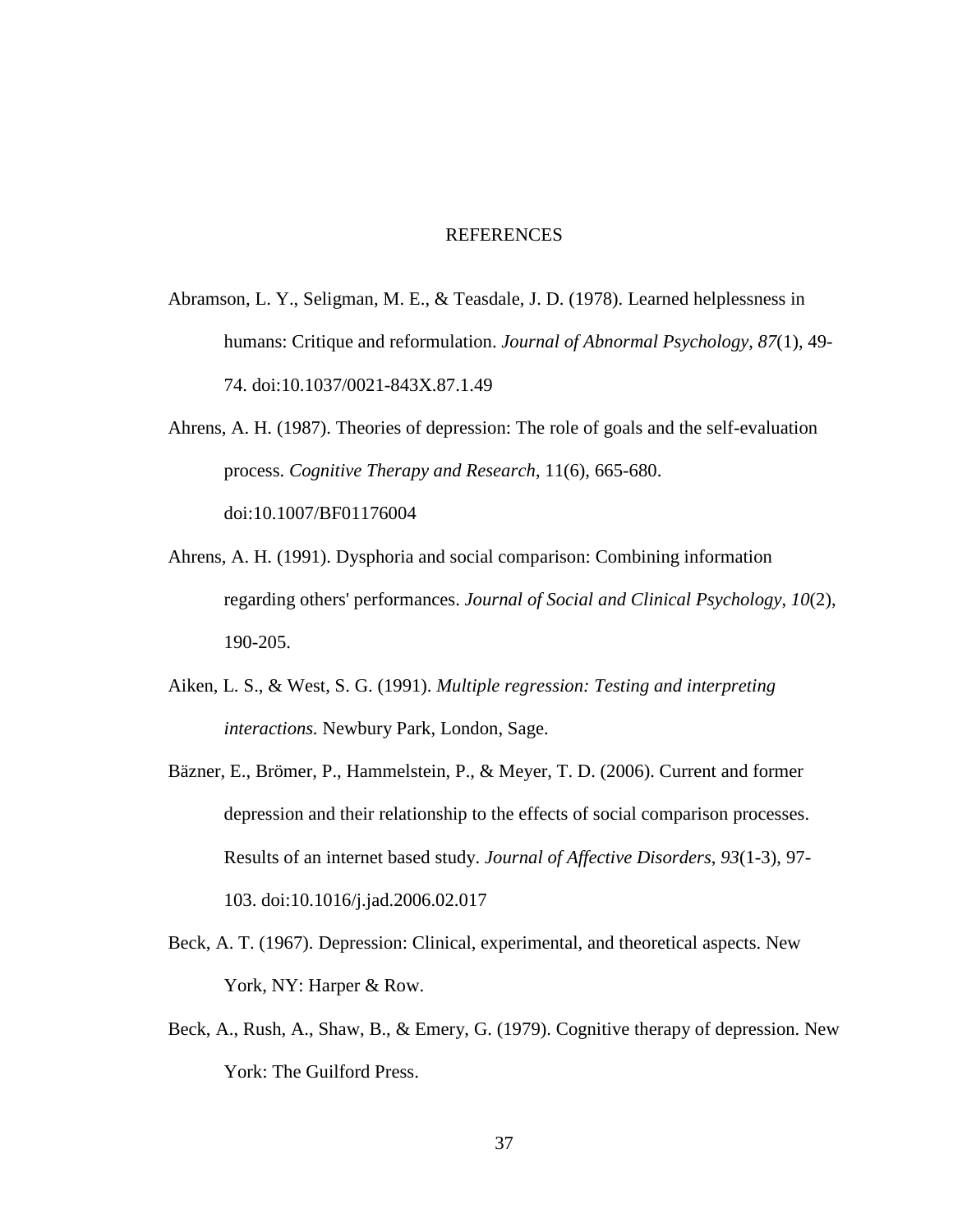# REFERENCES

Abramson, L. Y., Seligman, M. E., & Teasdale, J. D. (1978). Learned helplessness in humans: Critique and reformulation. *Journal of Abnormal Psychology*, *87*(1), 49-74. doi:10.1037/0021-843X.87.1.49

Ahrens, A. H. (1987). Theories of depression: The role of goals and the self-evaluation process. *Cognitive Therapy and Research*, 11(6), 665-680. doi:10.1007/BF01176004

Ahrens, A. H. (1991). Dysphoria and social comparison: Combining information regarding others' performances. *Journal of Social and Clinical Psychology*, *10*(2), 190-205.

Aiken, L. S., & West, S. G. (1991). *Multiple regression: Testing and interpreting interactions.* Newbury Park, London, Sage.

Bäzner, E., Brömer, P., Hammelstein, P., & Meyer, T. D. (2006). Current and former depression and their relationship to the effects of social comparison processes. Results of an internet based study. *Journal of Affective Disorders*, *93*(1-3), 97-103. doi:10.1016/j.jad.2006.02.017

Beck, A. T. (1967). Depression: Clinical, experimental, and theoretical aspects. New York, NY: Harper & Row.

Beck, A., Rush, A., Shaw, B., & Emery, G. (1979). Cognitive therapy of depression. New York: The Guilford Press.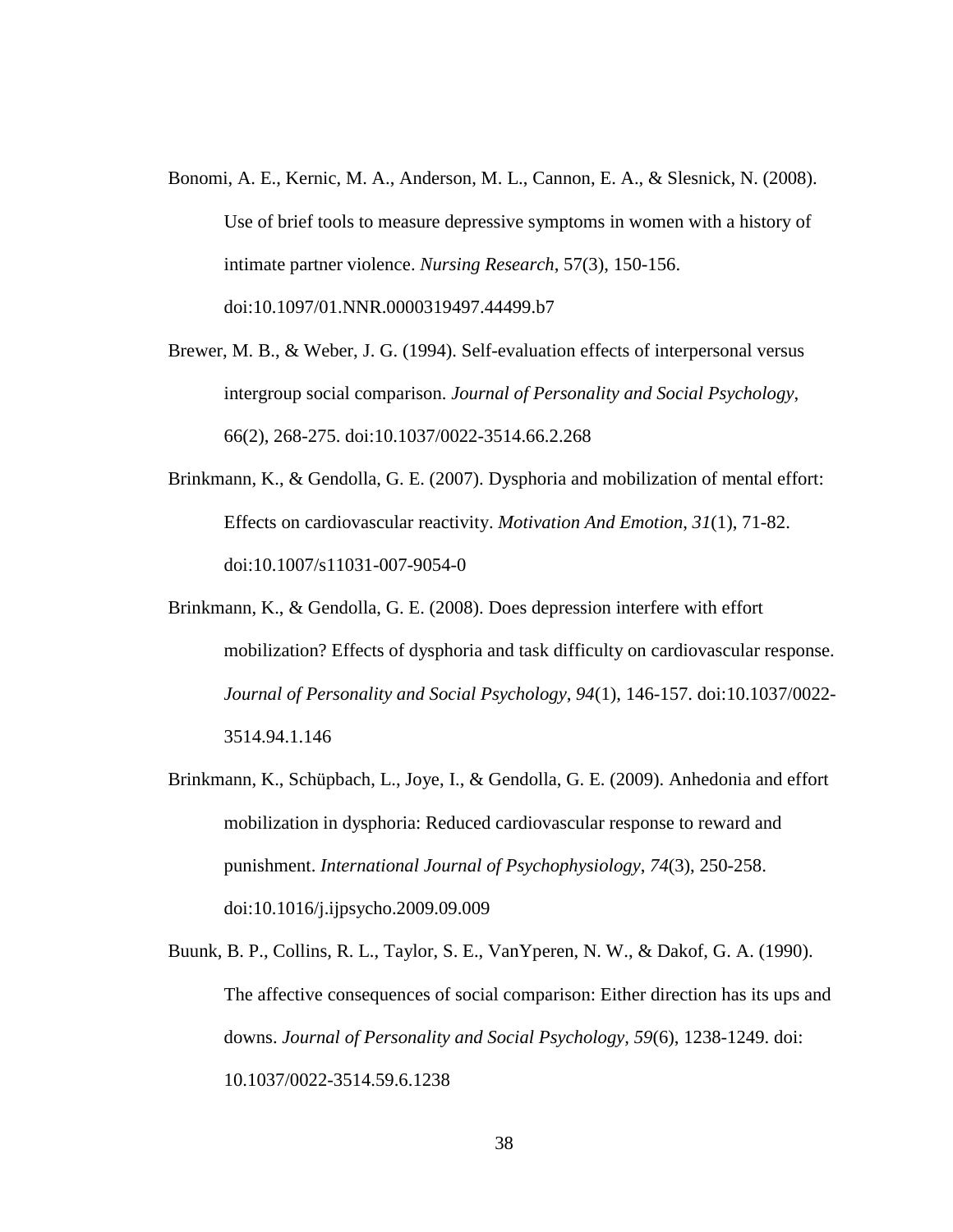Bonomi, A. E., Kernic, M. A., Anderson, M. L., Cannon, E. A., & Slesnick, N. (2008). Use of brief tools to measure depressive symptoms in women with a history of intimate partner violence. *Nursing Research*, 57(3), 150-156. doi:10.1097/01.NNR.0000319497.44499.b7

Brewer, M. B., & Weber, J. G. (1994). Self-evaluation effects of interpersonal versus intergroup social comparison. *Journal of Personality and Social Psychology*, 66(2), 268-275. doi:10.1037/0022-3514.66.2.268

Brinkmann, K., & Gendolla, G. E. (2007). Dysphoria and mobilization of mental effort: Effects on cardiovascular reactivity. *Motivation And Emotion*, *31*(1), 71-82. doi:10.1007/s11031-007-9054-0

Brinkmann, K., & Gendolla, G. E. (2008). Does depression interfere with effort mobilization? Effects of dysphoria and task difficulty on cardiovascular response. *Journal of Personality and Social Psychology*, *94*(1), 146-157. doi:10.1037/0022-3514.94.1.146

Brinkmann, K., Schüpbach, L., Joye, I., & Gendolla, G. E. (2009). Anhedonia and effort mobilization in dysphoria: Reduced cardiovascular response to reward and punishment. *International Journal of Psychophysiology*, *74*(3), 250-258. doi:10.1016/j.ijpsycho.2009.09.009

Buunk, B. P., Collins, R. L., Taylor, S. E., VanYperen, N. W., & Dakof, G. A. (1990). The affective consequences of social comparison: Either direction has its ups and downs. *Journal of Personality and Social Psychology, 59*(6), 1238-1249. doi: 10.1037/0022-3514.59.6.1238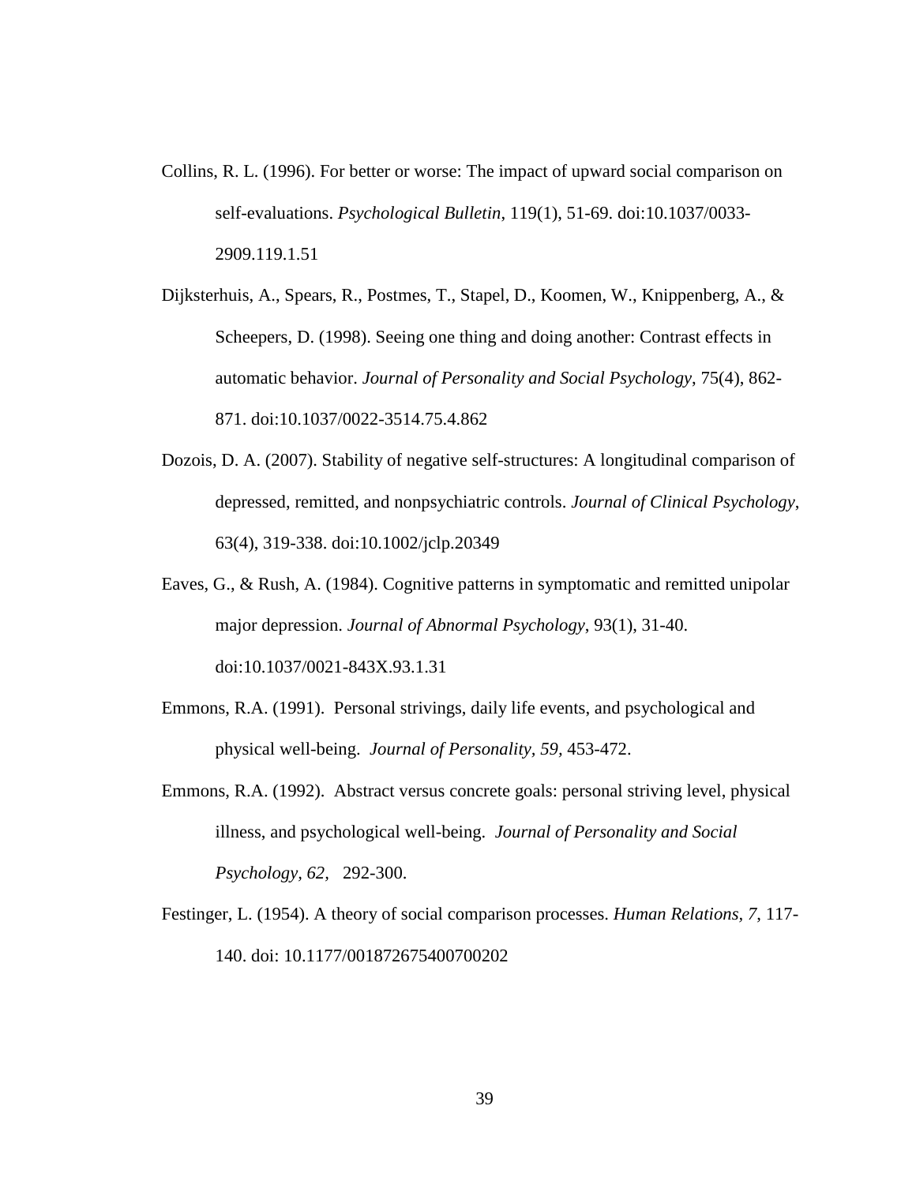Collins, R. L. (1996). For better or worse: The impact of upward social comparison on self-evaluations. *Psychological Bulletin*, 119(1), 51-69. doi:10.1037/0033-2909.119.1.51

Dijksterhuis, A., Spears, R., Postmes, T., Stapel, D., Koomen, W., Knippenberg, A., & Scheepers, D. (1998). Seeing one thing and doing another: Contrast effects in automatic behavior. *Journal of Personality and Social Psychology*, 75(4), 862-871. doi:10.1037/0022-3514.75.4.862

Dozois, D. A. (2007). Stability of negative self-structures: A longitudinal comparison of depressed, remitted, and nonpsychiatric controls. *Journal of Clinical Psychology*, 63(4), 319-338. doi:10.1002/jclp.20349

Eaves, G., & Rush, A. (1984). Cognitive patterns in symptomatic and remitted unipolar major depression. *Journal of Abnormal Psychology*, 93(1), 31-40. doi:10.1037/0021-843X.93.1.31

Emmons, R.A. (1991). Personal strivings, daily life events, and psychological and physical well-being. *Journal of Personality, 59,* 453-472.

Emmons, R.A. (1992). Abstract versus concrete goals: personal striving level, physical illness, and psychological well-being. *Journal of Personality and Social Psychology, 62,* 292-300.

Festinger, L. (1954). A theory of social comparison processes. *Human Relations, 7*, 117-140. doi: 10.1177/001872675400700202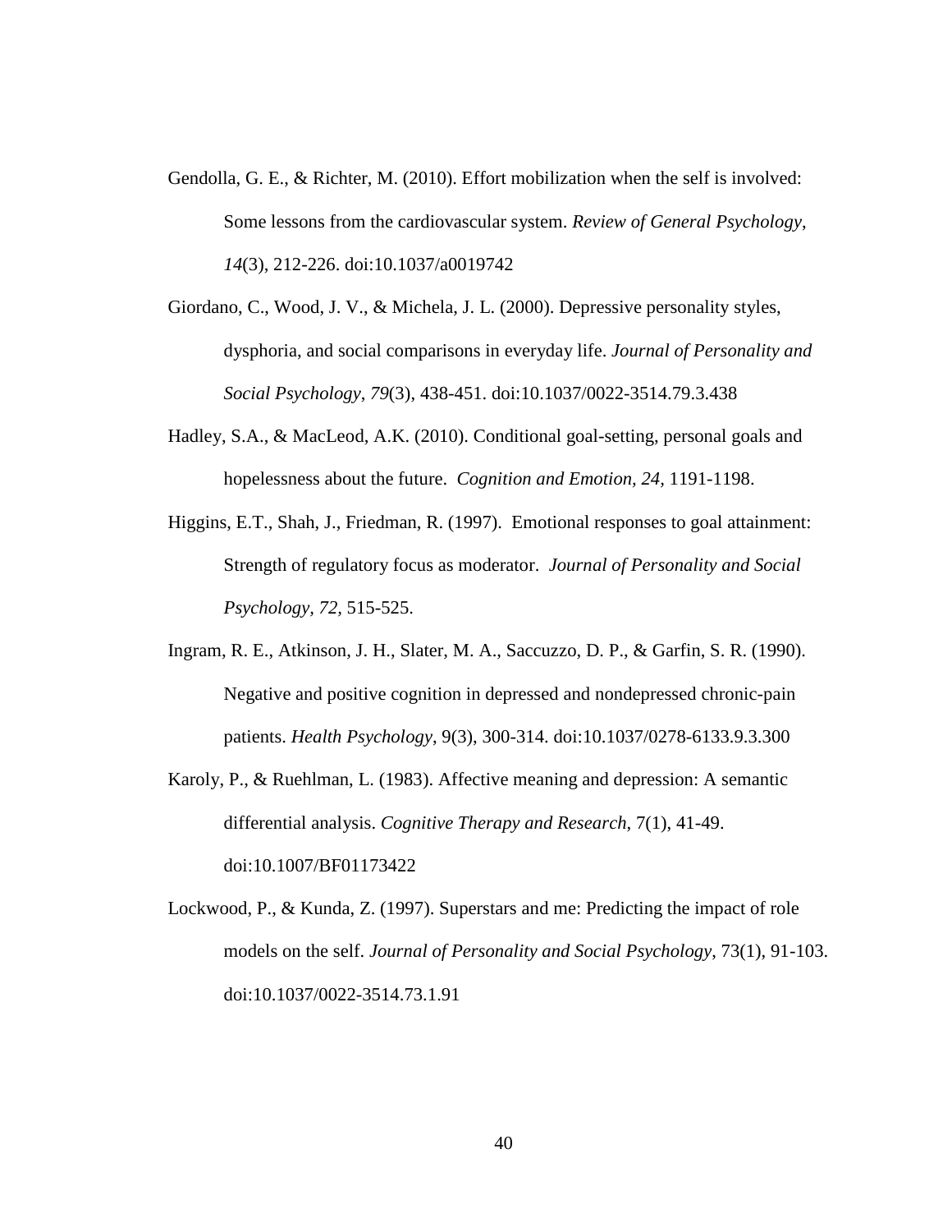Gendolla, G. E., & Richter, M. (2010). Effort mobilization when the self is involved: Some lessons from the cardiovascular system. *Review of General Psychology*, *14*(3), 212-226. doi:10.1037/a0019742

Giordano, C., Wood, J. V., & Michela, J. L. (2000). Depressive personality styles, dysphoria, and social comparisons in everyday life. *Journal of Personality and Social Psychology*, *79*(3), 438-451. doi:10.1037/0022-3514.79.3.438

Hadley, S.A., & MacLeod, A.K. (2010). Conditional goal-setting, personal goals and hopelessness about the future. *Cognition and Emotion, 24,* 1191-1198.

Higgins, E.T., Shah, J., Friedman, R. (1997). Emotional responses to goal attainment: Strength of regulatory focus as moderator. *Journal of Personality and Social Psychology, 72,* 515-525.

Ingram, R. E., Atkinson, J. H., Slater, M. A., Saccuzzo, D. P., & Garfin, S. R. (1990). Negative and positive cognition in depressed and nondepressed chronic-pain patients. *Health Psychology*, 9(3), 300-314. doi:10.1037/0278-6133.9.3.300

Karoly, P., & Ruehlman, L. (1983). Affective meaning and depression: A semantic differential analysis. *Cognitive Therapy and Research*, 7(1), 41-49. doi:10.1007/BF01173422

Lockwood, P., & Kunda, Z. (1997). Superstars and me: Predicting the impact of role models on the self. *Journal of Personality and Social Psychology*, 73(1), 91-103. doi:10.1037/0022-3514.73.1.91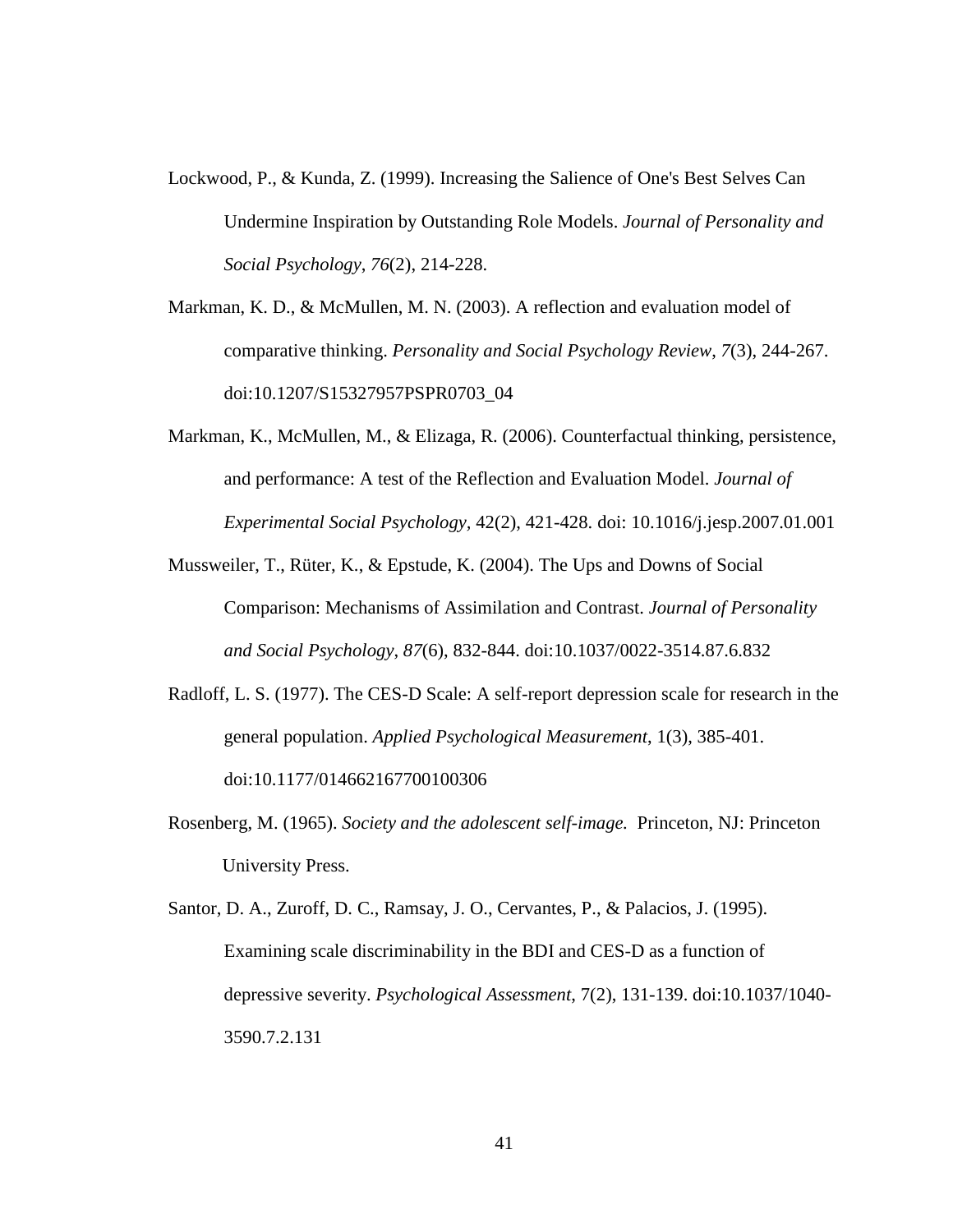Lockwood, P., & Kunda, Z. (1999). Increasing the Salience of One's Best Selves Can Undermine Inspiration by Outstanding Role Models. *Journal of Personality and Social Psychology*, *76*(2), 214-228.

Markman, K. D., & McMullen, M. N. (2003). A reflection and evaluation model of comparative thinking. *Personality and Social Psychology Review*, *7*(3), 244-267. doi:10.1207/S15327957PSPR0703_04

Markman, K., McMullen, M., & Elizaga, R. (2006). Counterfactual thinking, persistence, and performance: A test of the Reflection and Evaluation Model. *Journal of Experimental Social Psychology*, 42(2), 421-428. doi: 10.1016/j.jesp.2007.01.001

Mussweiler, T., Rüter, K., & Epstude, K. (2004). The Ups and Downs of Social Comparison: Mechanisms of Assimilation and Contrast. *Journal of Personality and Social Psychology*, *87*(6), 832-844. doi:10.1037/0022-3514.87.6.832

Radloff, L. S. (1977). The CES-D Scale: A self-report depression scale for research in the general population. *Applied Psychological Measurement*, 1(3), 385-401. doi:10.1177/014662167700100306

Rosenberg, M. (1965). *Society and the adolescent self-image.* Princeton, NJ: Princeton University Press.

Santor, D. A., Zuroff, D. C., Ramsay, J. O., Cervantes, P., & Palacios, J. (1995). Examining scale discriminability in the BDI and CES-D as a function of depressive severity. *Psychological Assessment*, 7(2), 131-139. doi:10.1037/1040-3590.7.2.131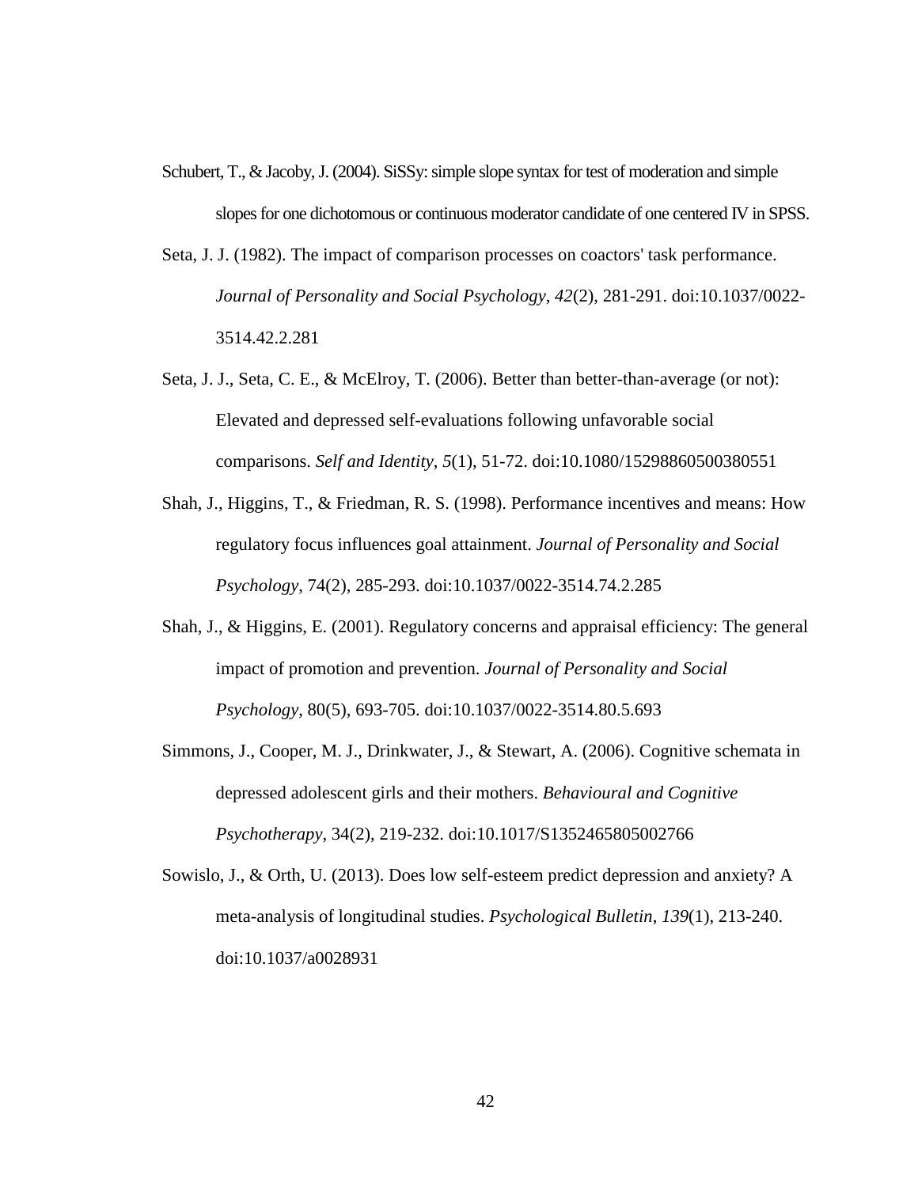Schubert, T., & Jacoby, J. (2004). SiSSy: simple slope syntax for test of moderation and simple slopes for one dichotomous or continuous moderator candidate of one centered IV in SPSS.

Seta, J. J. (1982). The impact of comparison processes on coactors' task performance. *Journal of Personality and Social Psychology*, *42*(2), 281-291. doi:10.1037/0022-3514.42.2.281

Seta, J. J., Seta, C. E., & McElroy, T. (2006). Better than better-than-average (or not): Elevated and depressed self-evaluations following unfavorable social comparisons. *Self and Identity*, *5*(1), 51-72. doi:10.1080/15298860500380551

Shah, J., Higgins, T., & Friedman, R. S. (1998). Performance incentives and means: How regulatory focus influences goal attainment. *Journal of Personality and Social Psychology*, 74(2), 285-293. doi:10.1037/0022-3514.74.2.285

Shah, J., & Higgins, E. (2001). Regulatory concerns and appraisal efficiency: The general impact of promotion and prevention. *Journal of Personality and Social Psychology*, 80(5), 693-705. doi:10.1037/0022-3514.80.5.693

Simmons, J., Cooper, M. J., Drinkwater, J., & Stewart, A. (2006). Cognitive schemata in depressed adolescent girls and their mothers. *Behavioural and Cognitive Psychotherapy*, 34(2), 219-232. doi:10.1017/S1352465805002766

Sowislo, J., & Orth, U. (2013). Does low self-esteem predict depression and anxiety? A meta-analysis of longitudinal studies. *Psychological Bulletin*, *139*(1), 213-240. doi:10.1037/a0028931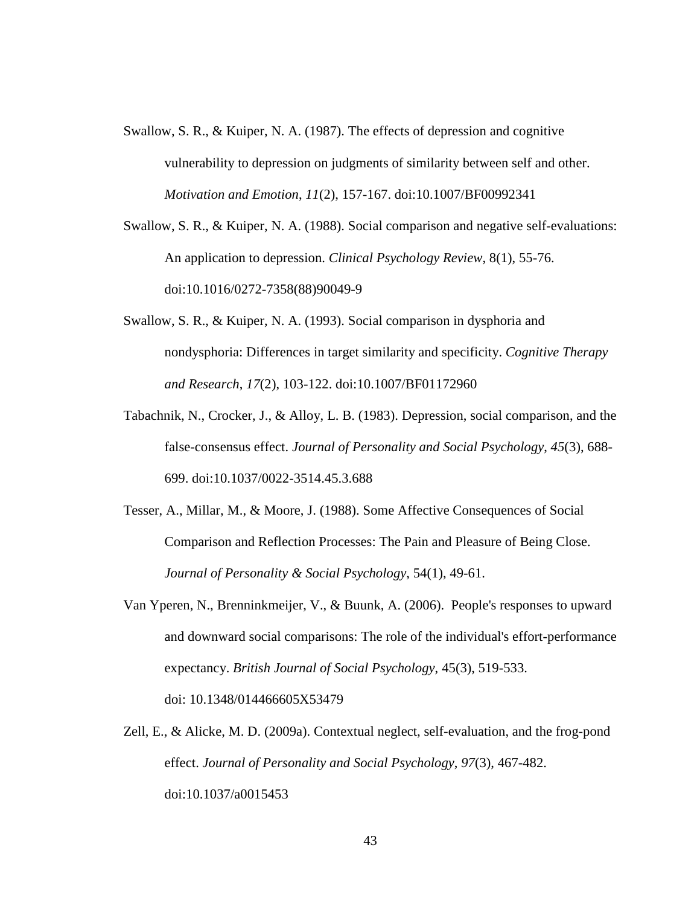Swallow, S. R., & Kuiper, N. A. (1987). The effects of depression and cognitive vulnerability to depression on judgments of similarity between self and other. *Motivation and Emotion*, *11*(2), 157-167. doi:10.1007/BF00992341

Swallow, S. R., & Kuiper, N. A. (1988). Social comparison and negative self-evaluations: An application to depression. *Clinical Psychology Review*, 8(1), 55-76. doi:10.1016/0272-7358(88)90049-9

Swallow, S. R., & Kuiper, N. A. (1993). Social comparison in dysphoria and nondysphoria: Differences in target similarity and specificity. *Cognitive Therapy and Research*, *17*(2), 103-122. doi:10.1007/BF01172960

Tabachnik, N., Crocker, J., & Alloy, L. B. (1983). Depression, social comparison, and the false-consensus effect. *Journal of Personality and Social Psychology*, *45*(3), 688-699. doi:10.1037/0022-3514.45.3.688

Tesser, A., Millar, M., & Moore, J. (1988). Some Affective Consequences of Social Comparison and Reflection Processes: The Pain and Pleasure of Being Close. *Journal of Personality & Social Psychology*, 54(1), 49-61.

Van Yperen, N., Brenninkmeijer, V., & Buunk, A. (2006). People's responses to upward and downward social comparisons: The role of the individual's effort-performance expectancy. *British Journal of Social Psychology*, 45(3), 519-533. doi: 10.1348/014466605X53479

Zell, E., & Alicke, M. D. (2009a). Contextual neglect, self-evaluation, and the frog-pond effect. *Journal of Personality and Social Psychology*, *97*(3), 467-482. doi:10.1037/a0015453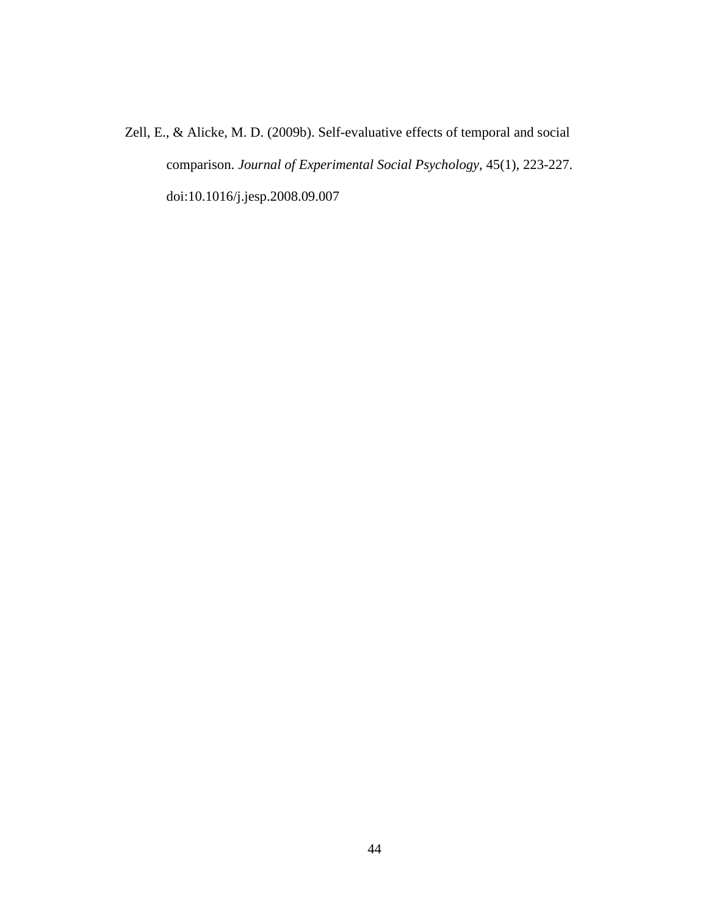Zell, E., & Alicke, M. D. (2009b). Self-evaluative effects of temporal and social comparison. *Journal of Experimental Social Psychology*, 45(1), 223-227. doi:10.1016/j.jesp.2008.09.007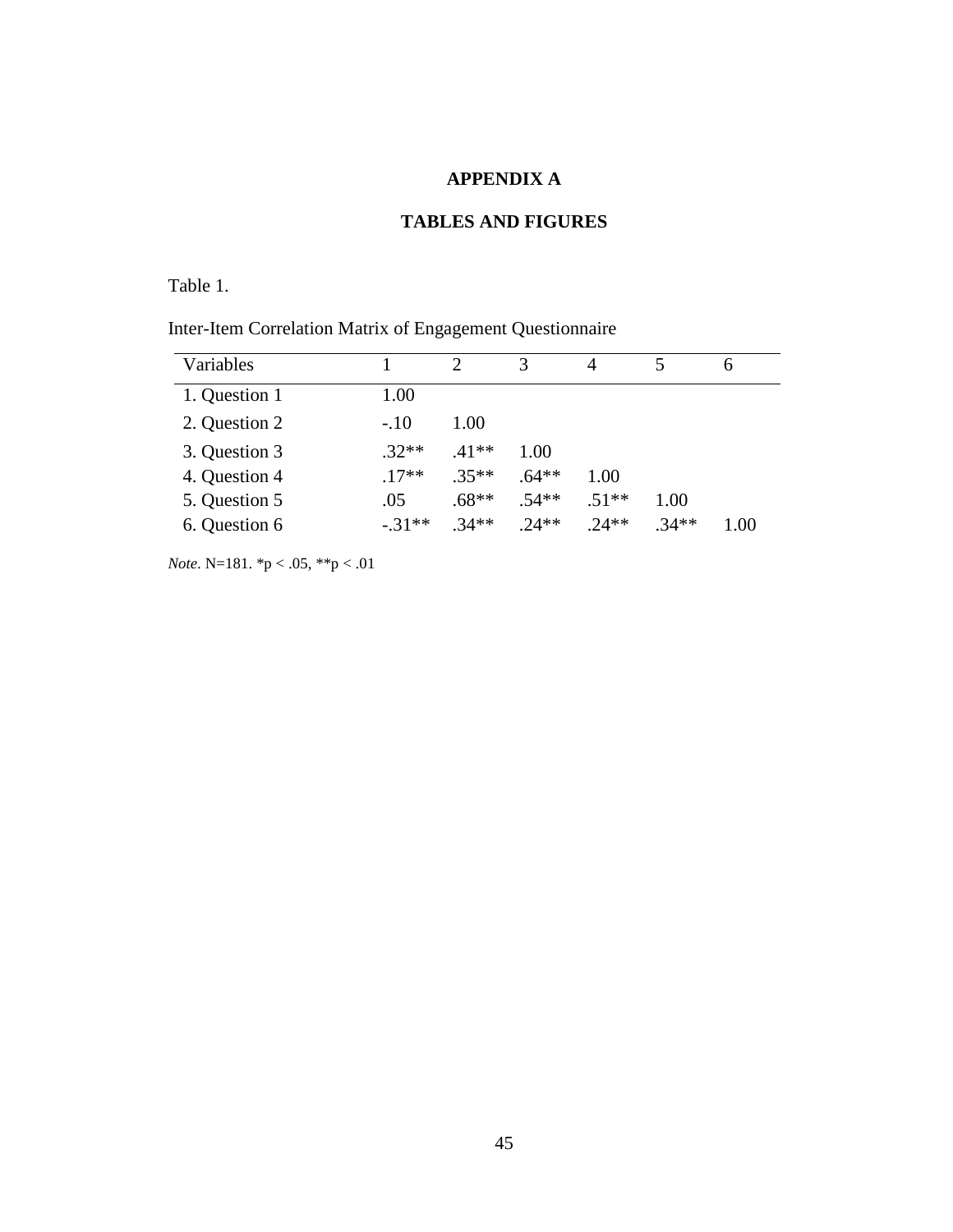# APPENDIX A

## TABLES AND FIGURES

Table 1.

Inter-Item Correlation Matrix of Engagement Questionnaire

| Variables | 1 | 2 | 3 | 4 | 5 | 6 |
|---|---|---|---|---|---|---|
| 1. Question 1 | 1.00 | | | | | |
| 2. Question 2 | -.10 | 1.00 | | | | |
| 3. Question 3 | .32** | .41** | 1.00 | | | |
| 4. Question 4 | .17** | .35** | .64** | 1.00 | | |
| 5. Question 5 | .05 | .68** | .54** | .51** | 1.00 | |
| 6. Question 6 | -.31** | .34** | .24** | .24** | .34** | 1.00 |

*Note*. N=181. *p < .05, **p < .01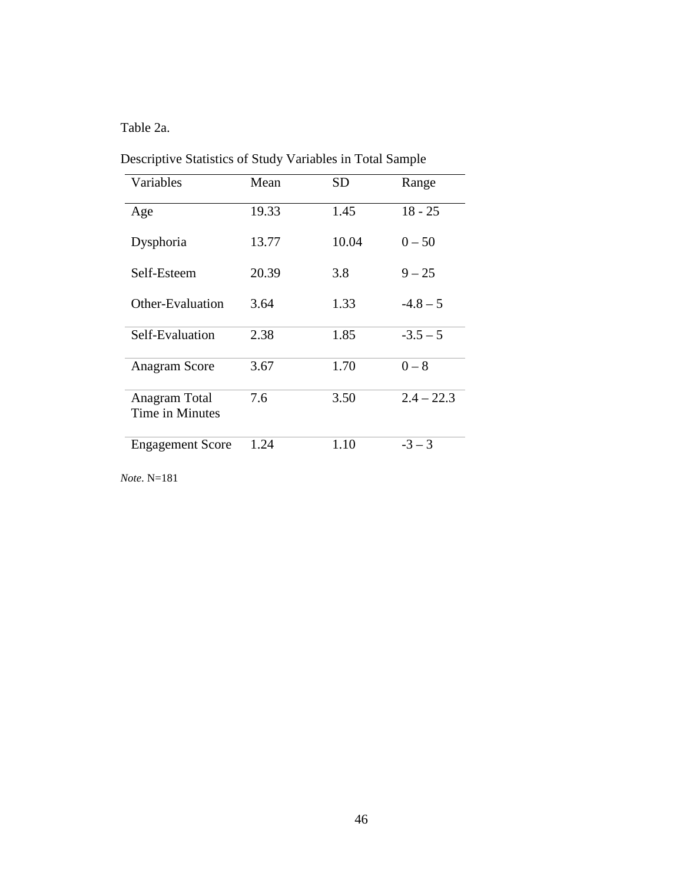Table 2a.

Descriptive Statistics of Study Variables in Total Sample

| Variables | Mean | SD | Range |
| --- | --- | --- | --- |
| Age | 19.33 | 1.45 | 18 - 25 |
| Dysphoria | 13.77 | 10.04 | 0 – 50 |
| Self-Esteem | 20.39 | 3.8 | 9 – 25 |
| Other-Evaluation | 3.64 | 1.33 | -4.8 – 5 |
| Self-Evaluation | 2.38 | 1.85 | -3.5 – 5 |
| Anagram Score | 3.67 | 1.70 | 0 – 8 |
| Anagram Total Time in Minutes | 7.6 | 3.50 | 2.4 – 22.3 |
| Engagement Score | 1.24 | 1.10 | -3 – 3 |

*Note*. N=181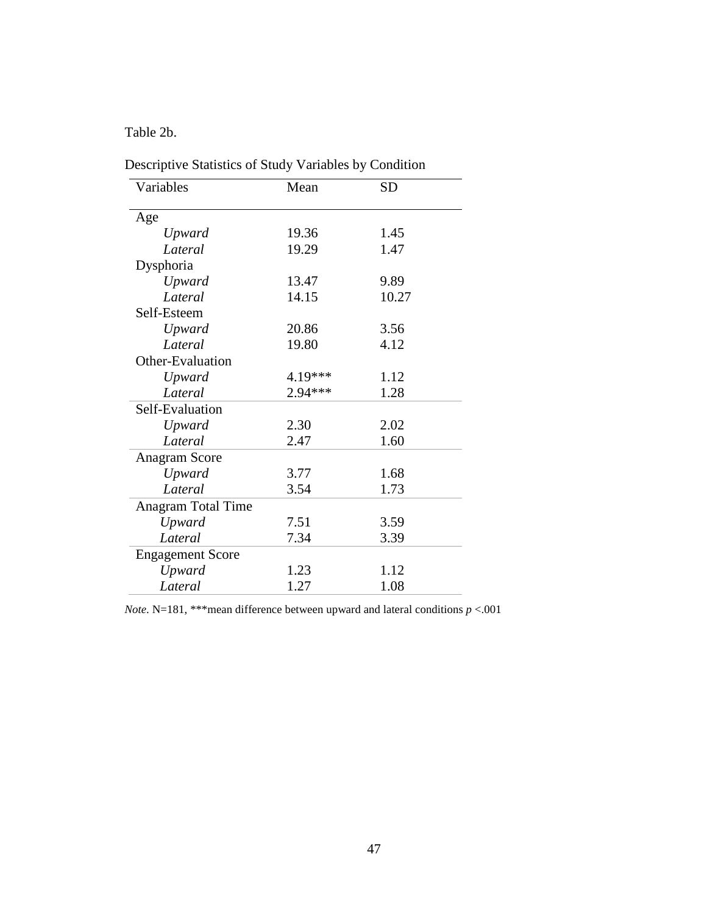Table 2b.

Descriptive Statistics of Study Variables by Condition

| Variables | Mean | SD |
|---|---|---|
| Age | | |
| *Upward* | 19.36 | 1.45 |
| *Lateral* | 19.29 | 1.47 |
| Dysphoria | | |
| *Upward* | 13.47 | 9.89 |
| *Lateral* | 14.15 | 10.27 |
| Self-Esteem | | |
| *Upward* | 20.86 | 3.56 |
| *Lateral* | 19.80 | 4.12 |
| Other-Evaluation | | |
| *Upward* | 4.19*** | 1.12 |
| *Lateral* | 2.94*** | 1.28 |
| Self-Evaluation | | |
| *Upward* | 2.30 | 2.02 |
| *Lateral* | 2.47 | 1.60 |
| Anagram Score | | |
| *Upward* | 3.77 | 1.68 |
| *Lateral* | 3.54 | 1.73 |
| Anagram Total Time | | |
| *Upward* | 7.51 | 3.59 |
| *Lateral* | 7.34 | 3.39 |
| Engagement Score | | |
| *Upward* | 1.23 | 1.12 |
| *Lateral* | 1.27 | 1.08 |

*Note*. N=181, ***mean difference between upward and lateral conditions $p < .001$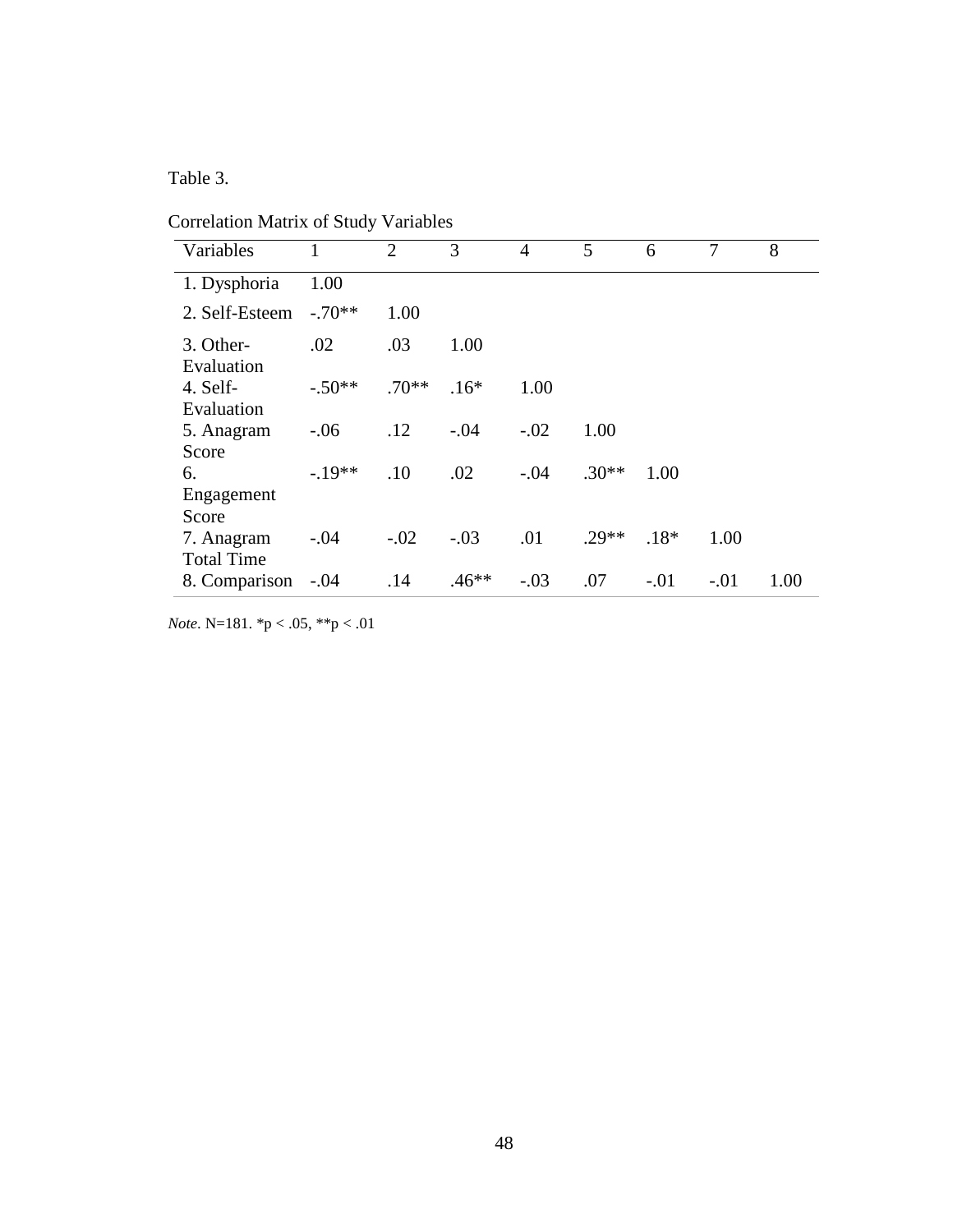Table 3.

Correlation Matrix of Study Variables

| Variables | 1 | 2 | 3 | 4 | 5 | 6 | 7 | 8 |
|---|---|---|---|---|---|---|---|---|
| 1. Dysphoria | 1.00 | | | | | | | |
| 2. Self-Esteem | -.70** | 1.00 | | | | | | |
| 3. Other-Evaluation | .02 | .03 | 1.00 | | | | | |
| 4. Self-Evaluation | -.50** | .70** | .16* | 1.00 | | | | |
| 5. Anagram Score | -.06 | .12 | -.04 | -.02 | 1.00 | | | |
| 6. Engagement Score | -.19** | .10 | .02 | -.04 | .30** | 1.00 | | |
| 7. Anagram Total Time | -.04 | -.02 | -.03 | .01 | .29** | .18* | 1.00 | |
| 8. Comparison | -.04 | .14 | .46** | -.03 | .07 | -.01 | -.01 | 1.00 |

*Note*. N=181. *p < .05, **p < .01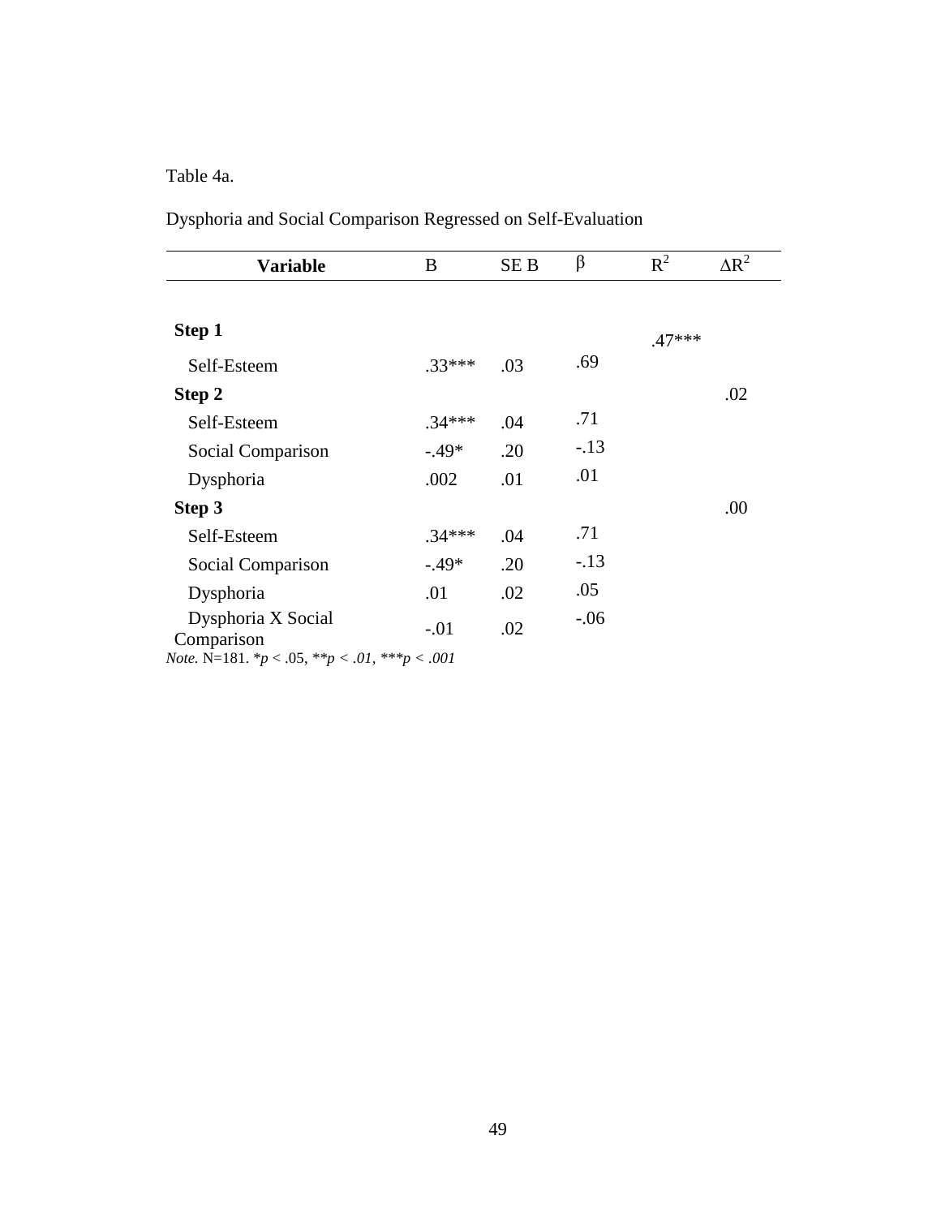Table 4a.

Dysphoria and Social Comparison Regressed on Self-Evaluation

| Variable | B | SE B | β | $R^2$ | $\Delta R^2$ |
|---|---|---|---|---|---|
| **Step 1** | | | | .47*** | |
| Self-Esteem | .33*** | .03 | .69 | | |
| **Step 2** | | | | | .02 |
| Self-Esteem | .34*** | .04 | .71 | | |
| Social Comparison | -.49* | .20 | -.13 | | |
| Dysphoria | .002 | .01 | .01 | | |
| **Step 3** | | | | | .00 |
| Self-Esteem | .34*** | .04 | .71 | | |
| Social Comparison | -.49* | .20 | -.13 | | |
| Dysphoria | .01 | .02 | .05 | | |
| Dysphoria X Social Comparison | -.01 | .02 | -.06 | | |

*Note.* N=181. *$p < .05$, **$p < .01$, ***$p < .001$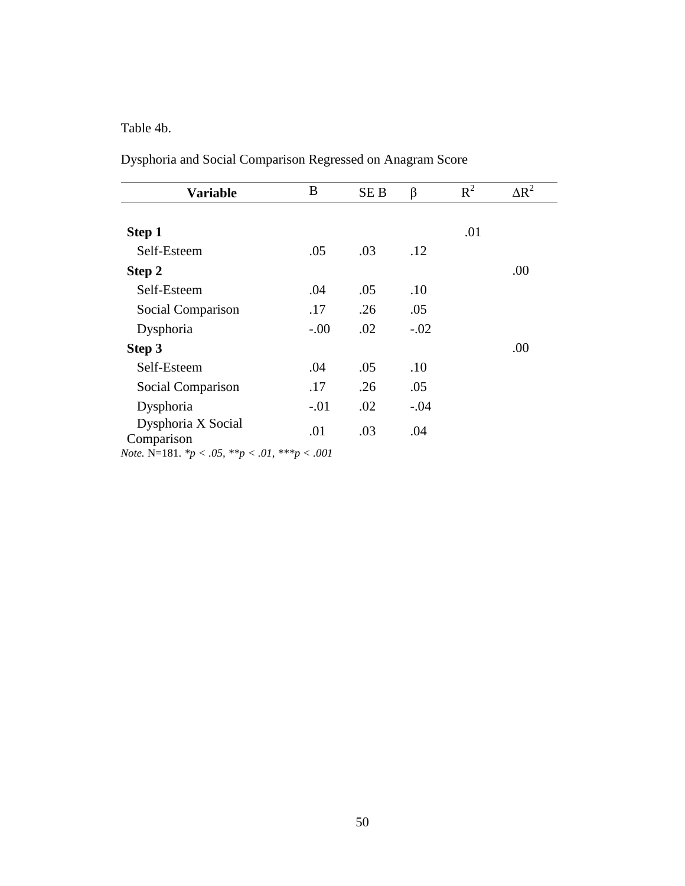Table 4b.

Dysphoria and Social Comparison Regressed on Anagram Score

| Variable | B | SE B | β | $R^2$ | $\Delta R^2$ |
|---|---|---|---|---|---|
| **Step 1** | | | | .01 | |
| Self-Esteem | .05 | .03 | .12 | | |
| **Step 2** | | | | | .00 |
| Self-Esteem | .04 | .05 | .10 | | |
| Social Comparison | .17 | .26 | .05 | | |
| Dysphoria | -.00 | .02 | -.02 | | |
| **Step 3** | | | | | .00 |
| Self-Esteem | .04 | .05 | .10 | | |
| Social Comparison | .17 | .26 | .05 | | |
| Dysphoria | -.01 | .02 | -.04 | | |
| Dysphoria X Social Comparison | .01 | .03 | .04 | | |

*Note.* N=181. $^*p < .05$, $^{**}p < .01$, $^{***}p < .001$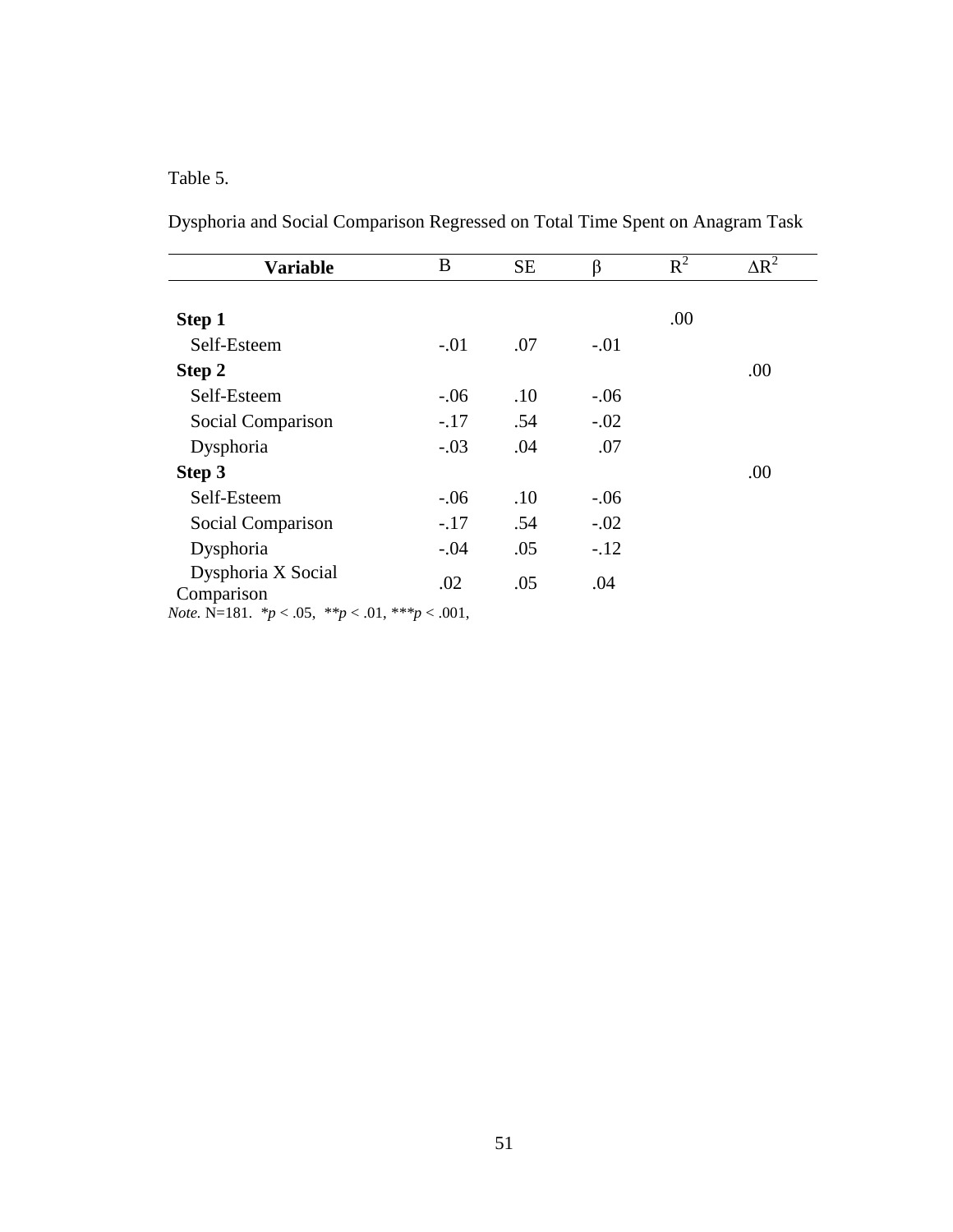Table 5.

Dysphoria and Social Comparison Regressed on Total Time Spent on Anagram Task

| Variable | B | SE | β | $R^2$ | $\Delta R^2$ |
|---|---|---|---|---|---|
| **Step 1** | | | | .00 | |
| Self-Esteem | -.01 | .07 | -.01 | | |
| **Step 2** | | | | | .00 |
| Self-Esteem | -.06 | .10 | -.06 | | |
| Social Comparison | -.17 | .54 | -.02 | | |
| Dysphoria | -.03 | .04 | .07 | | |
| **Step 3** | | | | | .00 |
| Self-Esteem | -.06 | .10 | -.06 | | |
| Social Comparison | -.17 | .54 | -.02 | | |
| Dysphoria | -.04 | .05 | -.12 | | |
| Dysphoria X Social Comparison | .02 | .05 | .04 | | |

*Note.* N=181. $*p < .05$, $**p < .01$, $***p < .001$,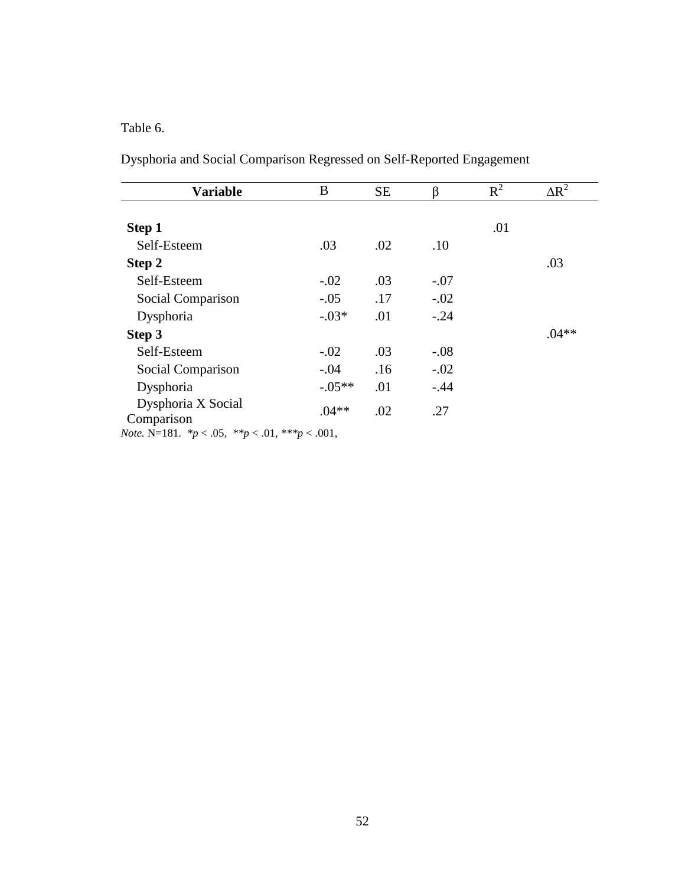Table 6.

Dysphoria and Social Comparison Regressed on Self-Reported Engagement

| Variable | B | SE | β | $R^2$ | $\Delta R^2$ |
|---|---|---|---|---|---|
| **Step 1** | | | | .01 | |
| Self-Esteem | .03 | .02 | .10 | | |
| **Step 2** | | | | | .03 |
| Self-Esteem | -.02 | .03 | -.07 | | |
| Social Comparison | -.05 | .17 | -.02 | | |
| Dysphoria | -.03* | .01 | -.24 | | |
| **Step 3** | | | | | .04** |
| Self-Esteem | -.02 | .03 | -.08 | | |
| Social Comparison | -.04 | .16 | -.02 | | |
| Dysphoria | -.05** | .01 | -.44 | | |
| Dysphoria X Social Comparison | .04** | .02 | .27 | | |

*Note.* N=181. $*p < .05$, $**p < .01$, $***p < .001$,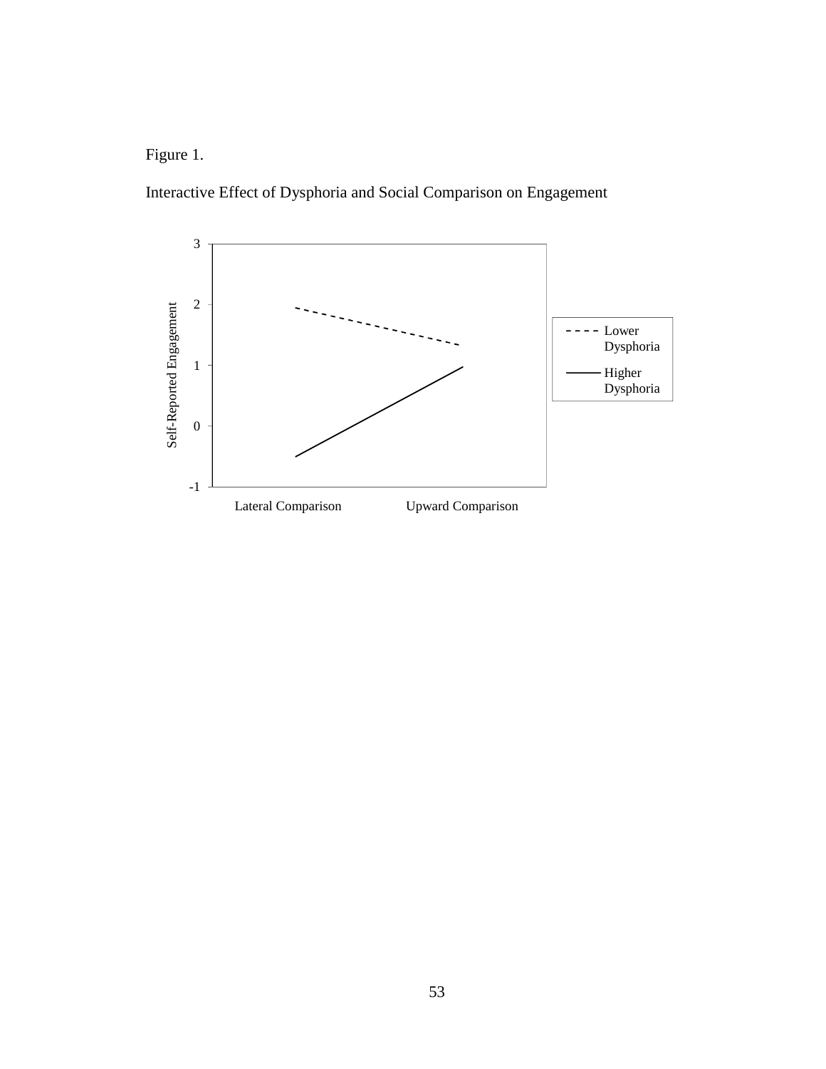Figure 1.

Interactive Effect of Dysphoria and Social Comparison on Engagement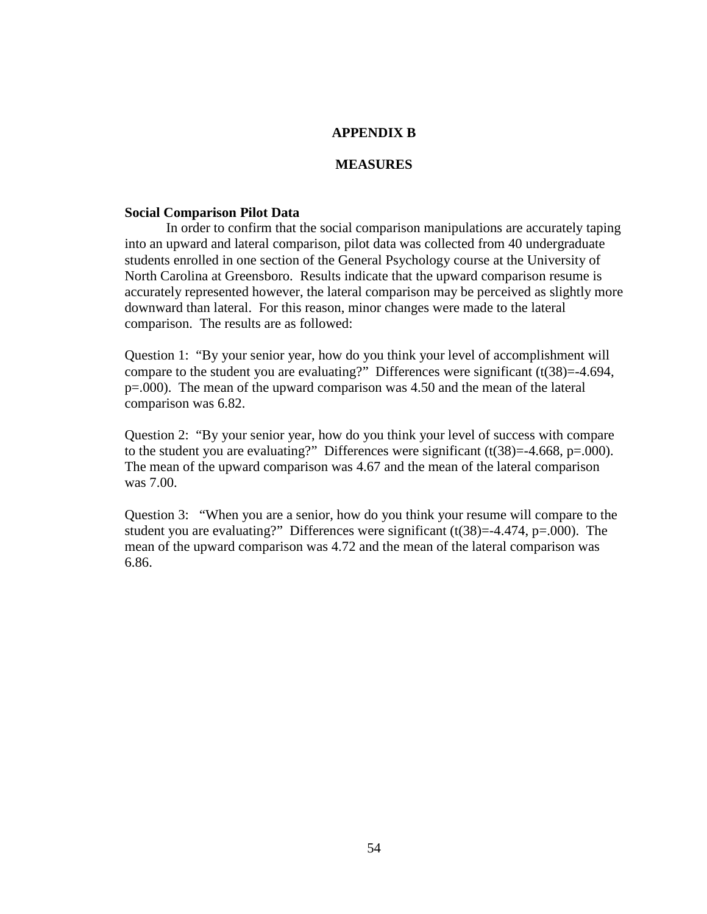# APPENDIX B

## MEASURES

**Social Comparison Pilot Data**

In order to confirm that the social comparison manipulations are accurately taping into an upward and lateral comparison, pilot data was collected from 40 undergraduate students enrolled in one section of the General Psychology course at the University of North Carolina at Greensboro. Results indicate that the upward comparison resume is accurately represented however, the lateral comparison may be perceived as slightly more downward than lateral. For this reason, minor changes were made to the lateral comparison. The results are as followed:

Question 1: "By your senior year, how do you think your level of accomplishment will compare to the student you are evaluating?" Differences were significant ($t(38)=-4.694$, $p=.000$). The mean of the upward comparison was 4.50 and the mean of the lateral comparison was 6.82.

Question 2: "By your senior year, how do you think your level of success with compare to the student you are evaluating?" Differences were significant ($t(38)=-4.668$, $p=.000$). The mean of the upward comparison was 4.67 and the mean of the lateral comparison was 7.00.

Question 3: "When you are a senior, how do you think your resume will compare to the student you are evaluating?" Differences were significant ($t(38)=-4.474$, $p=.000$). The mean of the upward comparison was 4.72 and the mean of the lateral comparison was 6.86.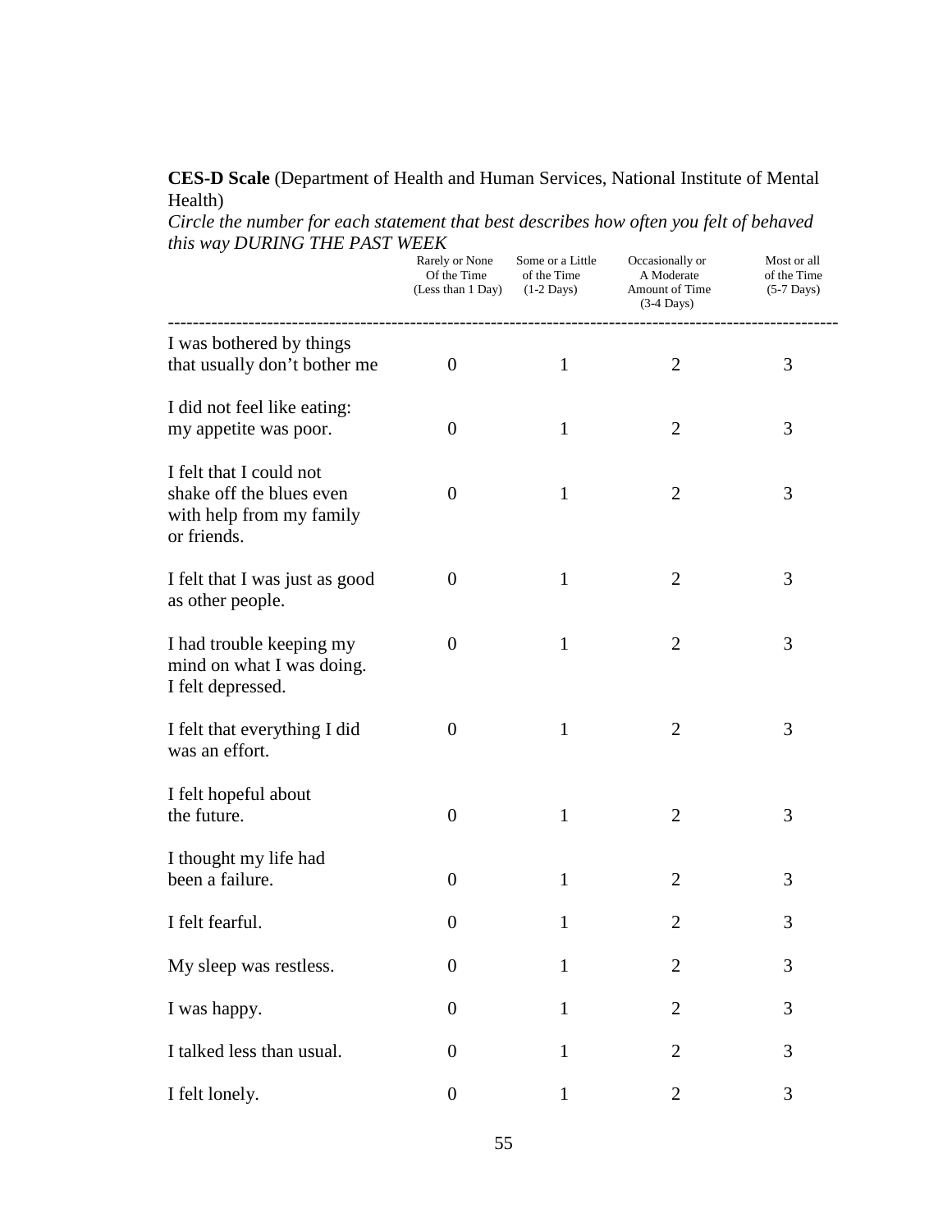**CES-D Scale** (Department of Health and Human Services, National Institute of Mental Health)

*Circle the number for each statement that best describes how often you felt of behaved this way DURING THE PAST WEEK*

| | Rarely or None Of the Time (Less than 1 Day) | Some or a Little of the Time (1-2 Days) | Occasionally or A Moderate Amount of Time (3-4 Days) | Most or all of the Time (5-7 Days) |
|---|---|---|---|---|
| I was bothered by things that usually don't bother me | 0 | 1 | 2 | 3 |
| I did not feel like eating: my appetite was poor. | 0 | 1 | 2 | 3 |
| I felt that I could not shake off the blues even with help from my family or friends. | 0 | 1 | 2 | 3 |
| I felt that I was just as good as other people. | 0 | 1 | 2 | 3 |
| I had trouble keeping my mind on what I was doing. I felt depressed. | 0 | 1 | 2 | 3 |
| I felt that everything I did was an effort. | 0 | 1 | 2 | 3 |
| I felt hopeful about the future. | 0 | 1 | 2 | 3 |
| I thought my life had been a failure. | 0 | 1 | 2 | 3 |
| I felt fearful. | 0 | 1 | 2 | 3 |
| My sleep was restless. | 0 | 1 | 2 | 3 |
| I was happy. | 0 | 1 | 2 | 3 |
| I talked less than usual. | 0 | 1 | 2 | 3 |
| I felt lonely. | 0 | 1 | 2 | 3 |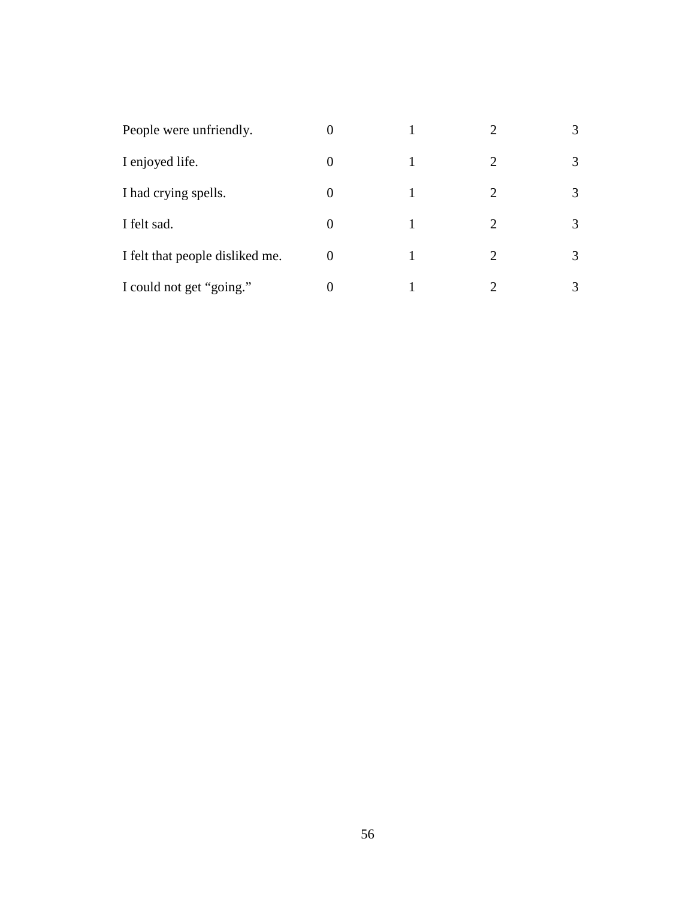| | | | | |
|---|---|---|---|---|
| People were unfriendly. | 0 | 1 | 2 | 3 |
| I enjoyed life. | 0 | 1 | 2 | 3 |
| I had crying spells. | 0 | 1 | 2 | 3 |
| I felt sad. | 0 | 1 | 2 | 3 |
| I felt that people disliked me. | 0 | 1 | 2 | 3 |
| I could not get “going.” | 0 | 1 | 2 | 3 |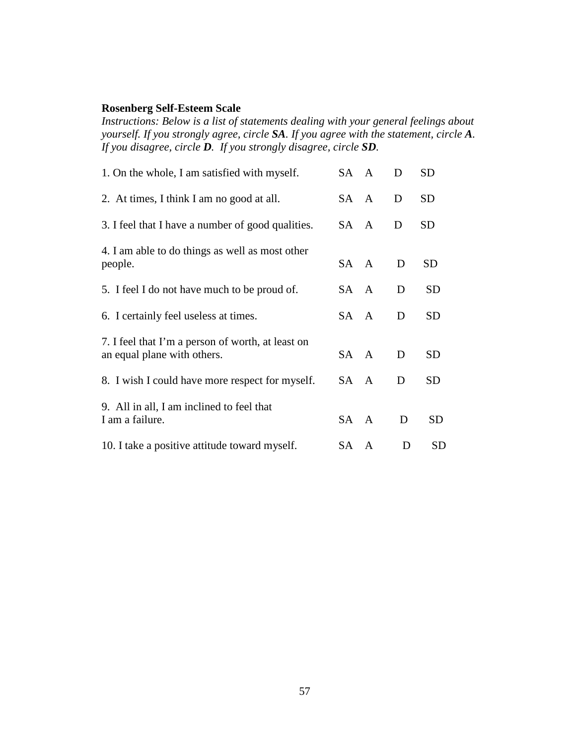**Rosenberg Self-Esteem Scale**

*Instructions: Below is a list of statements dealing with your general feelings about yourself. If you strongly agree, circle **SA**. If you agree with the statement, circle **A**. If you disagree, circle **D**. If you strongly disagree, circle **SD**.*

| | | | | |
|---|---|---|---|---|
| 1. On the whole, I am satisfied with myself. | SA | A | D | SD |
| 2. At times, I think I am no good at all. | SA | A | D | SD |
| 3. I feel that I have a number of good qualities. | SA | A | D | SD |
| 4. I am able to do things as well as most other people. | SA | A | D | SD |
| 5. I feel I do not have much to be proud of. | SA | A | D | SD |
| 6. I certainly feel useless at times. | SA | A | D | SD |
| 7. I feel that I'm a person of worth, at least on an equal plane with others. | SA | A | D | SD |
| 8. I wish I could have more respect for myself. | SA | A | D | SD |
| 9. All in all, I am inclined to feel that I am a failure. | SA | A | D | SD |
| 10. I take a positive attitude toward myself. | SA | A | D | SD |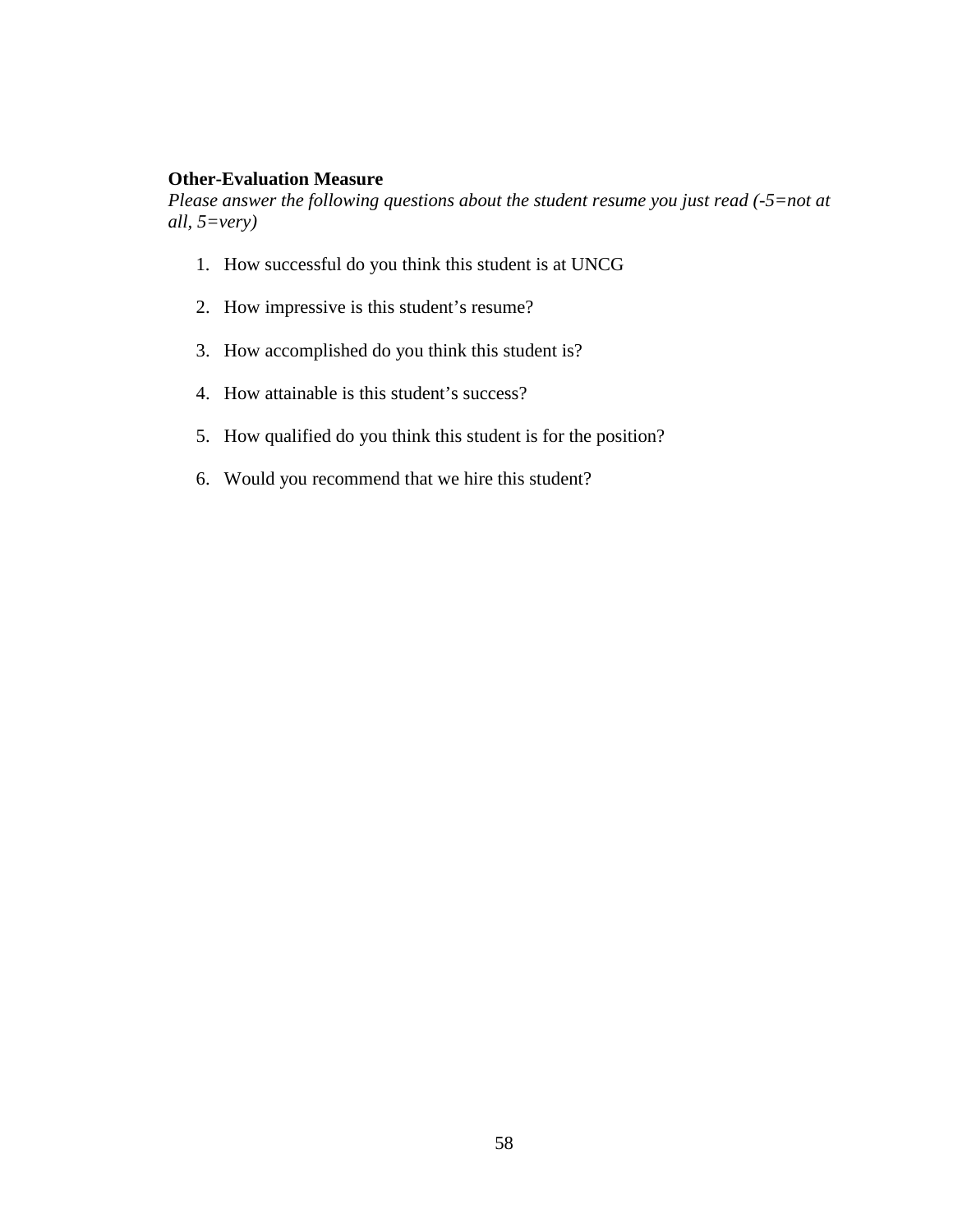**Other-Evaluation Measure**

*Please answer the following questions about the student resume you just read (-5=not at all, 5=very)*

1. How successful do you think this student is at UNCG
2. How impressive is this student's resume?
3. How accomplished do you think this student is?
4. How attainable is this student's success?
5. How qualified do you think this student is for the position?
6. Would you recommend that we hire this student?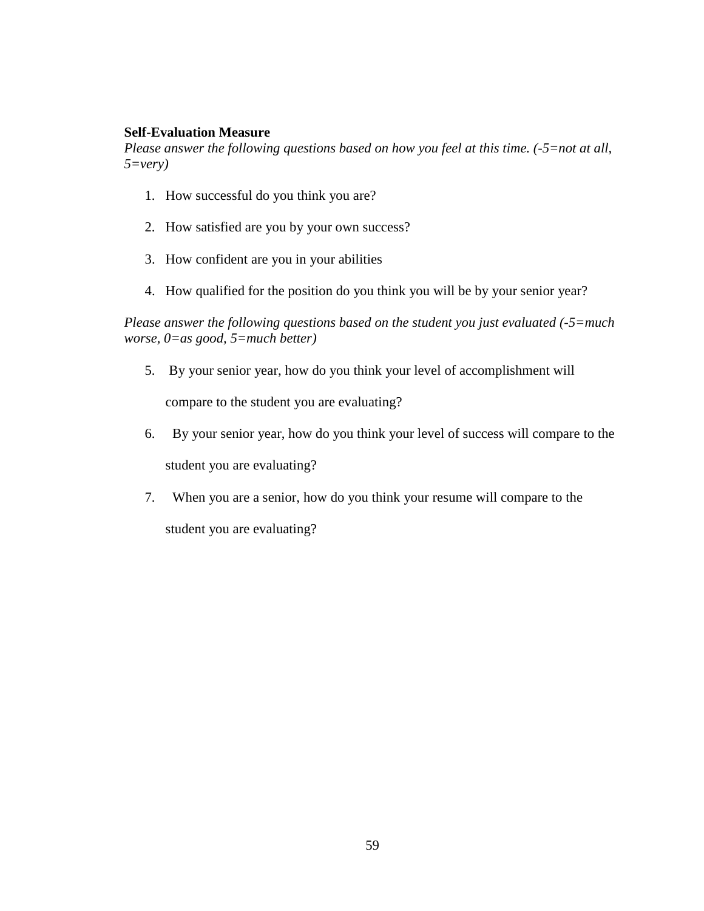**Self-Evaluation Measure**

*Please answer the following questions based on how you feel at this time. (-5=not at all, 5=very)*

1. How successful do you think you are?

2. How satisfied are you by your own success?

3. How confident are you in your abilities

4. How qualified for the position do you think you will be by your senior year?

*Please answer the following questions based on the student you just evaluated (-5=much worse, 0=as good, 5=much better)*

5. By your senior year, how do you think your level of accomplishment will compare to the student you are evaluating?

6. By your senior year, how do you think your level of success will compare to the student you are evaluating?

7. When you are a senior, how do you think your resume will compare to the student you are evaluating?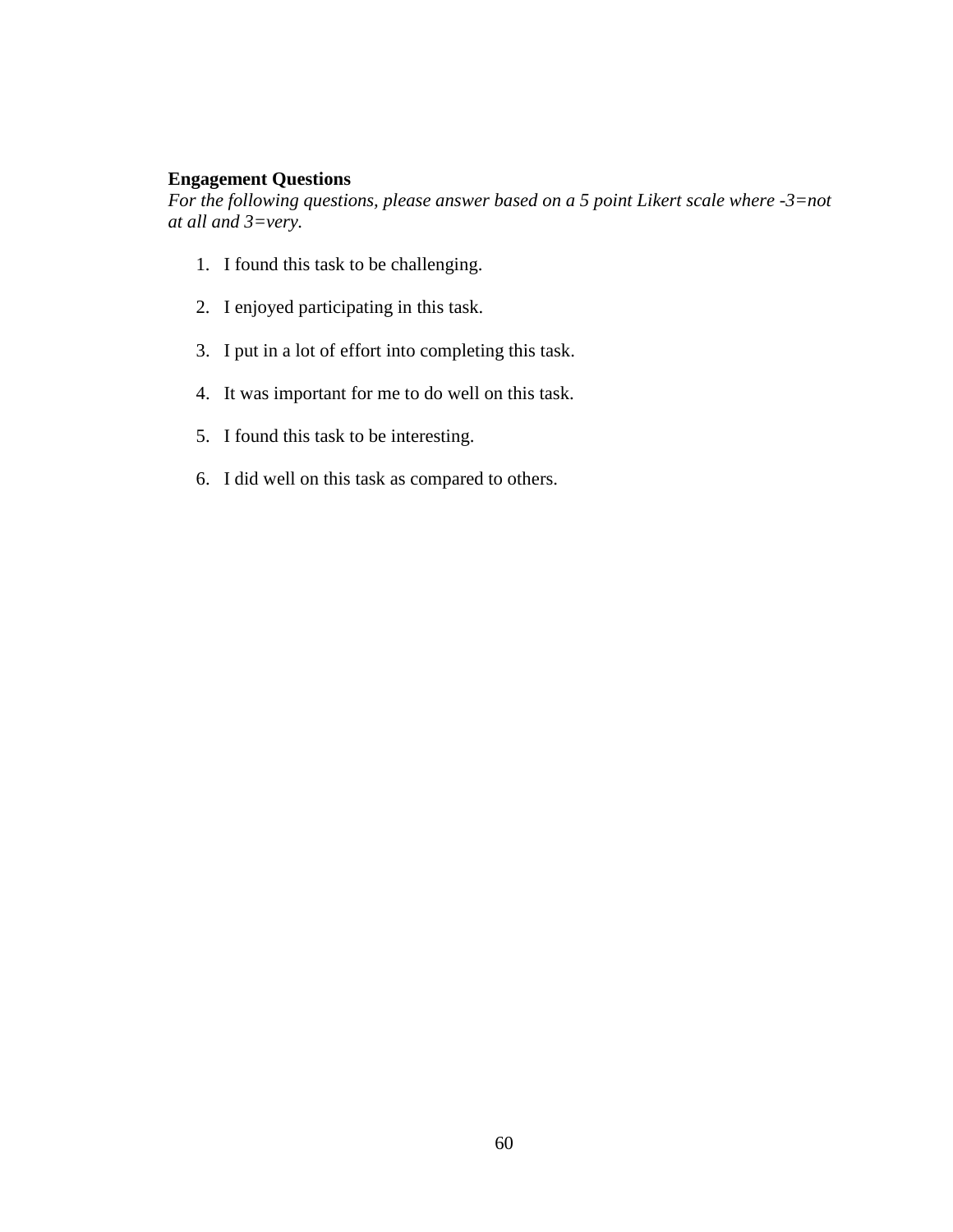**Engagement Questions**

*For the following questions, please answer based on a 5 point Likert scale where -3=not at all and 3=very.*

1. I found this task to be challenging.

2. I enjoyed participating in this task.

3. I put in a lot of effort into completing this task.

4. It was important for me to do well on this task.

5. I found this task to be interesting.

6. I did well on this task as compared to others.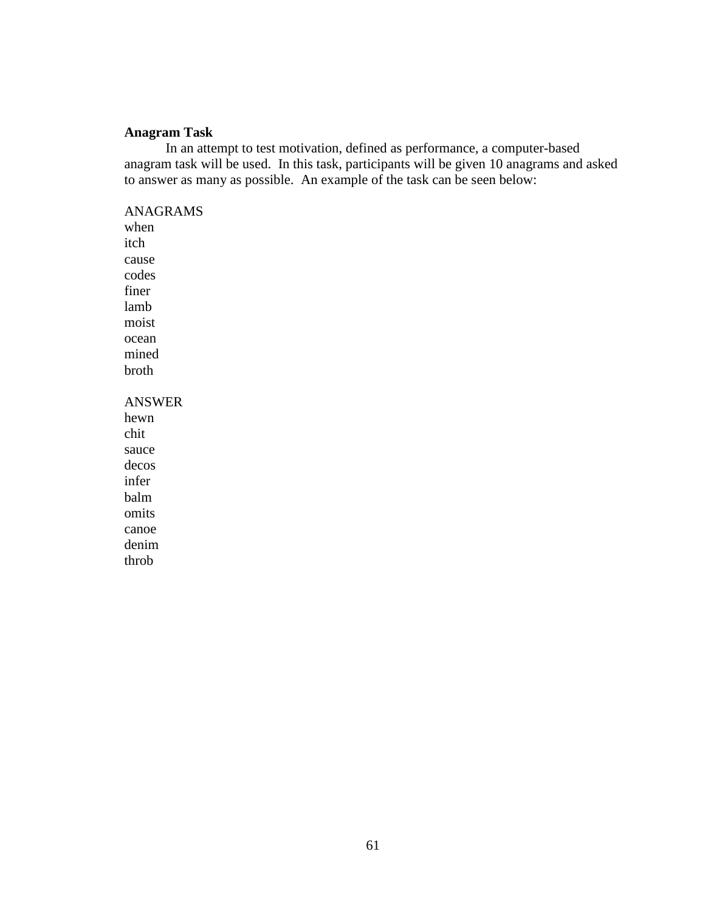**Anagram Task**

In an attempt to test motivation, defined as performance, a computer-based anagram task will be used. In this task, participants will be given 10 anagrams and asked to answer as many as possible. An example of the task can be seen below:

ANAGRAMS
when
itch
cause
codes
finer
lamb
moist
ocean
mined
broth

ANSWER
hewn
chit
sauce
decos
infer
balm
omits
canoe
denim
throb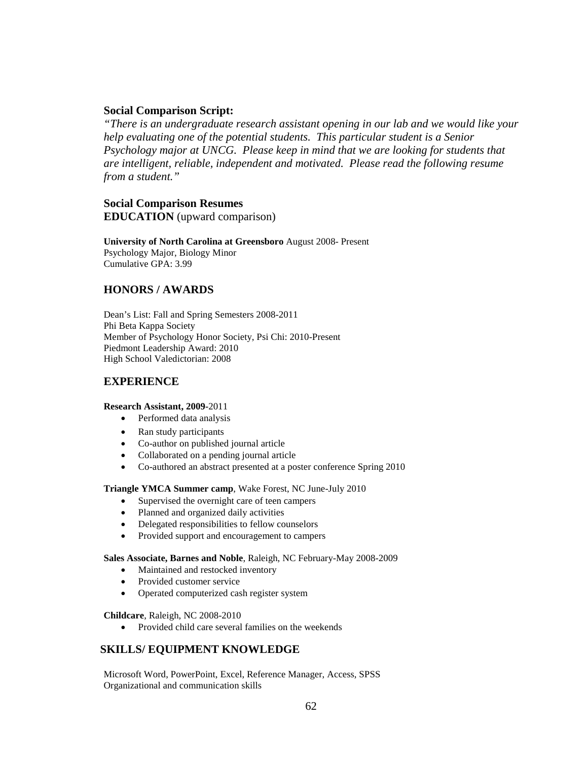**Social Comparison Script:**

*"There is an undergraduate research assistant opening in our lab and we would like your help evaluating one of the potential students. This particular student is a Senior Psychology major at UNCG. Please keep in mind that we are looking for students that are intelligent, reliable, independent and motivated. Please read the following resume from a student."*

**Social Comparison Resumes**

**EDUCATION** (upward comparison)

**University of North Carolina at Greensboro** August 2008- Present
Psychology Major, Biology Minor
Cumulative GPA: 3.99

## HONORS / AWARDS

Dean's List: Fall and Spring Semesters 2008-2011
Phi Beta Kappa Society
Member of Psychology Honor Society, Psi Chi: 2010-Present
Piedmont Leadership Award: 2010
High School Valedictorian: 2008

## EXPERIENCE

**Research Assistant, 2009-**2011

- Performed data analysis
- Ran study participants
- Co-author on published journal article
- Collaborated on a pending journal article
- Co-authored an abstract presented at a poster conference Spring 2010

**Triangle YMCA Summer camp**, Wake Forest, NC June-July 2010

- Supervised the overnight care of teen campers
- Planned and organized daily activities
- Delegated responsibilities to fellow counselors
- Provided support and encouragement to campers

**Sales Associate, Barnes and Noble**, Raleigh, NC February-May 2008-2009

- Maintained and restocked inventory
- Provided customer service
- Operated computerized cash register system

**Childcare**, Raleigh, NC 2008-2010

- Provided child care several families on the weekends

## SKILLS/ EQUIPMENT KNOWLEDGE

Microsoft Word, PowerPoint, Excel, Reference Manager, Access, SPSS
Organizational and communication skills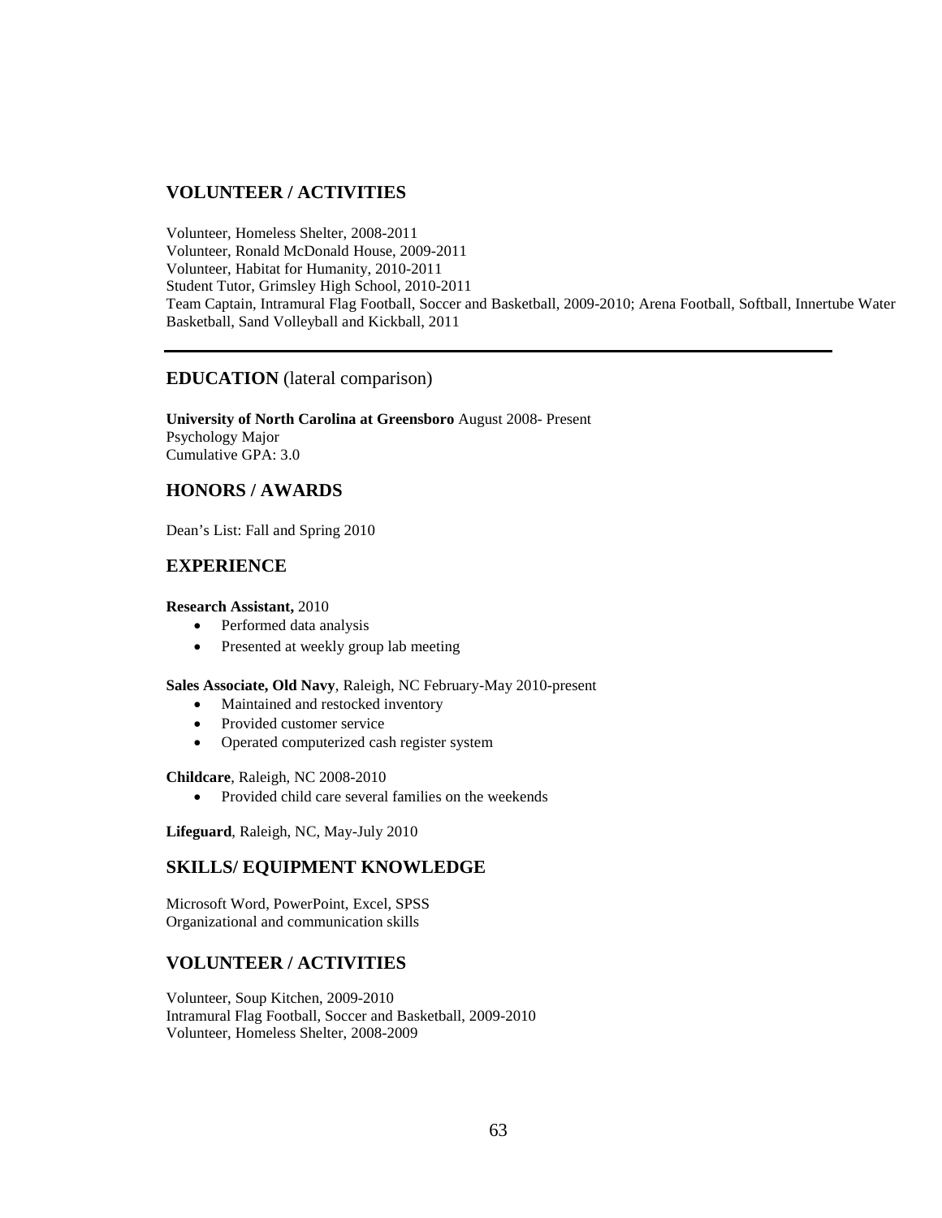## VOLUNTEER / ACTIVITIES

Volunteer, Homeless Shelter, 2008-2011
Volunteer, Ronald McDonald House, 2009-2011
Volunteer, Habitat for Humanity, 2010-2011
Student Tutor, Grimsley High School, 2010-2011
Team Captain, Intramural Flag Football, Soccer and Basketball, 2009-2010; Arena Football, Softball, Innertube Water Basketball, Sand Volleyball and Kickball, 2011

---

## EDUCATION (lateral comparison)

**University of North Carolina at Greensboro** August 2008- Present
Psychology Major
Cumulative GPA: 3.0

## HONORS / AWARDS

Dean's List: Fall and Spring 2010

## EXPERIENCE

**Research Assistant,** 2010

- Performed data analysis
- Presented at weekly group lab meeting

**Sales Associate, Old Navy**, Raleigh, NC February-May 2010-present

- Maintained and restocked inventory
- Provided customer service
- Operated computerized cash register system

**Childcare**, Raleigh, NC 2008-2010

- Provided child care several families on the weekends

**Lifeguard**, Raleigh, NC, May-July 2010

## SKILLS/ EQUIPMENT KNOWLEDGE

Microsoft Word, PowerPoint, Excel, SPSS
Organizational and communication skills

## VOLUNTEER / ACTIVITIES

Volunteer, Soup Kitchen, 2009-2010
Intramural Flag Football, Soccer and Basketball, 2009-2010
Volunteer, Homeless Shelter, 2008-2009